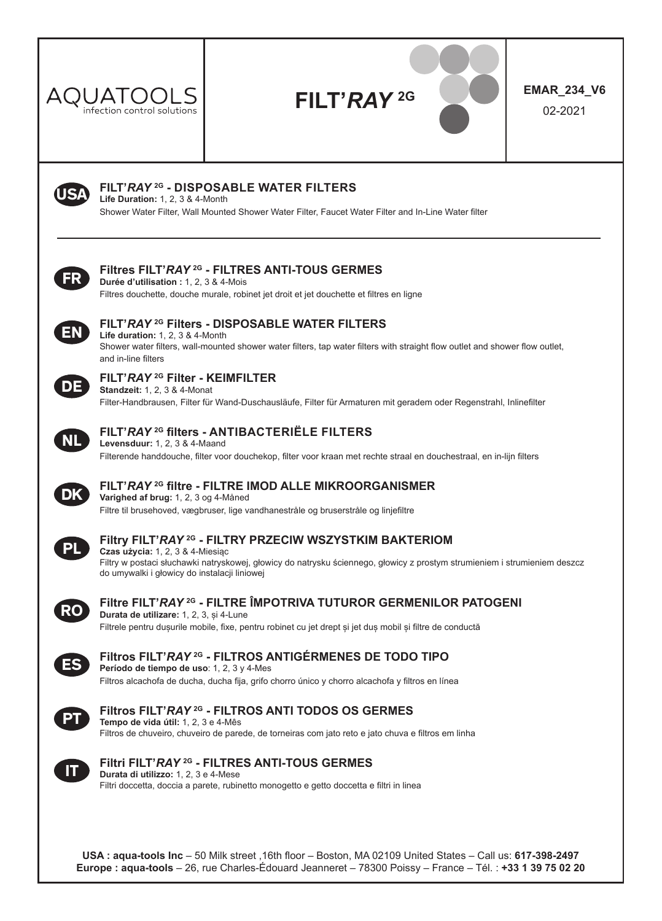AQUATOOLS
infection control solutions

# FILT'*RAY* 2G

**EMAR_234_V6**

02-2021

---

**USA**

## FILT'*RAY* 2G - DISPOSABLE WATER FILTERS

**Life Duration:** 1, 2, 3 & 4-Month

Shower Water Filter, Wall Mounted Shower Water Filter, Faucet Water Filter and In-Line Water filter

---

**FR**

## Filtres FILT'*RAY* 2G - FILTRES ANTI-TOUS GERMES

**Durée d'utilisation :** 1, 2, 3 & 4-Mois

Filtres douchette, douche murale, robinet jet droit et jet douchette et filtres en ligne

**EN**

## FILT'*RAY* 2G Filters - DISPOSABLE WATER FILTERS

**Life duration:** 1, 2, 3 & 4-Month

Shower water filters, wall-mounted shower water filters, tap water filters with straight flow outlet and shower flow outlet, and in-line filters

**DE**

## FILT'*RAY* 2G Filter - KEIMFILTER

**Standzeit:** 1, 2, 3 & 4-Monat

Filter-Handbrausen, Filter für Wand-Duschausläufe, Filter für Armaturen mit geradem oder Regenstrahl, Inlinefilter

**NL**

## FILT'*RAY* 2G filters - ANTIBACTERIËLE FILTERS

**Levensduur:** 1, 2, 3 & 4-Maand

Filterende handdouche, filter voor douchekop, filter voor kraan met rechte straal en douchestraal, en in-lijn filters

**DK**

## FILT'*RAY* 2G filtre - FILTRE IMOD ALLE MIKROORGANISMER

**Varighed af brug:** 1, 2, 3 og 4-Måned

Filtre til brusehoved, vægbruser, lige vandhanestråle og bruserstråle og linjefiltre

**PL**

## Filtry FILT'*RAY* 2G - FILTRY PRZECIW WSZYSTKIM BAKTERIOM

**Czas użycia:** 1, 2, 3 & 4-Miesiąc

Filtry w postaci słuchawki natryskowej, głowicy do natrysku ściennego, głowicy z prostym strumieniem i strumieniem deszcz do umywalki i głowicy do instalacji liniowej

**RO**

## Filtre FILT'*RAY* 2G - FILTRE ÎMPOTRIVA TUTUROR GERMENILOR PATOGENI

**Durata de utilizare:** 1, 2, 3, și 4-Lune

Filtrele pentru dușurile mobile, fixe, pentru robinet cu jet drept și jet duș mobil și filtre de conductă

**ES**

## Filtros FILT'*RAY* 2G - FILTROS ANTIGÉRMENES DE TODO TIPO

**Período de tiempo de uso**: 1, 2, 3 y 4-Mes

Filtros alcachofa de ducha, ducha fija, grifo chorro único y chorro alcachofa y filtros en línea

**PT**

## Filtros FILT'*RAY* 2G - FILTROS ANTI TODOS OS GERMES

**Tempo de vida útil:** 1, 2, 3 e 4-Mês

Filtros de chuveiro, chuveiro de parede, de torneiras com jato reto e jato chuva e filtros em linha

**IT**

## Filtri FILT'*RAY* 2G - FILTRES ANTI-TOUS GERMES

**Durata di utilizzo:** 1, 2, 3 e 4-Mese

Filtri doccetta, doccia a parete, rubinetto monogetto e getto doccetta e filtri in linea

---

**USA : aqua-tools Inc** – 50 Milk street ,16th floor – Boston, MA 02109 United States – Call us: **617-398-2497**
**Europe : aqua-tools** – 26, rue Charles-Édouard Jeanneret – 78300 Poissy – France – Tél. : **+33 1 39 75 02 20**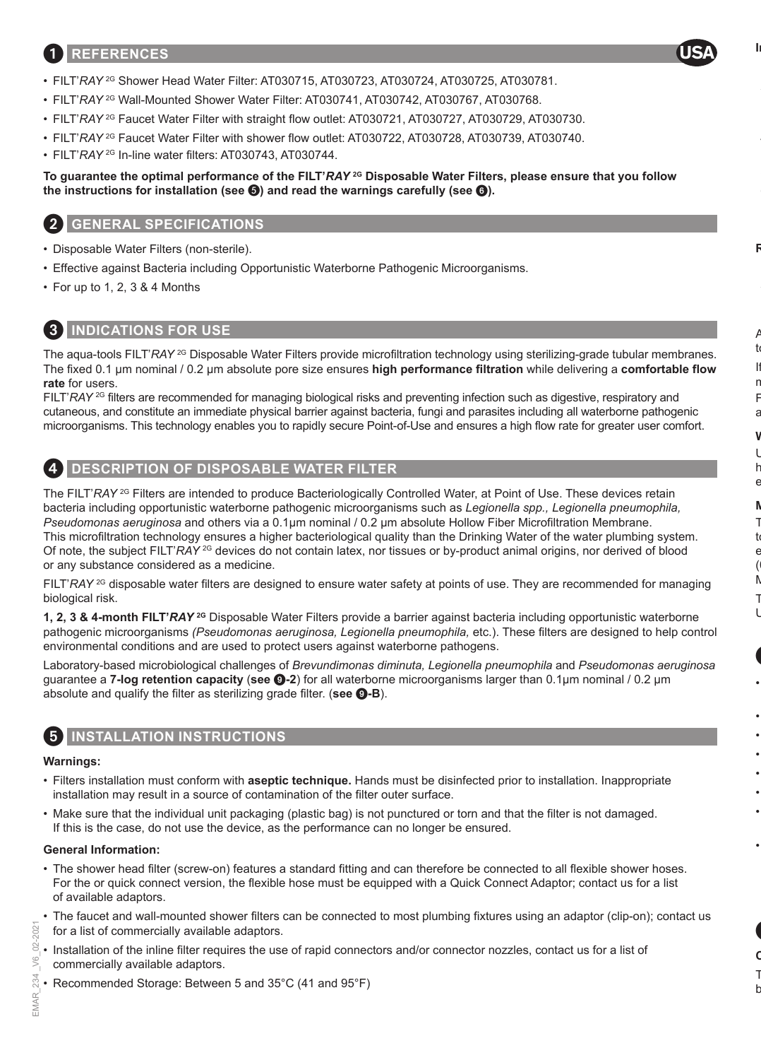## 1 REFERENCES

USA

- FILT'*RAY* 2G Shower Head Water Filter: AT030715, AT030723, AT030724, AT030725, AT030781.
- FILT'*RAY* 2G Wall-Mounted Shower Water Filter: AT030741, AT030742, AT030767, AT030768.
- FILT'*RAY* 2G Faucet Water Filter with straight flow outlet: AT030721, AT030727, AT030729, AT030730.
- FILT'*RAY* 2G Faucet Water Filter with shower flow outlet: AT030722, AT030728, AT030739, AT030740.
- FILT'*RAY* 2G In-line water filters: AT030743, AT030744.

**To guarantee the optimal performance of the FILT'*RAY* 2G Disposable Water Filters, please ensure that you follow the instructions for installation (see 5) and read the warnings carefully (see 6).**

## 2 GENERAL SPECIFICATIONS

- Disposable Water Filters (non-sterile).
- Effective against Bacteria including Opportunistic Waterborne Pathogenic Microorganisms.
- For up to 1, 2, 3 & 4 Months

## 3 INDICATIONS FOR USE

The aqua-tools FILT'*RAY* 2G Disposable Water Filters provide microfiltration technology using sterilizing-grade tubular membranes. The fixed 0.1 µm nominal / 0.2 µm absolute pore size ensures **high performance filtration** while delivering a **comfortable flow rate** for users.
FILT'*RAY* 2G filters are recommended for managing biological risks and preventing infection such as digestive, respiratory and cutaneous, and constitute an immediate physical barrier against bacteria, fungi and parasites including all waterborne pathogenic microorganisms. This technology enables you to rapidly secure Point-of-Use and ensures a high flow rate for greater user comfort.

## 4 DESCRIPTION OF DISPOSABLE WATER FILTER

The FILT'*RAY* 2G Filters are intended to produce Bacteriologically Controlled Water, at Point of Use. These devices retain bacteria including opportunistic waterborne pathogenic microorganisms such as *Legionella spp., Legionella pneumophila, Pseudomonas aeruginosa* and others via a 0.1µm nominal / 0.2 µm absolute Hollow Fiber Microfiltration Membrane. This microfiltration technology ensures a higher bacteriological quality than the Drinking Water of the water plumbing system. Of note, the subject FILT'*RAY* 2G devices do not contain latex, nor tissues or by-product animal origins, nor derived of blood or any substance considered as a medicine.

FILT'*RAY* 2G disposable water filters are designed to ensure water safety at points of use. They are recommended for managing biological risk.

**1, 2, 3 & 4-month FILT'*RAY* 2G** Disposable Water Filters provide a barrier against bacteria including opportunistic waterborne pathogenic microorganisms *(Pseudomonas aeruginosa, Legionella pneumophila,* etc.). These filters are designed to help control environmental conditions and are used to protect users against waterborne pathogens.

Laboratory-based microbiological challenges of *Brevundimonas diminuta, Legionella pneumophila* and *Pseudomonas aeruginosa* guarantee a **7-log retention capacity** (**see 9-2**) for all waterborne microorganisms larger than 0.1µm nominal / 0.2 µm absolute and qualify the filter as sterilizing grade filter. (**see 9-B**).

## 5 INSTALLATION INSTRUCTIONS

**Warnings:**

- Filters installation must conform with **aseptic technique.** Hands must be disinfected prior to installation. Inappropriate installation may result in a source of contamination of the filter outer surface.
- Make sure that the individual unit packaging (plastic bag) is not punctured or torn and that the filter is not damaged. If this is the case, do not use the device, as the performance can no longer be ensured.

**General Information:**

- The shower head filter (screw-on) features a standard fitting and can therefore be connected to all flexible shower hoses. For the or quick connect version, the flexible hose must be equipped with a Quick Connect Adaptor; contact us for a list of available adaptors.
- The faucet and wall-mounted shower filters can be connected to most plumbing fixtures using an adaptor (clip-on); contact us for a list of commercially available adaptors.
- Installation of the inline filter requires the use of rapid connectors and/or connector nozzles, contact us for a list of commercially available adaptors.
- Recommended Storage: Between 5 and 35°C (41 and 95°F)

EMAR_234_V6_02-2021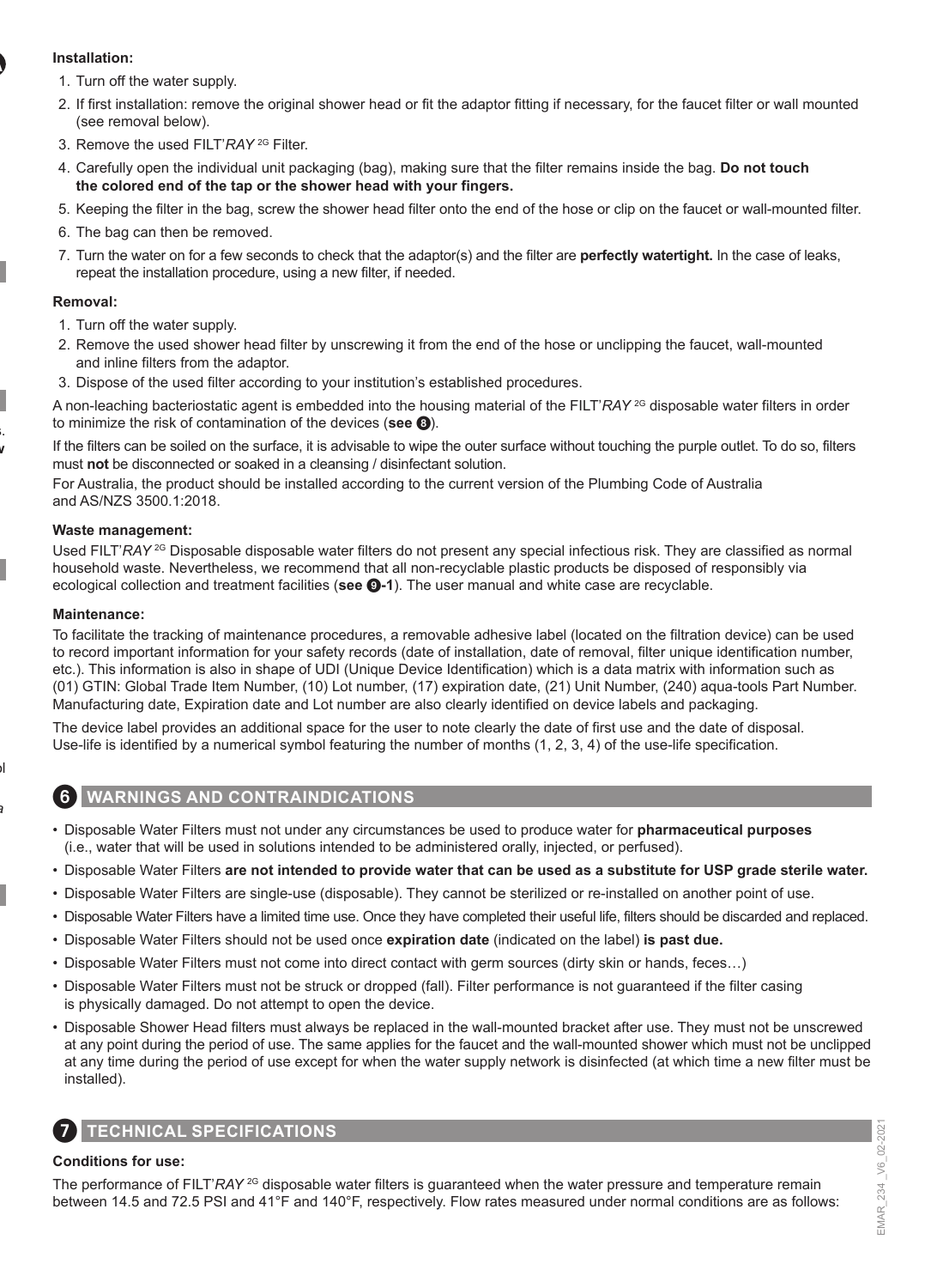**Installation:**

1. Turn off the water supply.
2. If first installation: remove the original shower head or fit the adaptor fitting if necessary, for the faucet filter or wall mounted (see removal below).
3. Remove the used FILT'*RAY* 2G Filter.
4. Carefully open the individual unit packaging (bag), making sure that the filter remains inside the bag. **Do not touch the colored end of the tap or the shower head with your fingers.**
5. Keeping the filter in the bag, screw the shower head filter onto the end of the hose or clip on the faucet or wall-mounted filter.
6. The bag can then be removed.
7. Turn the water on for a few seconds to check that the adaptor(s) and the filter are **perfectly watertight.** In the case of leaks, repeat the installation procedure, using a new filter, if needed.

**Removal:**

1. Turn off the water supply.
2. Remove the used shower head filter by unscrewing it from the end of the hose or unclipping the faucet, wall-mounted and inline filters from the adaptor.
3. Dispose of the used filter according to your institution's established procedures.

A non-leaching bacteriostatic agent is embedded into the housing material of the FILT'*RAY* 2G disposable water filters in order to minimize the risk of contamination of the devices (**see 8**).

If the filters can be soiled on the surface, it is advisable to wipe the outer surface without touching the purple outlet. To do so, filters must **not** be disconnected or soaked in a cleansing / disinfectant solution.

For Australia, the product should be installed according to the current version of the Plumbing Code of Australia and AS/NZS 3500.1:2018.

**Waste management:**

Used FILT'*RAY* 2G Disposable disposable water filters do not present any special infectious risk. They are classified as normal household waste. Nevertheless, we recommend that all non-recyclable plastic products be disposed of responsibly via ecological collection and treatment facilities (**see 9-1**). The user manual and white case are recyclable.

**Maintenance:**

To facilitate the tracking of maintenance procedures, a removable adhesive label (located on the filtration device) can be used to record important information for your safety records (date of installation, date of removal, filter unique identification number, etc.). This information is also in shape of UDI (Unique Device Identification) which is a data matrix with information such as (01) GTIN: Global Trade Item Number, (10) Lot number, (17) expiration date, (21) Unit Number, (240) aqua-tools Part Number. Manufacturing date, Expiration date and Lot number are also clearly identified on device labels and packaging.

The device label provides an additional space for the user to note clearly the date of first use and the date of disposal. Use-life is identified by a numerical symbol featuring the number of months (1, 2, 3, 4) of the use-life specification.

## 6 WARNINGS AND CONTRAINDICATIONS

- Disposable Water Filters must not under any circumstances be used to produce water for **pharmaceutical purposes** (i.e., water that will be used in solutions intended to be administered orally, injected, or perfused).
- Disposable Water Filters **are not intended to provide water that can be used as a substitute for USP grade sterile water.**
- Disposable Water Filters are single-use (disposable). They cannot be sterilized or re-installed on another point of use.
- Disposable Water Filters have a limited time use. Once they have completed their useful life, filters should be discarded and replaced.
- Disposable Water Filters should not be used once **expiration date** (indicated on the label) **is past due.**
- Disposable Water Filters must not come into direct contact with germ sources (dirty skin or hands, feces…)
- Disposable Water Filters must not be struck or dropped (fall). Filter performance is not guaranteed if the filter casing is physically damaged. Do not attempt to open the device.
- Disposable Shower Head filters must always be replaced in the wall-mounted bracket after use. They must not be unscrewed at any point during the period of use. The same applies for the faucet and the wall-mounted shower which must not be unclipped at any time during the period of use except for when the water supply network is disinfected (at which time a new filter must be installed).

## 7 TECHNICAL SPECIFICATIONS

**Conditions for use:**

The performance of FILT'*RAY* 2G disposable water filters is guaranteed when the water pressure and temperature remain between 14.5 and 72.5 PSI and 41°F and 140°F, respectively. Flow rates measured under normal conditions are as follows: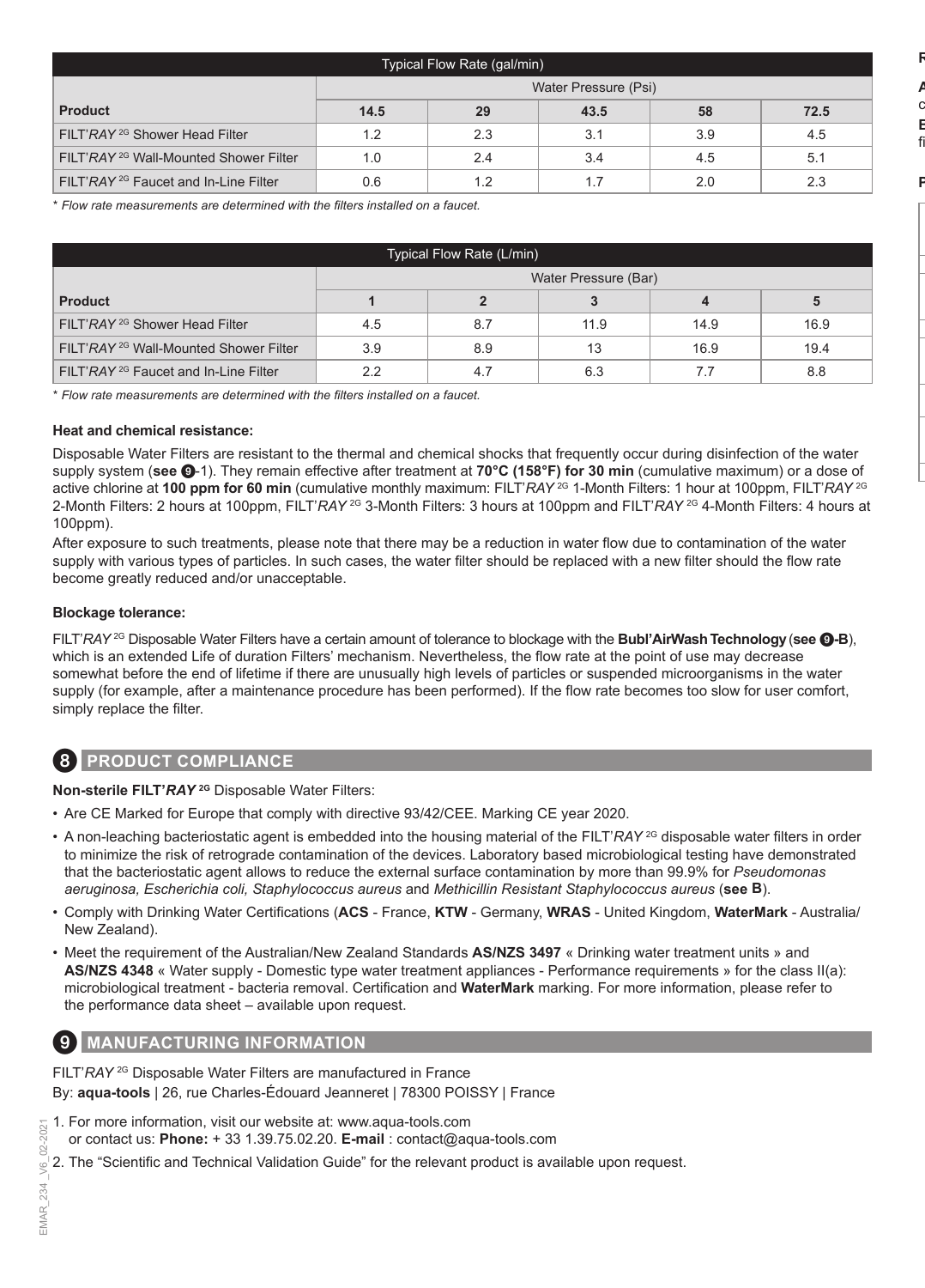| Typical Flow Rate (gal/min) | | | | | |
|---|---|---|---|---|---|
| | Water Pressure (Psi) | | | | |
| **Product** | **14.5** | **29** | **43.5** | **58** | **72.5** |
| FILT'*RAY* 2G Shower Head Filter | 1.2 | 2.3 | 3.1 | 3.9 | 4.5 |
| FILT'*RAY* 2G Wall-Mounted Shower Filter | 1.0 | 2.4 | 3.4 | 4.5 | 5.1 |
| FILT'*RAY* 2G Faucet and In-Line Filter | 0.6 | 1.2 | 1.7 | 2.0 | 2.3 |

*\* Flow rate measurements are determined with the filters installed on a faucet.*

| Typical Flow Rate (L/min) | | | | | |
|---|---|---|---|---|---|
| | Water Pressure (Bar) | | | | |
| **Product** | **1** | **2** | **3** | **4** | **5** |
| FILT'*RAY* 2G Shower Head Filter | 4.5 | 8.7 | 11.9 | 14.9 | 16.9 |
| FILT'*RAY* 2G Wall-Mounted Shower Filter | 3.9 | 8.9 | 13 | 16.9 | 19.4 |
| FILT'*RAY* 2G Faucet and In-Line Filter | 2.2 | 4.7 | 6.3 | 7.7 | 8.8 |

*\* Flow rate measurements are determined with the filters installed on a faucet.*

**Heat and chemical resistance:**

Disposable Water Filters are resistant to the thermal and chemical shocks that frequently occur during disinfection of the water supply system (**see ❾**-1). They remain effective after treatment at **70°C (158°F) for 30 min** (cumulative maximum) or a dose of active chlorine at **100 ppm for 60 min** (cumulative monthly maximum: FILT'*RAY* 2G 1-Month Filters: 1 hour at 100ppm, FILT'*RAY* 2G 2-Month Filters: 2 hours at 100ppm, FILT'*RAY* 2G 3-Month Filters: 3 hours at 100ppm and FILT'*RAY* 2G 4-Month Filters: 4 hours at 100ppm).

After exposure to such treatments, please note that there may be a reduction in water flow due to contamination of the water supply with various types of particles. In such cases, the water filter should be replaced with a new filter should the flow rate become greatly reduced and/or unacceptable.

**Blockage tolerance:**

FILT'*RAY* 2G Disposable Water Filters have a certain amount of tolerance to blockage with the **Bubl'AirWash Technology** (**see ❾-B**), which is an extended Life of duration Filters' mechanism. Nevertheless, the flow rate at the point of use may decrease somewhat before the end of lifetime if there are unusually high levels of particles or suspended microorganisms in the water supply (for example, after a maintenance procedure has been performed). If the flow rate becomes too slow for user comfort, simply replace the filter.

## 8 PRODUCT COMPLIANCE

**Non-sterile FILT'*RAY* 2G** Disposable Water Filters:

- Are CE Marked for Europe that comply with directive 93/42/CEE. Marking CE year 2020.
- A non-leaching bacteriostatic agent is embedded into the housing material of the FILT'*RAY* 2G disposable water filters in order to minimize the risk of retrograde contamination of the devices. Laboratory based microbiological testing have demonstrated that the bacteriostatic agent allows to reduce the external surface contamination by more than 99.9% for *Pseudomonas aeruginosa, Escherichia coli, Staphylococcus aureus* and *Methicillin Resistant Staphylococcus aureus* (**see B**).
- Comply with Drinking Water Certifications (**ACS** - France, **KTW** - Germany, **WRAS** - United Kingdom, **WaterMark** - Australia/ New Zealand).
- Meet the requirement of the Australian/New Zealand Standards **AS/NZS 3497** « Drinking water treatment units » and **AS/NZS 4348** « Water supply - Domestic type water treatment appliances - Performance requirements » for the class II(a): microbiological treatment - bacteria removal. Certification and **WaterMark** marking. For more information, please refer to the performance data sheet – available upon request.

## 9 MANUFACTURING INFORMATION

FILT'*RAY* 2G Disposable Water Filters are manufactured in France
By: **aqua-tools** | 26, rue Charles-Édouard Jeanneret | 78300 POISSY | France

1. For more information, visit our website at: www.aqua-tools.com
   or contact us: **Phone:** + 33 1.39.75.02.20. **E-mail** : contact@aqua-tools.com
2. The "Scientific and Technical Validation Guide" for the relevant product is available upon request.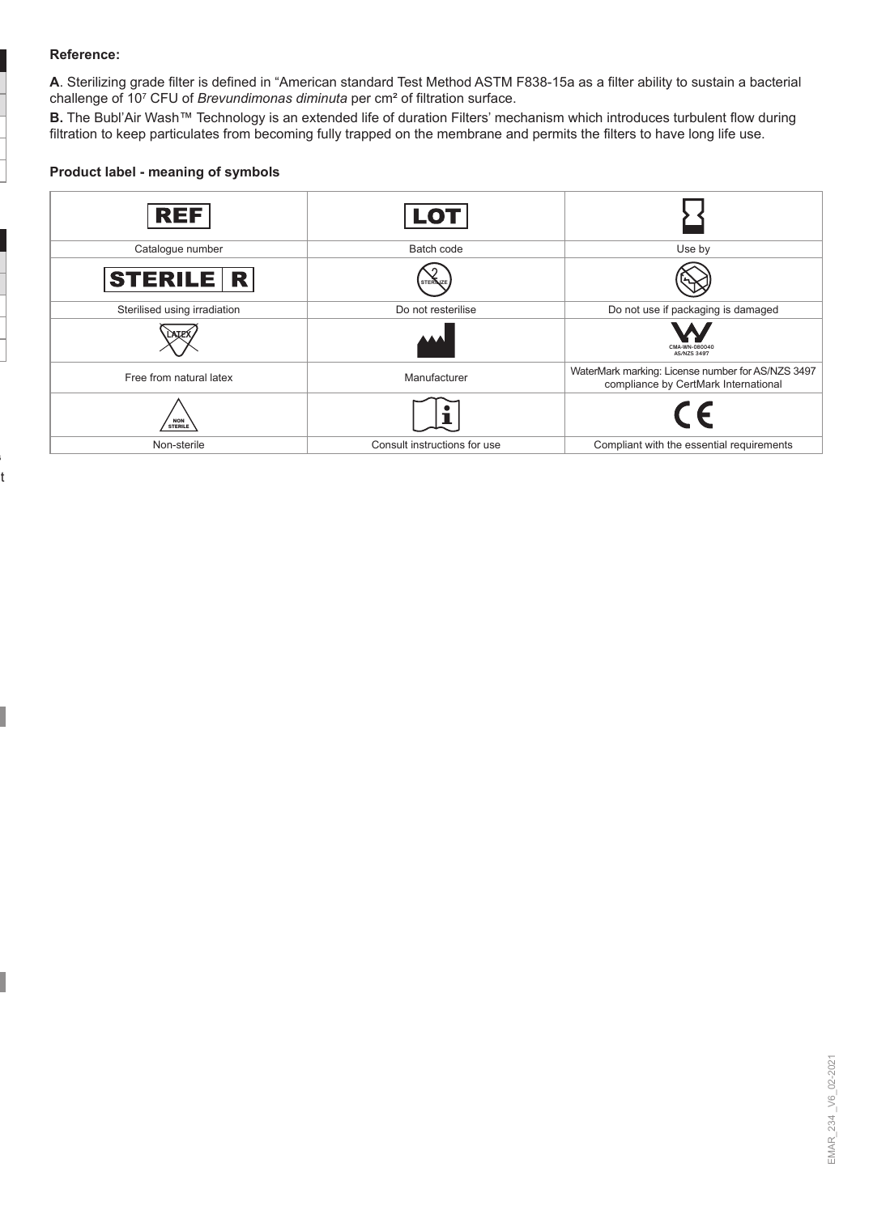**Reference:**

**A**. Sterilizing grade filter is defined in “American standard Test Method ASTM F838-15a as a filter ability to sustain a bacterial challenge of $10^7$ CFU of *Brevundimonas diminuta* per cm² of filtration surface.

**B.** The Bubl'Air Wash™ Technology is an extended life of duration Filters' mechanism which introduces turbulent flow during filtration to keep particulates from becoming fully trapped on the membrane and permits the filters to have long life use.

**Product label - meaning of symbols**

| REF | LOT | |
|---|---|---|
| Catalogue number | Batch code | Use by |
| STERILE R | STERILIZE | |
| Sterilised using irradiation | Do not resterilise | Do not use if packaging is damaged |
| LATEX | | CMA-WN-080040 AS/NZS 3497 |
| Free from natural latex | Manufacturer | WaterMark marking: License number for AS/NZS 3497 compliance by CertMark International |
| NON STERILE | i | CE |
| Non-sterile | Consult instructions for use | Compliant with the essential requirements |

EMAR_234 _V6_02-2021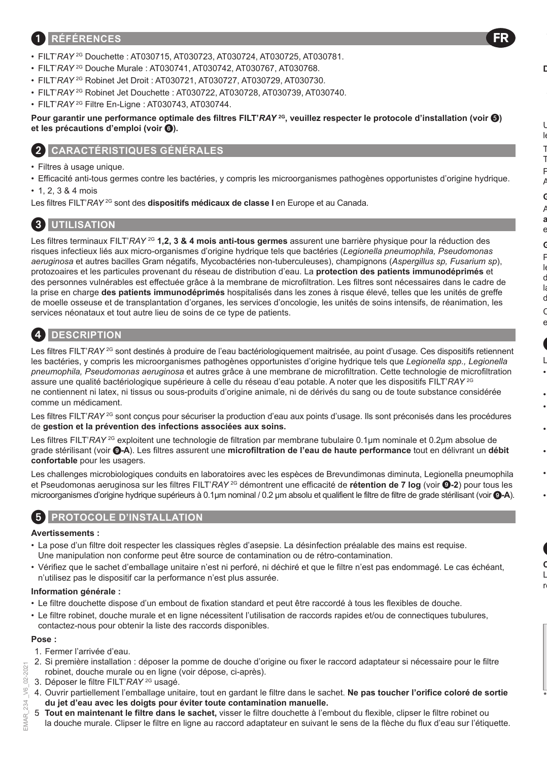## 1 RÉFÉRENCES

FR

- FILT'*RAY* 2G Douchette : AT030715, AT030723, AT030724, AT030725, AT030781.
- FILT'*RAY* 2G Douche Murale : AT030741, AT030742, AT030767, AT030768.
- FILT'*RAY* 2G Robinet Jet Droit : AT030721, AT030727, AT030729, AT030730.
- FILT'*RAY* 2G Robinet Jet Douchette : AT030722, AT030728, AT030739, AT030740.
- FILT'*RAY* 2G Filtre En-Ligne : AT030743, AT030744.

**Pour garantir une performance optimale des filtres FILT'*RAY* 2G, veuillez respecter le protocole d'installation (voir 5) et les précautions d'emploi (voir 6).**

## 2 CARACTÉRISTIQUES GÉNÉRALES

- Filtres à usage unique.
- Efficacité anti-tous germes contre les bactéries, y compris les microorganismes pathogènes opportunistes d'origine hydrique.
- 1, 2, 3 & 4 mois

Les filtres FILT'*RAY* 2G sont des **dispositifs médicaux de classe I** en Europe et au Canada.

## 3 UTILISATION

Les filtres terminaux FILT'*RAY* 2G **1,2, 3 & 4 mois anti-tous germes** assurent une barrière physique pour la réduction des risques infectieux liés aux micro-organismes d'origine hydrique tels que bactéries (*Legionella pneumophila, Pseudomonas aeruginosa* et autres bacilles Gram négatifs, Mycobactéries non-tuberculeuses), champignons (*Aspergillus sp, Fusarium sp*), protozoaires et les particules provenant du réseau de distribution d'eau. La **protection des patients immunodéprimés** et des personnes vulnérables est effectuée grâce à la membrane de microfiltration. Les filtres sont nécessaires dans le cadre de la prise en charge **des patients immunodéprimés** hospitalisés dans les zones à risque élevé, telles que les unités de greffe de moelle osseuse et de transplantation d'organes, les services d'oncologie, les unités de soins intensifs, de réanimation, les services néonataux et tout autre lieu de soins de ce type de patients.

## 4 DESCRIPTION

Les filtres FILT'*RAY* 2G sont destinés à produire de l'eau bactériologiquement maitrisée, au point d'usage. Ces dispositifs retiennent les bactéries, y compris les microorganismes pathogènes opportunistes d'origine hydrique tels que *Legionella spp., Legionella pneumophila, Pseudomonas aeruginosa* et autres grâce à une membrane de microfiltration. Cette technologie de microfiltration assure une qualité bactériologique supérieure à celle du réseau d'eau potable. A noter que les dispositifs FILT'*RAY* 2G ne contiennent ni latex, ni tissus ou sous-produits d'origine animale, ni de dérivés du sang ou de toute substance considérée comme un médicament.

Les filtres FILT'*RAY* 2G sont conçus pour sécuriser la production d'eau aux points d'usage. Ils sont préconisés dans les procédures de **gestion et la prévention des infections associées aux soins.**

Les filtres FILT'*RAY* 2G exploitent une technologie de filtration par membrane tubulaire 0.1µm nominale et 0.2µm absolue de grade stérilisant (voir **9-A**). Les filtres assurent une **microfiltration de l'eau de haute performance** tout en délivrant un **débit confortable** pour les usagers.

Les challenges microbiologiques conduits en laboratoires avec les espèces de Brevundimonas diminuta, Legionella pneumophila et Pseudomonas aeruginosa sur les filtres FILT'*RAY* 2G démontrent une efficacité de **rétention de 7 log** (voir **9-2**) pour tous les microorganismes d'origine hydrique supérieurs à 0.1µm nominal / 0.2 µm absolu et qualifient le filtre de filtre de grade stérilisant (voir **9-A**).

## 5 PROTOCOLE D'INSTALLATION

**Avertissements :**

- La pose d'un filtre doit respecter les classiques règles d'asepsie. La désinfection préalable des mains est requise. Une manipulation non conforme peut être source de contamination ou de rétro-contamination.
- Vérifiez que le sachet d'emballage unitaire n'est ni perforé, ni déchiré et que le filtre n'est pas endommagé. Le cas échéant, n'utilisez pas le dispositif car la performance n'est plus assurée.

**Information générale :**

- Le filtre douchette dispose d'un embout de fixation standard et peut être raccordé à tous les flexibles de douche.
- Le filtre robinet, douche murale et en ligne nécessitent l'utilisation de raccords rapides et/ou de connectiques tubulures, contactez-nous pour obtenir la liste des raccords disponibles.

**Pose :**

1. Fermer l'arrivée d'eau.
2. Si première installation : déposer la pomme de douche d'origine ou fixer le raccord adaptateur si nécessaire pour le filtre robinet, douche murale ou en ligne (voir dépose, ci-après).
3. Déposer le filtre FILT'*RAY* 2G usagé.
4. Ouvrir partiellement l'emballage unitaire, tout en gardant le filtre dans le sachet. **Ne pas toucher l'orifice coloré de sortie du jet d'eau avec les doigts pour éviter toute contamination manuelle.**
5. **Tout en maintenant le filtre dans le sachet,** visser le filtre douchette à l'embout du flexible, clipser le filtre robinet ou la douche murale. Clipser le filtre en ligne au raccord adaptateur en suivant le sens de la flèche du flux d'eau sur l'étiquette.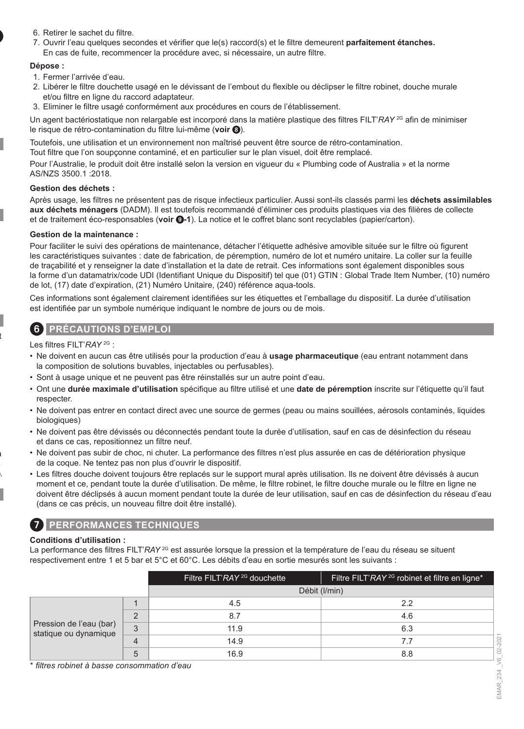6. Retirer le sachet du filtre.
7. Ouvrir l'eau quelques secondes et vérifier que le(s) raccord(s) et le filtre demeurent **parfaitement étanches.** En cas de fuite, recommencer la procédure avec, si nécessaire, un autre filtre.

**Dépose :**

1. Fermer l'arrivée d'eau.
2. Libérer le filtre douchette usagé en le dévissant de l'embout du flexible ou déclipser le filtre robinet, douche murale et/ou filtre en ligne du raccord adaptateur.
3. Eliminer le filtre usagé conformément aux procédures en cours de l'établissement.

Un agent bactériostatique non relargable est incorporé dans la matière plastique des filtres FILT'*RAY* 2G afin de minimiser le risque de rétro-contamination du filtre lui-même (**voir 8**).

Toutefois, une utilisation et un environnement non maîtrisé peuvent être source de rétro-contamination.
Tout filtre que l'on soupçonne contaminé, et en particulier sur le plan visuel, doit être remplacé.

Pour l'Australie, le produit doit être installé selon la version en vigueur du « Plumbing code of Australia » et la norme AS/NZS 3500.1 :2018.

**Gestion des déchets :**

Après usage, les filtres ne présentent pas de risque infectieux particulier. Aussi sont-ils classés parmi les **déchets assimilables aux déchets ménagers** (DADM). Il est toutefois recommandé d'éliminer ces produits plastiques via des filières de collecte et de traitement éco-responsables (**voir 9-1**). La notice et le coffret blanc sont recyclables (papier/carton).

**Gestion de la maintenance :**

Pour faciliter le suivi des opérations de maintenance, détacher l'étiquette adhésive amovible située sur le filtre où figurent les caractéristiques suivantes : date de fabrication, de péremption, numéro de lot et numéro unitaire. La coller sur la feuille de traçabilité et y renseigner la date d'installation et la date de retrait. Ces informations sont également disponibles sous la forme d'un datamatrix/code UDI (Identifiant Unique du Dispositif) tel que (01) GTIN : Global Trade Item Number, (10) numéro de lot, (17) date d'expiration, (21) Numéro Unitaire, (240) référence aqua-tools.

Ces informations sont également clairement identifiées sur les étiquettes et l'emballage du dispositif. La durée d'utilisation est identifiée par un symbole numérique indiquant le nombre de jours ou de mois.

## 6 PRÉCAUTIONS D'EMPLOI

Les filtres FILT'*RAY* 2G :

- Ne doivent en aucun cas être utilisés pour la production d'eau à **usage pharmaceutique** (eau entrant notamment dans la composition de solutions buvables, injectables ou perfusables).
- Sont à usage unique et ne peuvent pas être réinstallés sur un autre point d'eau.
- Ont une **durée maximale d'utilisation** spécifique au filtre utilisé et une **date de péremption** inscrite sur l'étiquette qu'il faut respecter.
- Ne doivent pas entrer en contact direct avec une source de germes (peau ou mains souillées, aérosols contaminés, liquides biologiques)
- Ne doivent pas être dévissés ou déconnectés pendant toute la durée d'utilisation, sauf en cas de désinfection du réseau et dans ce cas, repositionnez un filtre neuf.
- Ne doivent pas subir de choc, ni chuter. La performance des filtres n'est plus assurée en cas de détérioration physique de la coque. Ne tentez pas non plus d'ouvrir le dispositif.
- Les filtres douche doivent toujours être replacés sur le support mural après utilisation. Ils ne doivent être dévissés à aucun moment et ce, pendant toute la durée d'utilisation. De même, le filtre robinet, le filtre douche murale ou le filtre en ligne ne doivent être déclipsés à aucun moment pendant toute la durée de leur utilisation, sauf en cas de désinfection du réseau d'eau (dans ce cas précis, un nouveau filtre doit être installé).

## 7 PERFORMANCES TECHNIQUES

**Conditions d'utilisation :**

La performance des filtres FILT'*RAY* 2G est assurée lorsque la pression et la température de l'eau du réseau se situent respectivement entre 1 et 5 bar et 5°C et 60°C. Les débits d'eau en sortie mesurés sont les suivants :

| | | Filtre FILT'*RAY* 2G douchette | Filtre FILT'*RAY* 2G robinet et filtre en ligne* |
|---|---|---|---|
| | | Débit (l/min) | |
| Pression de l'eau (bar) statique ou dynamique | 1 | 4.5 | 2.2 |
| | 2 | 8.7 | 4.6 |
| | 3 | 11.9 | 6.3 |
| | 4 | 14.9 | 7.7 |
| | 5 | 16.9 | 8.8 |

\* *filtres robinet à basse consommation d'eau*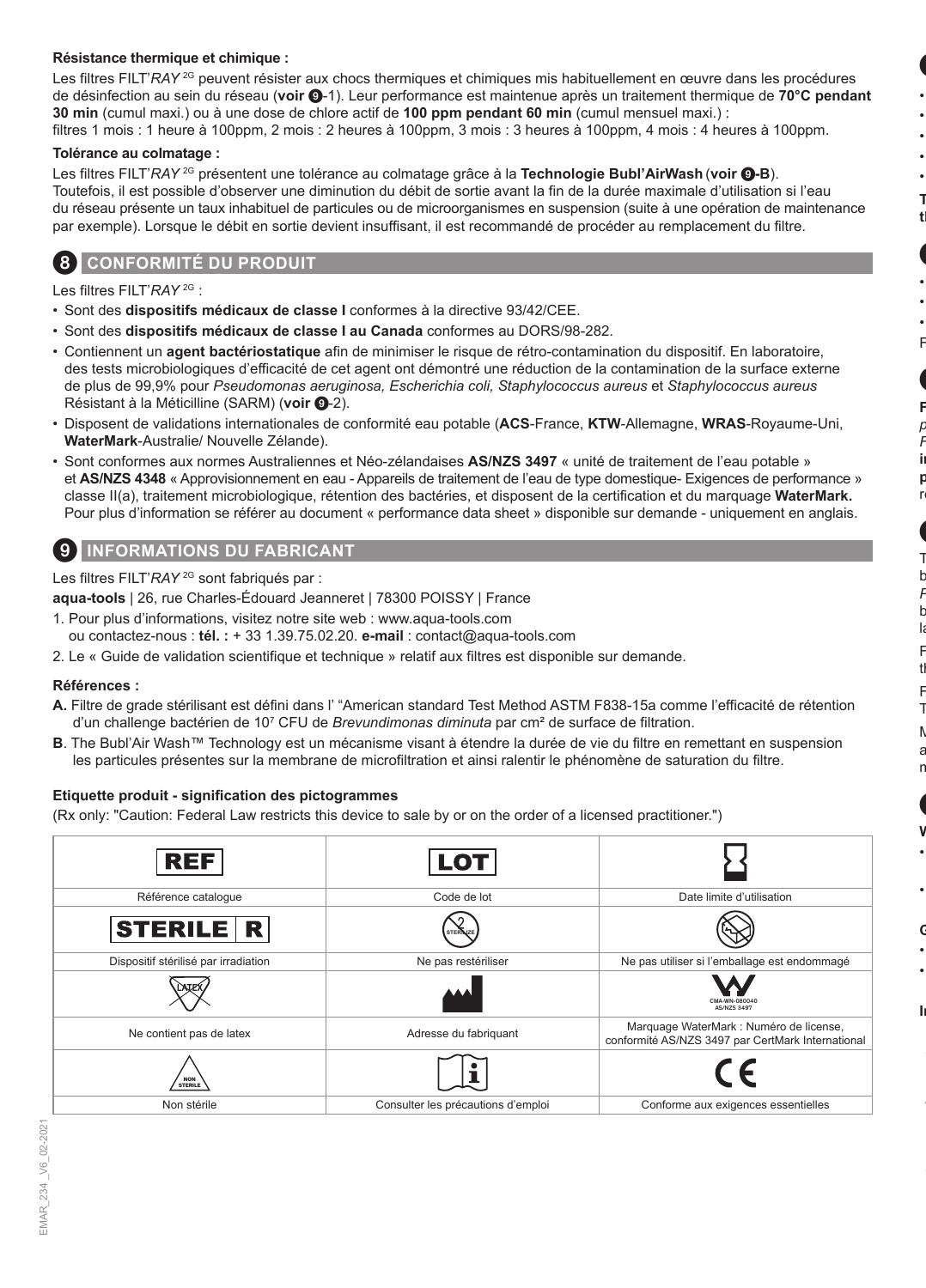**Résistance thermique et chimique :**

Les filtres FILT'*RAY* 2G peuvent résister aux chocs thermiques et chimiques mis habituellement en œuvre dans les procédures de désinfection au sein du réseau (**voir ⑨**-1). Leur performance est maintenue après un traitement thermique de **70°C pendant 30 min** (cumul maxi.) ou à une dose de chlore actif de **100 ppm pendant 60 min** (cumul mensuel maxi.) :
filtres 1 mois : 1 heure à 100ppm, 2 mois : 2 heures à 100ppm, 3 mois : 3 heures à 100ppm, 4 mois : 4 heures à 100ppm.

**Tolérance au colmatage :**

Les filtres FILT'*RAY* 2G présentent une tolérance au colmatage grâce à la **Technologie Bubl'AirWash** (**voir ⑨-B**).
Toutefois, il est possible d'observer une diminution du débit de sortie avant la fin de la durée maximale d'utilisation si l'eau du réseau présente un taux inhabituel de particules ou de microorganismes en suspension (suite à une opération de maintenance par exemple). Lorsque le débit en sortie devient insuffisant, il est recommandé de procéder au remplacement du filtre.

## 8 CONFORMITÉ DU PRODUIT

Les filtres FILT'*RAY* 2G :

- Sont des **dispositifs médicaux de classe I** conformes à la directive 93/42/CEE.
- Sont des **dispositifs médicaux de classe I au Canada** conformes au DORS/98-282.
- Contiennent un **agent bactériostatique** afin de minimiser le risque de rétro-contamination du dispositif. En laboratoire, des tests microbiologiques d'efficacité de cet agent ont démontré une réduction de la contamination de la surface externe de plus de 99,9% pour *Pseudomonas aeruginosa, Escherichia coli, Staphylococcus aureus* et *Staphylococcus aureus* Résistant à la Méticilline (SARM) (**voir ⑨**-2).
- Disposent de validations internationales de conformité eau potable (**ACS**-France, **KTW**-Allemagne, **WRAS**-Royaume-Uni, **WaterMark**-Australie/ Nouvelle Zélande).
- Sont conformes aux normes Australiennes et Néo-zélandaises **AS/NZS 3497** « unité de traitement de l'eau potable » et **AS/NZS 4348** « Approvisionnement en eau - Appareils de traitement de l'eau de type domestique- Exigences de performance » classe II(a), traitement microbiologique, rétention des bactéries, et disposent de la certification et du marquage **WaterMark.** Pour plus d'information se référer au document « performance data sheet » disponible sur demande - uniquement en anglais.

## 9 INFORMATIONS DU FABRICANT

Les filtres FILT'*RAY* 2G sont fabriqués par :

**aqua-tools** | 26, rue Charles-Édouard Jeanneret | 78300 POISSY | France

1. Pour plus d'informations, visitez notre site web : www.aqua-tools.com
   ou contactez-nous : **tél. :** + 33 1.39.75.02.20. **e-mail** : contact@aqua-tools.com
2. Le « Guide de validation scientifique et technique » relatif aux filtres est disponible sur demande.

**Références :**

**A.** Filtre de grade stérilisant est défini dans l' "American standard Test Method ASTM F838-15a comme l'efficacité de rétention d'un challenge bactérien de $10^7$ CFU de *Brevundimonas diminuta* par cm² de surface de filtration.

**B**. The Bubl'Air Wash™ Technology est un mécanisme visant à étendre la durée de vie du filtre en remettant en suspension les particules présentes sur la membrane de microfiltration et ainsi ralentir le phénomène de saturation du filtre.

**Etiquette produit - signification des pictogrammes**

(Rx only: "Caution: Federal Law restricts this device to sale by or on the order of a licensed practitioner.")

| REF | LOT | ⧖ |
|---|---|---|
| Référence catalogue | Code de lot | Date limite d'utilisation |
| STERILE R | STERILIZE | |
| Dispositif stérilisé par irradiation | Ne pas restériliser | Ne pas utiliser si l'emballage est endommagé |
| LATEX | | CMA-WN-080040 AS/NZS 3497 |
| Ne contient pas de latex | Adresse du fabriquant | Marquage WaterMark : Numéro de license, conformité AS/NZS 3497 par CertMark International |
| NON STERILE | i | CE |
| Non stérile | Consulter les précautions d'emploi | Conforme aux exigences essentielles |

EMAR_234 _V6_02-2021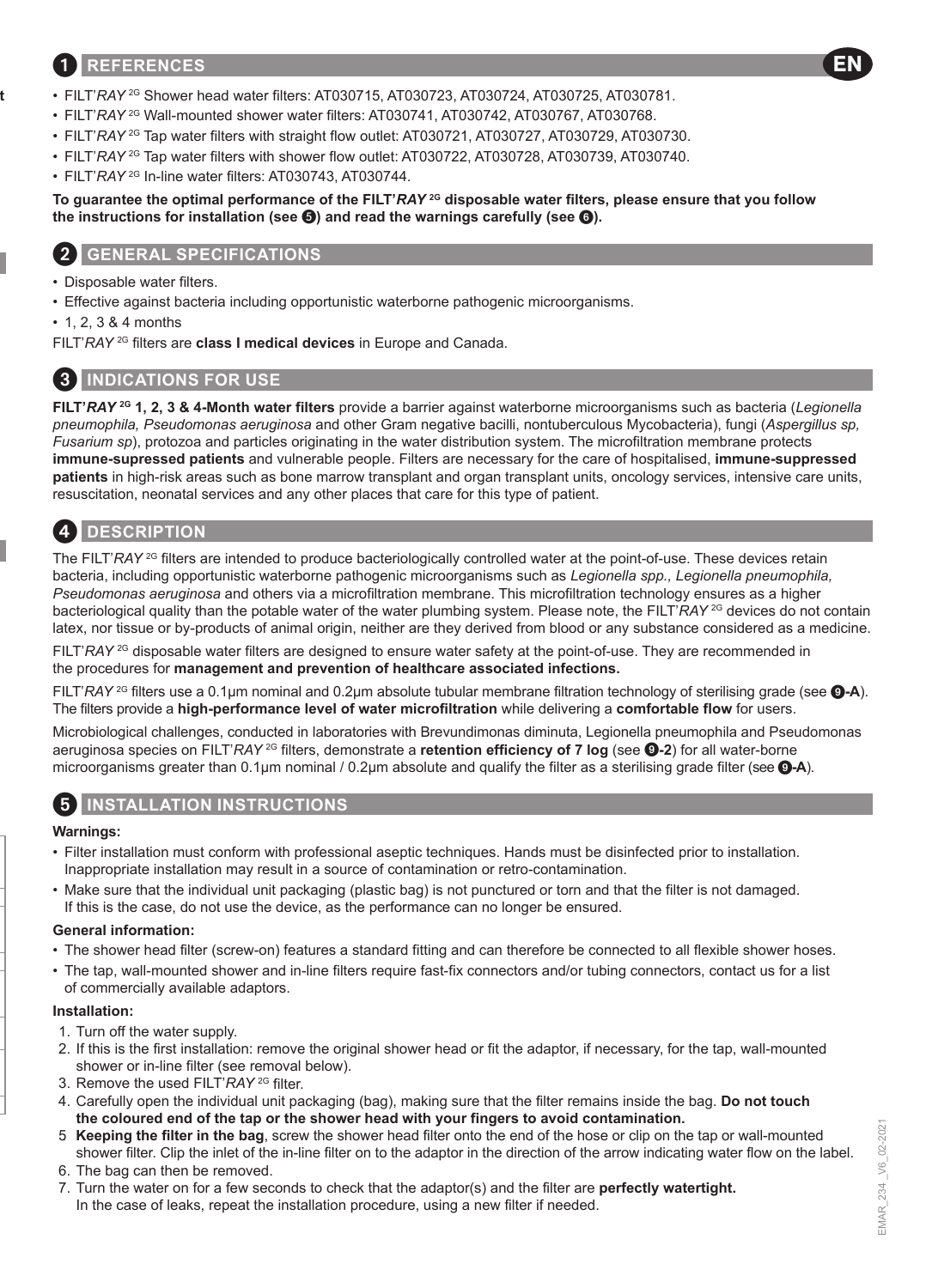## 1 REFERENCES

EN

- FILT'*RAY* 2G Shower head water filters: AT030715, AT030723, AT030724, AT030725, AT030781.
- FILT'*RAY* 2G Wall-mounted shower water filters: AT030741, AT030742, AT030767, AT030768.
- FILT'*RAY* 2G Tap water filters with straight flow outlet: AT030721, AT030727, AT030729, AT030730.
- FILT'*RAY* 2G Tap water filters with shower flow outlet: AT030722, AT030728, AT030739, AT030740.
- FILT'*RAY* 2G In-line water filters: AT030743, AT030744.

**To guarantee the optimal performance of the FILT'*RAY* 2G disposable water filters, please ensure that you follow the instructions for installation (see 5) and read the warnings carefully (see 6).**

## 2 GENERAL SPECIFICATIONS

- Disposable water filters.
- Effective against bacteria including opportunistic waterborne pathogenic microorganisms.
- 1, 2, 3 & 4 months

FILT'*RAY* 2G filters are **class I medical devices** in Europe and Canada.

## 3 INDICATIONS FOR USE

**FILT'*RAY* 2G 1, 2, 3 & 4-Month water filters** provide a barrier against waterborne microorganisms such as bacteria (*Legionella pneumophila, Pseudomonas aeruginosa* and other Gram negative bacilli, nontuberculous Mycobacteria), fungi (*Aspergillus sp, Fusarium sp*), protozoa and particles originating in the water distribution system. The microfiltration membrane protects **immune-supressed patients** and vulnerable people. Filters are necessary for the care of hospitalised, **immune-suppressed patients** in high-risk areas such as bone marrow transplant and organ transplant units, oncology services, intensive care units, resuscitation, neonatal services and any other places that care for this type of patient.

## 4 DESCRIPTION

The FILT'*RAY* 2G filters are intended to produce bacteriologically controlled water at the point-of-use. These devices retain bacteria, including opportunistic waterborne pathogenic microorganisms such as *Legionella spp., Legionella pneumophila, Pseudomonas aeruginosa* and others via a microfiltration membrane. This microfiltration technology ensures as a higher bacteriological quality than the potable water of the water plumbing system. Please note, the FILT'*RAY* 2G devices do not contain latex, nor tissue or by-products of animal origin, neither are they derived from blood or any substance considered as a medicine.

FILT'*RAY* 2G disposable water filters are designed to ensure water safety at the point-of-use. They are recommended in the procedures for **management and prevention of healthcare associated infections.**

FILT'*RAY* 2G filters use a 0.1µm nominal and 0.2µm absolute tubular membrane filtration technology of sterilising grade (see **9-A**). The filters provide a **high-performance level of water microfiltration** while delivering a **comfortable flow** for users.

Microbiological challenges, conducted in laboratories with Brevundimonas diminuta, Legionella pneumophila and Pseudomonas aeruginosa species on FILT'*RAY* 2G filters, demonstrate a **retention efficiency of 7 log** (see **9-2**) for all water-borne microorganisms greater than 0.1µm nominal / 0.2µm absolute and qualify the filter as a sterilising grade filter (see **9-A**).

## 5 INSTALLATION INSTRUCTIONS

**Warnings:**

- Filter installation must conform with professional aseptic techniques. Hands must be disinfected prior to installation. Inappropriate installation may result in a source of contamination or retro-contamination.
- Make sure that the individual unit packaging (plastic bag) is not punctured or torn and that the filter is not damaged. If this is the case, do not use the device, as the performance can no longer be ensured.

**General information:**

- The shower head filter (screw-on) features a standard fitting and can therefore be connected to all flexible shower hoses.
- The tap, wall-mounted shower and in-line filters require fast-fix connectors and/or tubing connectors, contact us for a list of commercially available adaptors.

**Installation:**

1. Turn off the water supply.
2. If this is the first installation: remove the original shower head or fit the adaptor, if necessary, for the tap, wall-mounted shower or in-line filter (see removal below).
3. Remove the used FILT'*RAY* 2G filter.
4. Carefully open the individual unit packaging (bag), making sure that the filter remains inside the bag. **Do not touch the coloured end of the tap or the shower head with your fingers to avoid contamination.**
5. **Keeping the filter in the bag**, screw the shower head filter onto the end of the hose or clip on the tap or wall-mounted shower filter. Clip the inlet of the in-line filter on to the adaptor in the direction of the arrow indicating water flow on the label.
6. The bag can then be removed.
7. Turn the water on for a few seconds to check that the adaptor(s) and the filter are **perfectly watertight.** In the case of leaks, repeat the installation procedure, using a new filter if needed.

EMAR_234 _V6_02-2021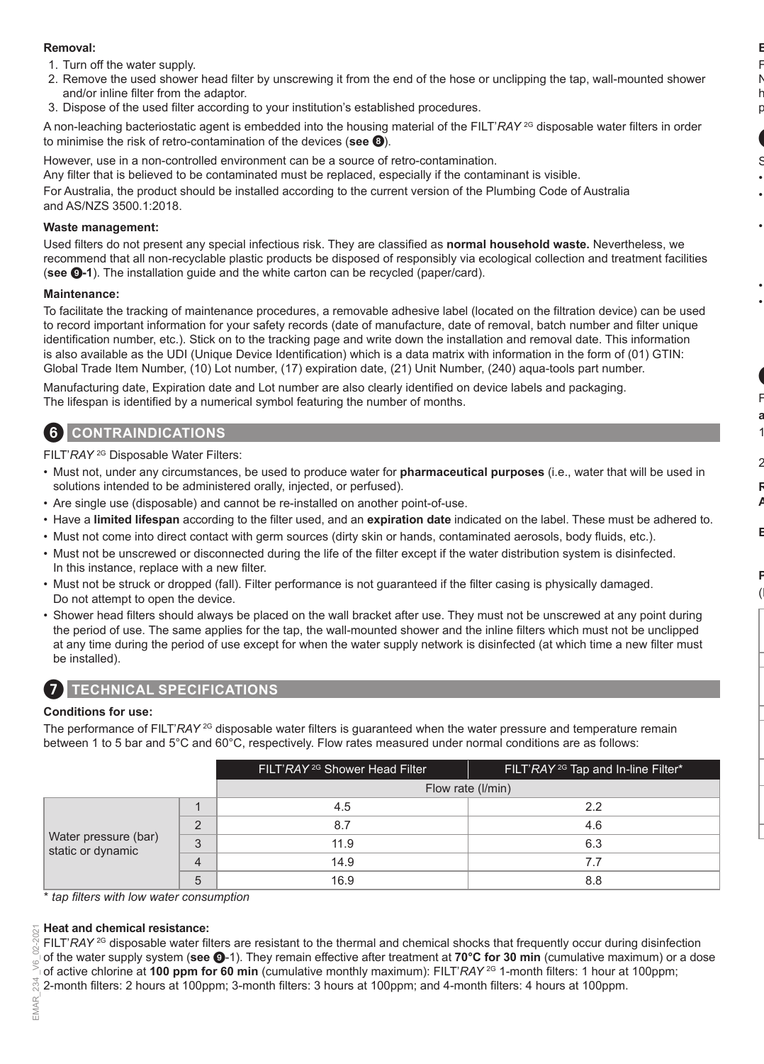**Removal:**

1. Turn off the water supply.
2. Remove the used shower head filter by unscrewing it from the end of the hose or unclipping the tap, wall-mounted shower and/or inline filter from the adaptor.
3. Dispose of the used filter according to your institution's established procedures.

A non-leaching bacteriostatic agent is embedded into the housing material of the FILT'*RAY* 2G disposable water filters in order to minimise the risk of retro-contamination of the devices (**see ❽**).

However, use in a non-controlled environment can be a source of retro-contamination.

Any filter that is believed to be contaminated must be replaced, especially if the contaminant is visible.

For Australia, the product should be installed according to the current version of the Plumbing Code of Australia and AS/NZS 3500.1:2018.

**Waste management:**

Used filters do not present any special infectious risk. They are classified as **normal household waste.** Nevertheless, we recommend that all non-recyclable plastic products be disposed of responsibly via ecological collection and treatment facilities (**see ❾-1**). The installation guide and the white carton can be recycled (paper/card).

**Maintenance:**

To facilitate the tracking of maintenance procedures, a removable adhesive label (located on the filtration device) can be used to record important information for your safety records (date of manufacture, date of removal, batch number and filter unique identification number, etc.). Stick on to the tracking page and write down the installation and removal date. This information is also available as the UDI (Unique Device Identification) which is a data matrix with information in the form of (01) GTIN: Global Trade Item Number, (10) Lot number, (17) expiration date, (21) Unit Number, (240) aqua-tools part number.

Manufacturing date, Expiration date and Lot number are also clearly identified on device labels and packaging. The lifespan is identified by a numerical symbol featuring the number of months.

## 6 CONTRAINDICATIONS

FILT'*RAY* 2G Disposable Water Filters:

- Must not, under any circumstances, be used to produce water for **pharmaceutical purposes** (i.e., water that will be used in solutions intended to be administered orally, injected, or perfused).
- Are single use (disposable) and cannot be re-installed on another point-of-use.
- Have a **limited lifespan** according to the filter used, and an **expiration date** indicated on the label. These must be adhered to.
- Must not come into direct contact with germ sources (dirty skin or hands, contaminated aerosols, body fluids, etc.).
- Must not be unscrewed or disconnected during the life of the filter except if the water distribution system is disinfected. In this instance, replace with a new filter.
- Must not be struck or dropped (fall). Filter performance is not guaranteed if the filter casing is physically damaged. Do not attempt to open the device.
- Shower head filters should always be placed on the wall bracket after use. They must not be unscrewed at any point during the period of use. The same applies for the tap, the wall-mounted shower and the inline filters which must not be unclipped at any time during the period of use except for when the water supply network is disinfected (at which time a new filter must be installed).

## 7 TECHNICAL SPECIFICATIONS

**Conditions for use:**

The performance of FILT'*RAY* 2G disposable water filters is guaranteed when the water pressure and temperature remain between 1 to 5 bar and 5°C and 60°C, respectively. Flow rates measured under normal conditions are as follows:

| | | FILT'*RAY* 2G Shower Head Filter | FILT'*RAY* 2G Tap and In-line Filter* |
|---|---|---|---|
| | | Flow rate (l/min) | |
| Water pressure (bar) static or dynamic | 1 | 4.5 | 2.2 |
| | 2 | 8.7 | 4.6 |
| | 3 | 11.9 | 6.3 |
| | 4 | 14.9 | 7.7 |
| | 5 | 16.9 | 8.8 |

\* *tap filters with low water consumption*

**Heat and chemical resistance:**

FILT'*RAY* 2G disposable water filters are resistant to the thermal and chemical shocks that frequently occur during disinfection of the water supply system (**see ❾-1**). They remain effective after treatment at **70°C for 30 min** (cumulative maximum) or a dose of active chlorine at **100 ppm for 60 min** (cumulative monthly maximum): FILT'*RAY* 2G 1-month filters: 1 hour at 100ppm; 2-month filters: 2 hours at 100ppm; 3-month filters: 3 hours at 100ppm; and 4-month filters: 4 hours at 100ppm.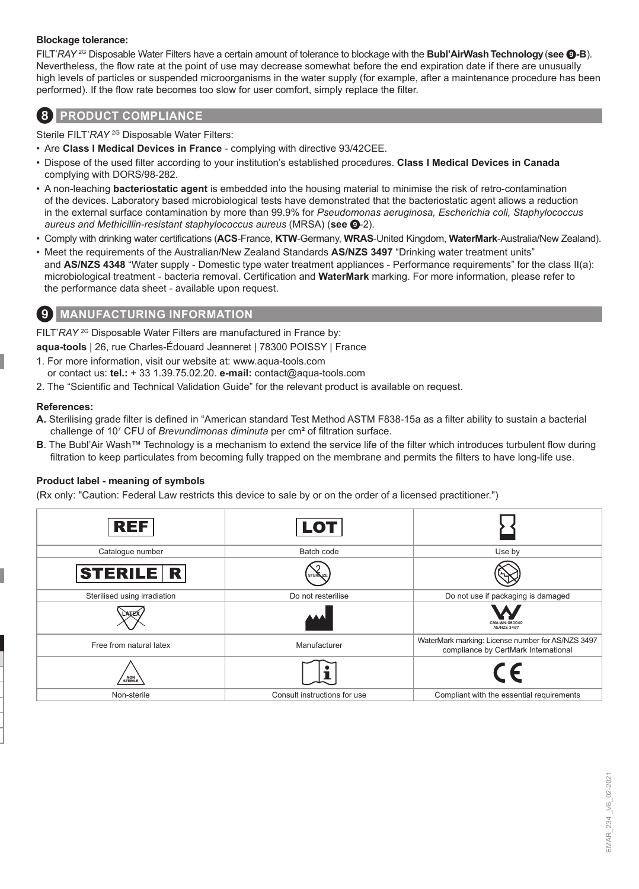**Blockage tolerance:**

FILT'*RAY* [2G] Disposable Water Filters have a certain amount of tolerance to blockage with the **Bubl'AirWash Technology** (**see ❾-B**). Nevertheless, the flow rate at the point of use may decrease somewhat before the end expiration date if there are unusually high levels of particles or suspended microorganisms in the water supply (for example, after a maintenance procedure has been performed). If the flow rate becomes too slow for user comfort, simply replace the filter.

## 8 PRODUCT COMPLIANCE

Sterile FILT'*RAY* [2G] Disposable Water Filters:

- Are **Class I Medical Devices in France** - complying with directive 93/42CEE.
- Dispose of the used filter according to your institution's established procedures. **Class I Medical Devices in Canada** complying with DORS/98-282.
- A non-leaching **bacteriostatic agent** is embedded into the housing material to minimise the risk of retro-contamination of the devices. Laboratory based microbiological tests have demonstrated that the bacteriostatic agent allows a reduction in the external surface contamination by more than 99.9% for *Pseudomonas aeruginosa, Escherichia coli, Staphylococcus aureus and Methicillin-resistant staphylococcus aureus* (MRSA) (**see ❾**-2).
- Comply with drinking water certifications (**ACS**-France, **KTW**-Germany, **WRAS**-United Kingdom, **WaterMark**-Australia/New Zealand).
- Meet the requirements of the Australian/New Zealand Standards **AS/NZS 3497** "Drinking water treatment units" and **AS/NZS 4348** "Water supply - Domestic type water treatment appliances - Performance requirements" for the class II(a): microbiological treatment - bacteria removal. Certification and **WaterMark** marking. For more information, please refer to the performance data sheet - available upon request.

## 9 MANUFACTURING INFORMATION

FILT'*RAY* [2G] Disposable Water Filters are manufactured in France by:

**aqua-tools** | 26, rue Charles-Édouard Jeanneret | 78300 POISSY | France

1. For more information, visit our website at: www.aqua-tools.com
   or contact us: **tel.:** + 33 1.39.75.02.20. **e-mail:** contact@aqua-tools.com
2. The "Scientific and Technical Validation Guide" for the relevant product is available on request.

**References:**

**A.** Sterilising grade filter is defined in "American standard Test Method ASTM F838-15a as a filter ability to sustain a bacterial challenge of $10^7$ CFU of *Brevundimonas diminuta* per cm² of filtration surface.

**B**. The Bubl'Air Wash™ Technology is a mechanism to extend the service life of the filter which introduces turbulent flow during filtration to keep particulates from becoming fully trapped on the membrane and permits the filters to have long-life use.

**Product label - meaning of symbols**

(Rx only: "Caution: Federal Law restricts this device to sale by or on the order of a licensed practitioner.")

| REF | LOT | ⌛ |
|---|---|---|
| Catalogue number | Batch code | Use by |
| STERILE R | STERILIZE (crossed) | (damaged package symbol) |
| Sterilised using irradiation | Do not resterilise | Do not use if packaging is damaged |
| LATEX (crossed) | (manufacturer symbol) | CMA-WN-080040 AS/NZS 3497 |
| Free from natural latex | Manufacturer | WaterMark marking: License number for AS/NZS 3497 compliance by CertMark International |
| NON STERILE | i | CE |
| Non-sterile | Consult instructions for use | Compliant with the essential requirements |

EMAR_234 _V6_02-2021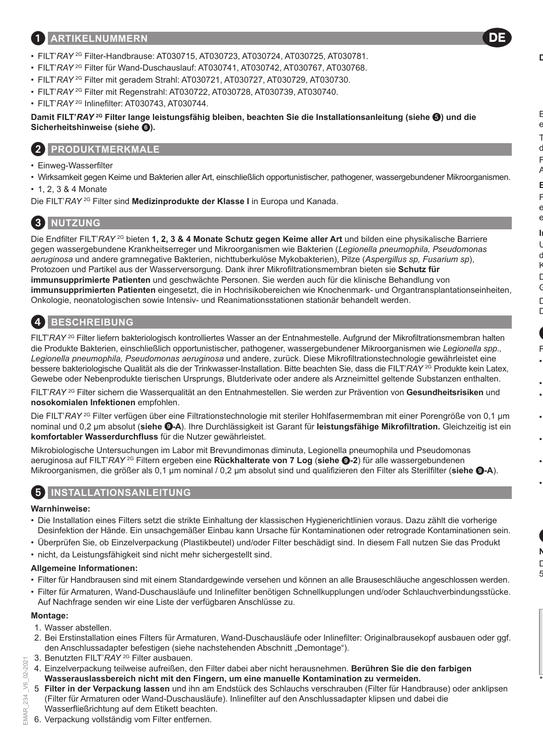## 1 ARTIKELNUMMERN

DE

- FILT'*RAY* 2G Filter-Handbrause: AT030715, AT030723, AT030724, AT030725, AT030781.
- FILT'*RAY* 2G Filter für Wand-Duschauslauf: AT030741, AT030742, AT030767, AT030768.
- FILT'*RAY* 2G Filter mit geradem Strahl: AT030721, AT030727, AT030729, AT030730.
- FILT'*RAY* 2G Filter mit Regenstrahl: AT030722, AT030728, AT030739, AT030740.
- FILT'*RAY* 2G Inlinefilter: AT030743, AT030744.

**Damit FILT'*RAY* 2G Filter lange leistungsfähig bleiben, beachten Sie die Installationsanleitung (siehe 5) und die Sicherheitshinweise (siehe 6).**

## 2 PRODUKTMERKMALE

- Einweg-Wasserfilter
- Wirksamkeit gegen Keime und Bakterien aller Art, einschließlich opportunistischer, pathogener, wassergebundener Mikroorganismen.
- 1, 2, 3 & 4 Monate

Die FILT'*RAY* 2G Filter sind **Medizinprodukte der Klasse I** in Europa und Kanada.

## 3 NUTZUNG

Die Endfilter FILT'*RAY* 2G bieten **1, 2, 3 & 4 Monate Schutz gegen Keime aller Art** und bilden eine physikalische Barriere gegen wassergebundene Krankheitserreger und Mikroorganismen wie Bakterien (*Legionella pneumophila, Pseudomonas aeruginosa* und andere gramnegative Bakterien, nichttuberkulöse Mykobakterien), Pilze (*Aspergillus sp, Fusarium sp*), Protozoen und Partikel aus der Wasserversorgung. Dank ihrer Mikrofiltrationsmembran bieten sie **Schutz für immunsupprimierte Patienten** und geschwächte Personen. Sie werden auch für die klinische Behandlung von **immunsupprimierten Patienten** eingesetzt, die in Hochrisikobereichen wie Knochenmark- und Organtransplantationseinheiten, Onkologie, neonatologischen sowie Intensiv- und Reanimationsstationen stationär behandelt werden.

## 4 BESCHREIBUNG

FILT'*RAY* 2G Filter liefern bakteriologisch kontrolliertes Wasser an der Entnahmestelle. Aufgrund der Mikrofiltrationsmembran halten die Produkte Bakterien, einschließlich opportunistischer, pathogener, wassergebundener Mikroorganismen wie *Legionella spp., Legionella pneumophila, Pseudomonas aeruginosa* und andere, zurück. Diese Mikrofiltrationstechnologie gewährleistet eine bessere bakteriologische Qualität als die der Trinkwasser-Installation. Bitte beachten Sie, dass die FILT'*RAY* 2G Produkte kein Latex, Gewebe oder Nebenprodukte tierischen Ursprungs, Blutderivate oder andere als Arzneimittel geltende Substanzen enthalten.

FILT'*RAY* 2G Filter sichern die Wasserqualität an den Entnahmestellen. Sie werden zur Prävention von **Gesundheitsrisiken** und **nosokomialen Infektionen** empfohlen.

Die FILT'*RAY* 2G Filter verfügen über eine Filtrationstechnologie mit steriler Hohlfasermembran mit einer Porengröße von 0,1 µm nominal und 0,2 µm absolut (**siehe 9-A**). Ihre Durchlässigkeit ist Garant für **leistungsfähige Mikrofiltration.** Gleichzeitig ist ein **komfortabler Wasserdurchfluss** für die Nutzer gewährleistet.

Mikrobiologische Untersuchungen im Labor mit Brevundimonas diminuta, Legionella pneumophila und Pseudomonas aeruginosa auf FILT'*RAY* 2G Filtern ergeben eine **Rückhalterate von 7 Log** (**siehe 9-2**) für alle wassergebundenen Mikroorganismen, die größer als 0,1 µm nominal / 0,2 µm absolut sind und qualifizieren den Filter als Sterilfilter (**siehe 9-A**).

## 5 INSTALLATIONSANLEITUNG

**Warnhinweise:**

- Die Installation eines Filters setzt die strikte Einhaltung der klassischen Hygienerichtlinien voraus. Dazu zählt die vorherige Desinfektion der Hände. Ein unsachgemäßer Einbau kann Ursache für Kontaminationen oder retrograde Kontaminationen sein.
- Überprüfen Sie, ob Einzelverpackung (Plastikbeutel) und/oder Filter beschädigt sind. In diesem Fall nutzen Sie das Produkt
- nicht, da Leistungsfähigkeit sind nicht mehr sichergestellt sind.

**Allgemeine Informationen:**

- Filter für Handbrausen sind mit einem Standardgewinde versehen und können an alle Brauseschläuche angeschlossen werden.
- Filter für Armaturen, Wand-Duschausläufe und Inlinefilter benötigen Schnellkupplungen und/oder Schlauchverbindungsstücke. Auf Nachfrage senden wir eine Liste der verfügbaren Anschlüsse zu.

**Montage:**

1. Wasser abstellen.
2. Bei Erstinstallation eines Filters für Armaturen, Wand-Duschausläufe oder Inlinefilter: Originalbrausekopf ausbauen oder ggf. den Anschlussadapter befestigen (siehe nachstehenden Abschnitt „Demontage").
3. Benutzten FILT'*RAY* 2G Filter ausbauen.
4. Einzelverpackung teilweise aufreißen, den Filter dabei aber nicht herausnehmen. **Berühren Sie die den farbigen Wasserauslassbereich nicht mit den Fingern, um eine manuelle Kontamination zu vermeiden.**
5. **Filter in der Verpackung lassen** und ihn am Endstück des Schlauchs verschrauben (Filter für Handbrause) oder anklipsen (Filter für Armaturen oder Wand-Duschausläufe). Inlinefilter auf den Anschlussadapter klipsen und dabei die Wasserfließrichtung auf dem Etikett beachten.
6. Verpackung vollständig vom Filter entfernen.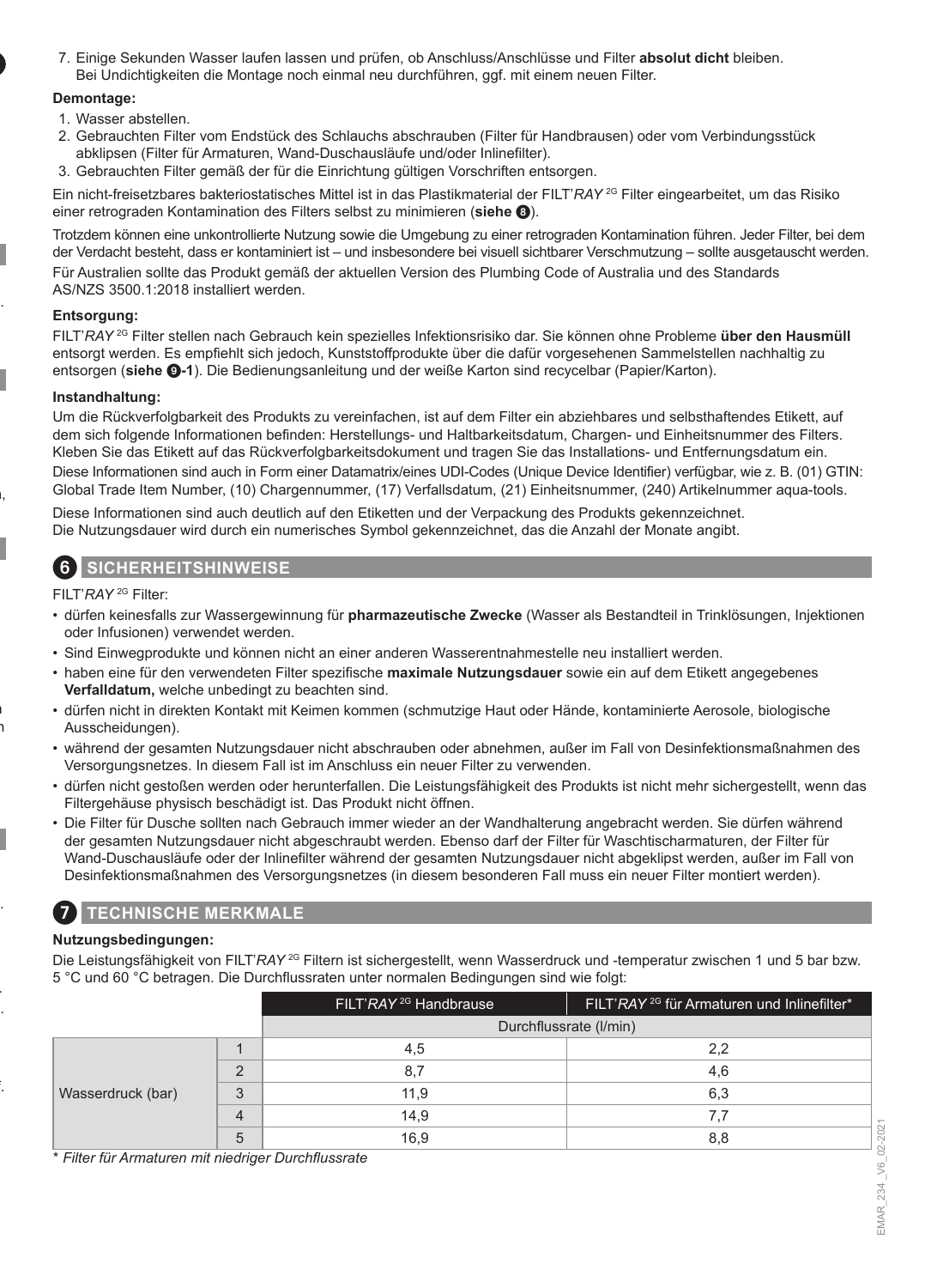7. Einige Sekunden Wasser laufen lassen und prüfen, ob Anschluss/Anschlüsse und Filter **absolut dicht** bleiben. Bei Undichtigkeiten die Montage noch einmal neu durchführen, ggf. mit einem neuen Filter.

**Demontage:**

1. Wasser abstellen.
2. Gebrauchten Filter vom Endstück des Schlauchs abschrauben (Filter für Handbrausen) oder vom Verbindungsstück abklipsen (Filter für Armaturen, Wand-Duschausläufe und/oder Inlinefilter).
3. Gebrauchten Filter gemäß der für die Einrichtung gültigen Vorschriften entsorgen.

Ein nicht-freisetzbares bakteriostatisches Mittel ist in das Plastikmaterial der FILT'*RAY* [2G] Filter eingearbeitet, um das Risiko einer retrograden Kontamination des Filters selbst zu minimieren (**siehe 8**).

Trotzdem können eine unkontrollierte Nutzung sowie die Umgebung zu einer retrograden Kontamination führen. Jeder Filter, bei dem der Verdacht besteht, dass er kontaminiert ist – und insbesondere bei visuell sichtbarer Verschmutzung – sollte ausgetauscht werden.

Für Australien sollte das Produkt gemäß der aktuellen Version des Plumbing Code of Australia und des Standards AS/NZS 3500.1:2018 installiert werden.

**Entsorgung:**

FILT'*RAY* [2G] Filter stellen nach Gebrauch kein spezielles Infektionsrisiko dar. Sie können ohne Probleme **über den Hausmüll** entsorgt werden. Es empfiehlt sich jedoch, Kunststoffprodukte über die dafür vorgesehenen Sammelstellen nachhaltig zu entsorgen (**siehe 9-1**). Die Bedienungsanleitung und der weiße Karton sind recycelbar (Papier/Karton).

**Instandhaltung:**

Um die Rückverfolgbarkeit des Produkts zu vereinfachen, ist auf dem Filter ein abziehbares und selbsthaftendes Etikett, auf dem sich folgende Informationen befinden: Herstellungs- und Haltbarkeitsdatum, Chargen- und Einheitsnummer des Filters. Kleben Sie das Etikett auf das Rückverfolgbarkeitsdokument und tragen Sie das Installations- und Entfernungsdatum ein.

Diese Informationen sind auch in Form einer Datamatrix/eines UDI-Codes (Unique Device Identifier) verfügbar, wie z. B. (01) GTIN: Global Trade Item Number, (10) Chargennummer, (17) Verfallsdatum, (21) Einheitsnummer, (240) Artikelnummer aqua-tools.

Diese Informationen sind auch deutlich auf den Etiketten und der Verpackung des Produkts gekennzeichnet.
Die Nutzungsdauer wird durch ein numerisches Symbol gekennzeichnet, das die Anzahl der Monate angibt.

## 6 SICHERHEITSHINWEISE

FILT'*RAY* [2G] Filter:

- dürfen keinesfalls zur Wassergewinnung für **pharmazeutische Zwecke** (Wasser als Bestandteil in Trinklösungen, Injektionen oder Infusionen) verwendet werden.
- Sind Einwegprodukte und können nicht an einer anderen Wasserentnahmestelle neu installiert werden.
- haben eine für den verwendeten Filter spezifische **maximale Nutzungsdauer** sowie ein auf dem Etikett angegebenes **Verfalldatum,** welche unbedingt zu beachten sind.
- dürfen nicht in direkten Kontakt mit Keimen kommen (schmutzige Haut oder Hände, kontaminierte Aerosole, biologische Ausscheidungen).
- während der gesamten Nutzungsdauer nicht abschrauben oder abnehmen, außer im Fall von Desinfektionsmaßnahmen des Versorgungsnetzes. In diesem Fall ist im Anschluss ein neuer Filter zu verwenden.
- dürfen nicht gestoßen werden oder herunterfallen. Die Leistungsfähigkeit des Produkts ist nicht mehr sichergestellt, wenn das Filtergehäuse physisch beschädigt ist. Das Produkt nicht öffnen.
- Die Filter für Dusche sollten nach Gebrauch immer wieder an der Wandhalterung angebracht werden. Sie dürfen während der gesamten Nutzungsdauer nicht abgeschraubt werden. Ebenso darf der Filter für Waschtischarmaturen, der Filter für Wand-Duschausläufe oder der Inlinefilter während der gesamten Nutzungsdauer nicht abgeklipst werden, außer im Fall von Desinfektionsmaßnahmen des Versorgungsnetzes (in diesem besonderen Fall muss ein neuer Filter montiert werden).

## 7 TECHNISCHE MERKMALE

**Nutzungsbedingungen:**

Die Leistungsfähigkeit von FILT'*RAY* [2G] Filtern ist sichergestellt, wenn Wasserdruck und -temperatur zwischen 1 und 5 bar bzw. 5 °C und 60 °C betragen. Die Durchflussraten unter normalen Bedingungen sind wie folgt:

| | | FILT'*RAY* [2G] Handbrause | FILT'*RAY* [2G] für Armaturen und Inlinefilter* |
|---|---|---|---|
| | | Durchflussrate (l/min) | |
| Wasserdruck (bar) | 1 | 4,5 | 2,2 |
| | 2 | 8,7 | 4,6 |
| | 3 | 11,9 | 6,3 |
| | 4 | 14,9 | 7,7 |
| | 5 | 16,9 | 8,8 |

*\* Filter für Armaturen mit niedriger Durchflussrate*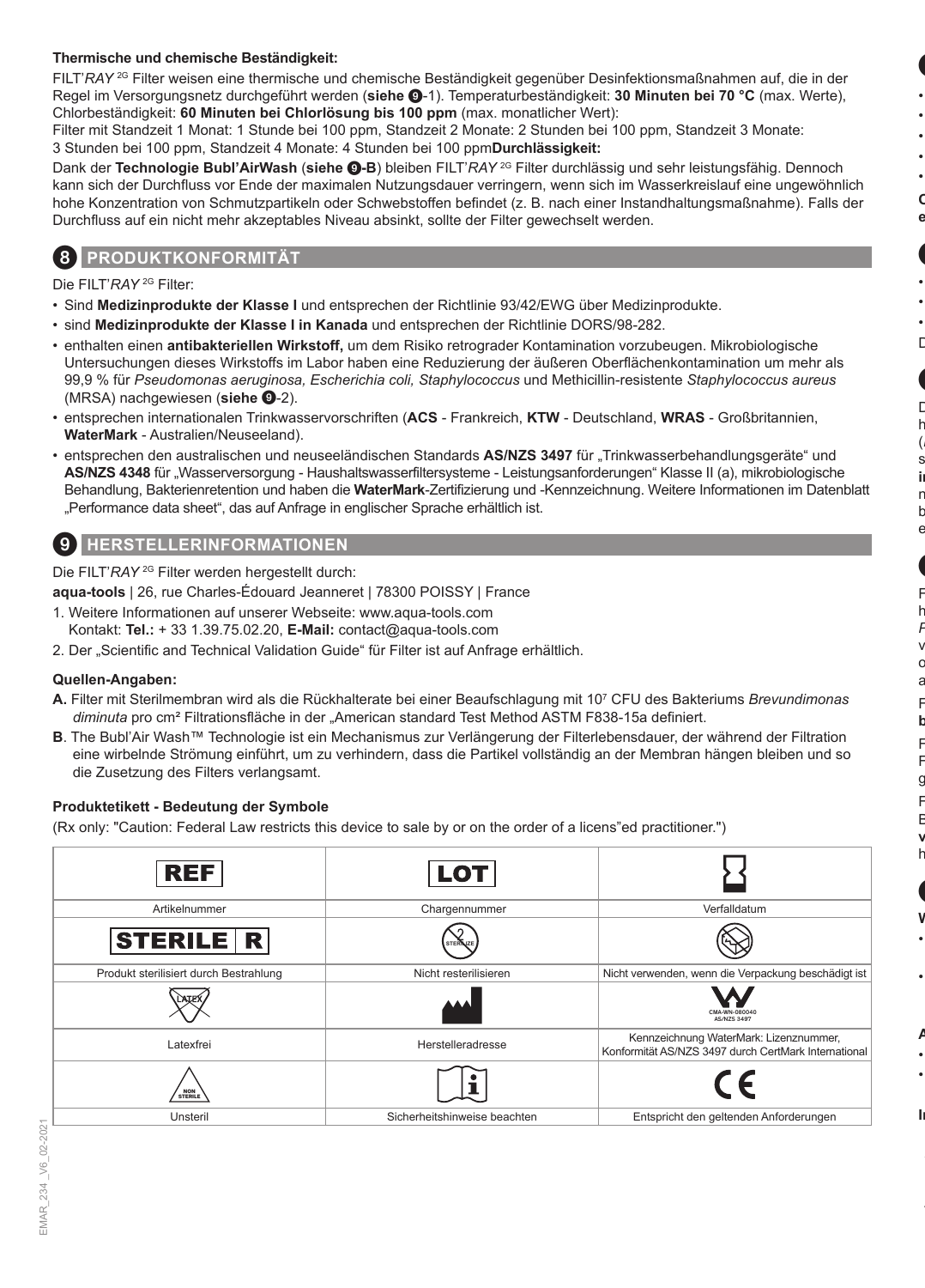**Thermische und chemische Beständigkeit:**

FILT'*RAY* 2G Filter weisen eine thermische und chemische Beständigkeit gegenüber Desinfektionsmaßnahmen auf, die in der Regel im Versorgungsnetz durchgeführt werden (**siehe 9**-1). Temperaturbeständigkeit: **30 Minuten bei 70 °C** (max. Werte), Chlorbeständigkeit: **60 Minuten bei Chlorlösung bis 100 ppm** (max. monatlicher Wert):

Filter mit Standzeit 1 Monat: 1 Stunde bei 100 ppm, Standzeit 2 Monate: 2 Stunden bei 100 ppm, Standzeit 3 Monate: 3 Stunden bei 100 ppm, Standzeit 4 Monate: 4 Stunden bei 100 ppm**Durchlässigkeit:**

Dank der **Technologie Bubl'AirWash** (**siehe 9-B**) bleiben FILT'*RAY* 2G Filter durchlässig und sehr leistungsfähig. Dennoch kann sich der Durchfluss vor Ende der maximalen Nutzungsdauer verringern, wenn sich im Wasserkreislauf eine ungewöhnlich hohe Konzentration von Schmutzpartikeln oder Schwebstoffen befindet (z. B. nach einer Instandhaltungsmaßnahme). Falls der Durchfluss auf ein nicht mehr akzeptables Niveau absinkt, sollte der Filter gewechselt werden.

## 8 PRODUKTKONFORMITÄT

Die FILT'*RAY* 2G Filter:

- Sind **Medizinprodukte der Klasse I** und entsprechen der Richtlinie 93/42/EWG über Medizinprodukte.
- sind **Medizinprodukte der Klasse I in Kanada** und entsprechen der Richtlinie DORS/98-282.
- enthalten einen **antibakteriellen Wirkstoff,** um dem Risiko retrograder Kontamination vorzubeugen. Mikrobiologische Untersuchungen dieses Wirkstoffs im Labor haben eine Reduzierung der äußeren Oberflächenkontamination um mehr als 99,9 % für *Pseudomonas aeruginosa, Escherichia coli, Staphylococcus* und Methicillin-resistente *Staphylococcus aureus* (MRSA) nachgewiesen (**siehe 9**-2).
- entsprechen internationalen Trinkwasservorschriften (**ACS** - Frankreich, **KTW** - Deutschland, **WRAS** - Großbritannien, **WaterMark** - Australien/Neuseeland).
- entsprechen den australischen und neuseeländischen Standards **AS/NZS 3497** für „Trinkwasserbehandlungsgeräte" und **AS/NZS 4348** für „Wasserversorgung - Haushaltswasserfiltersysteme - Leistungsanforderungen" Klasse II (a), mikrobiologische Behandlung, Bakterienretention und haben die **WaterMark**-Zertifizierung und -Kennzeichnung. Weitere Informationen im Datenblatt „Performance data sheet", das auf Anfrage in englischer Sprache erhältlich ist.

## 9 HERSTELLERINFORMATIONEN

Die FILT'*RAY* 2G Filter werden hergestellt durch:

**aqua-tools** | 26, rue Charles-Édouard Jeanneret | 78300 POISSY | France

1. Weitere Informationen auf unserer Webseite: www.aqua-tools.com
   Kontakt: **Tel.:** + 33 1.39.75.02.20, **E-Mail:** contact@aqua-tools.com
2. Der „Scientific and Technical Validation Guide" für Filter ist auf Anfrage erhältlich.

**Quellen-Angaben:**

**A.** Filter mit Sterilmembran wird als die Rückhalterate bei einer Beaufschlagung mit $10^7$ CFU des Bakteriums *Brevundimonas diminuta* pro cm² Filtrationsfläche in der „American standard Test Method ASTM F838-15a definiert.

**B**. The Bubl'Air Wash™ Technologie ist ein Mechanismus zur Verlängerung der Filterlebensdauer, der während der Filtration eine wirbelnde Strömung einführt, um zu verhindern, dass die Partikel vollständig an der Membran hängen bleiben und so die Zusetzung des Filters verlangsamt.

**Produktetikett - Bedeutung der Symbole**

(Rx only: "Caution: Federal Law restricts this device to sale by or on the order of a licens"ed practitioner.")

| REF | LOT | |
|---|---|---|
| Artikelnummer | Chargennummer | Verfalldatum |
| STERILE R | | |
| Produkt sterilisiert durch Bestrahlung | Nicht resterilisieren | Nicht verwenden, wenn die Verpackung beschädigt ist |
| LATEX | | CMA-WN-080040 AS/NZS 3497 |
| Latexfrei | Herstelleradresse | Kennzeichnung WaterMark: Lizenznummer, Konformität AS/NZS 3497 durch CertMark International |
| NON STERILE | | CE |
| Unsteril | Sicherheitshinweise beachten | Entspricht den geltenden Anforderungen |

EMAR_234 _V6_02-2021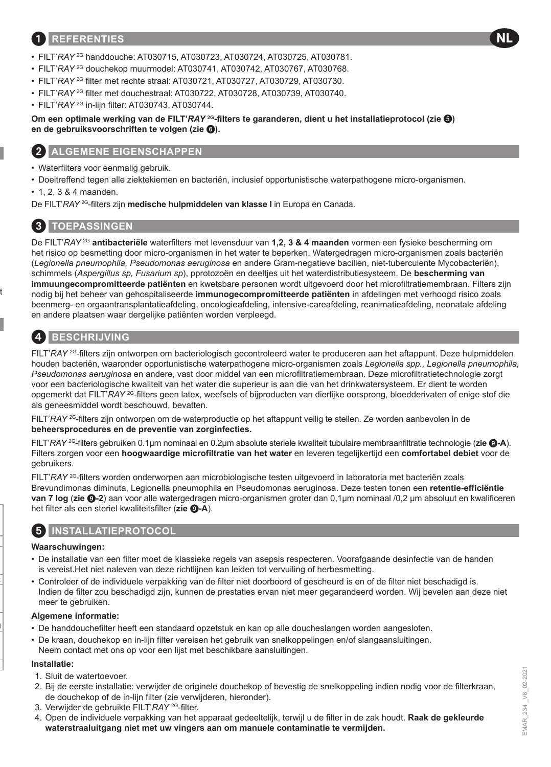## 1 REFERENTIES

- FILT'*RAY* 2G handdouche: AT030715, AT030723, AT030724, AT030725, AT030781.
- FILT'*RAY* 2G douchekop muurmodel: AT030741, AT030742, AT030767, AT030768.
- FILT'*RAY* 2G filter met rechte straal: AT030721, AT030727, AT030729, AT030730.
- FILT'*RAY* 2G filter met douchestraal: AT030722, AT030728, AT030739, AT030740.
- FILT'*RAY* 2G in-lijn filter: AT030743, AT030744.

**Om een optimale werking van de FILT'*RAY* 2G-filters te garanderen, dient u het installatieprotocol (zie 5) en de gebruiksvoorschriften te volgen (zie 6).**

## 2 ALGEMENE EIGENSCHAPPEN

- Waterfilters voor eenmalig gebruik.
- Doeltreffend tegen alle ziektekiemen en bacteriën, inclusief opportunistische waterpathogene micro-organismen.
- 1, 2, 3 & 4 maanden.

De FILT'*RAY* 2G-filters zijn **medische hulpmiddelen van klasse I** in Europa en Canada.

## 3 TOEPASSINGEN

De FILT'*RAY* 2G **antibacteriële** waterfilters met levensduur van **1,2, 3 & 4 maanden** vormen een fysieke bescherming om het risico op besmetting door micro-organismen in het water te beperken. Watergedragen micro-organismen zoals bacteriën (*Legionella pneumophila, Pseudomonas aeruginosa* en andere Gram-negatieve bacillen, niet-tuberculente Mycobacteriën), schimmels (*Aspergillus sp, Fusarium sp*), pprotozoën en deeltjes uit het waterdistributiesysteem. De **bescherming van immuungecompromitteerde patiënten** en kwetsbare personen wordt uitgevoerd door het microfiltratiemembraan. Filters zijn nodig bij het beheer van gehospitaliseerde **immunogecompromitteerde patiënten** in afdelingen met verhoogd risico zoals beenmerg- en orgaantransplantatieafdeling, oncologieafdeling, intensive-careafdeling, reanimatieafdeling, neonatale afdeling en andere plaatsen waar dergelijke patiënten worden verpleegd.

## 4 BESCHRIJVING

FILT'*RAY* 2G-filters zijn ontworpen om bacteriologisch gecontroleerd water te produceren aan het aftappunt. Deze hulpmiddelen houden bacteriën, waaronder opportunistische waterpathogene micro-organismen zoals *Legionella spp., Legionella pneumophila, Pseudomonas aeruginosa* en andere, vast door middel van een microfiltratiemembraan. Deze microfiltratietechnologie zorgt voor een bacteriologische kwaliteit van het water die superieur is aan die van het drinkwatersysteem. Er dient te worden opgemerkt dat FILT'*RAY* 2G-filters geen latex, weefsels of bijproducten van dierlijke oorsprong, bloedderivaten of enige stof die als geneesmiddel wordt beschouwd, bevatten.

FILT'*RAY* 2G-filters zijn ontworpen om de waterproductie op het aftappunt veilig te stellen. Ze worden aanbevolen in de **beheersprocedures en de preventie van zorginfecties.**

FILT'*RAY* 2G-filters gebruiken 0.1µm nominaal en 0.2µm absolute steriele kwaliteit tubulaire membraanfiltratie technologie (**zie 9-A**). Filters zorgen voor een **hoogwaardige microfiltratie van het water** en leveren tegelijkertijd een **comfortabel debiet** voor de gebruikers.

FILT'*RAY* 2G-filters worden onderworpen aan microbiologische testen uitgevoerd in laboratoria met bacteriën zoals Brevundimonas diminuta, Legionella pneumophila en Pseudomonas aeruginosa. Deze testen tonen een **retentie-efficiëntie van 7 log** (**zie 9-2**) aan voor alle watergedragen micro-organismen groter dan 0,1µm nominaal /0,2 µm absoluut en kwalificeren het filter als een steriel kwaliteitsfilter (**zie 9-A**).

## 5 INSTALLATIEPROTOCOL

### Waarschuwingen:

- De installatie van een filter moet de klassieke regels van asepsis respecteren. Voorafgaande desinfectie van de handen is vereist.Het niet naleven van deze richtlijnen kan leiden tot vervuiling of herbesmetting.
- Controleer of de individuele verpakking van de filter niet doorboord of gescheurd is en of de filter niet beschadigd is. Indien de filter zou beschadigd zijn, kunnen de prestaties ervan niet meer gegarandeerd worden. Wij bevelen aan deze niet meer te gebruiken.

### Algemene informatie:

- De handdouchefilter heeft een standaard opzetstuk en kan op alle doucheslangen worden aangesloten.
- De kraan, douchekop en in-lijn filter vereisen het gebruik van snelkoppelingen en/of slangaansluitingen. Neem contact met ons op voor een lijst met beschikbare aansluitingen.

### Installatie:

1. Sluit de watertoevoer.
2. Bij de eerste installatie: verwijder de originele douchekop of bevestig de snelkoppeling indien nodig voor de filterkraan, de douchekop of de in-lijn filter (zie verwijderen, hieronder).
3. Verwijder de gebruikte FILT'*RAY* 2G-filter.
4. Open de individuele verpakking van het apparaat gedeeltelijk, terwijl u de filter in de zak houdt. **Raak de gekleurde waterstraaluitgang niet met uw vingers aan om manuele contaminatie te vermijden.**

EMAR_234 _V6_02-2021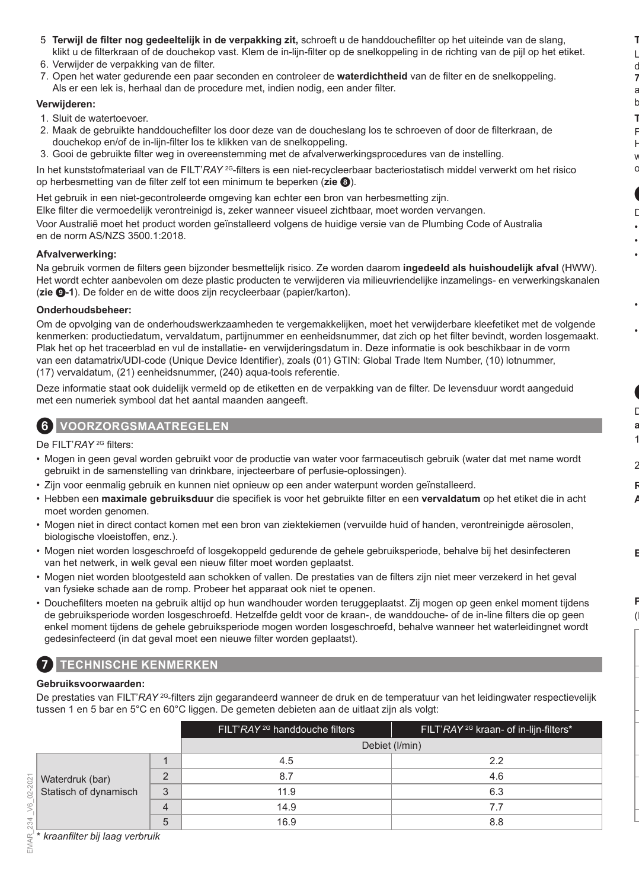5. **Terwijl de filter nog gedeeltelijk in de verpakking zit,** schroeft u de handdouchefilter op het uiteinde van de slang, klikt u de filterkraan of de douchekop vast. Klem de in-lijn-filter op de snelkoppeling in de richting van de pijl op het etiket.
6. Verwijder de verpakking van de filter.
7. Open het water gedurende een paar seconden en controleer de **waterdichtheid** van de filter en de snelkoppeling. Als er een lek is, herhaal dan de procedure met, indien nodig, een ander filter.

**Verwijderen:**

1. Sluit de watertoevoer.
2. Maak de gebruikte handdouchefilter los door deze van de doucheslang los te schroeven of door de filterkraan, de douchekop en/of de in-lijn-filter los te klikken van de snelkoppeling.
3. Gooi de gebruikte filter weg in overeenstemming met de afvalverwerkingsprocedures van de instelling.

In het kunststofmateriaal van de FILT'*RAY* 2G-filters is een niet-recycleerbaar bacteriostatisch middel verwerkt om het risico op herbesmetting van de filter zelf tot een minimum te beperken (**zie ❽**).

Het gebruik in een niet-gecontroleerde omgeving kan echter een bron van herbesmetting zijn.

Elke filter die vermoedelijk verontreinigd is, zeker wanneer visueel zichtbaar, moet worden vervangen.

Voor Australië moet het product worden geïnstalleerd volgens de huidige versie van de Plumbing Code of Australia en de norm AS/NZS 3500.1:2018.

**Afvalverwerking:**

Na gebruik vormen de filters geen bijzonder besmettelijk risico. Ze worden daarom **ingedeeld als huishoudelijk afval** (HWW). Het wordt echter aanbevolen om deze plastic producten te verwijderen via milieuvriendelijke inzamelings- en verwerkingskanalen (**zie ❾-1**). De folder en de witte doos zijn recycleerbaar (papier/karton).

**Onderhoudsbeheer:**

Om de opvolging van de onderhoudswerkzaamheden te vergemakkelijken, moet het verwijderbare kleefetiket met de volgende kenmerken: productiedatum, vervaldatum, partijnummer en eenheidsnummer, dat zich op het filter bevindt, worden losgemaakt. Plak het op het traceerblad en vul de installatie- en verwijderingsdatum in. Deze informatie is ook beschikbaar in de vorm van een datamatrix/UDI-code (Unique Device Identifier), zoals (01) GTIN: Global Trade Item Number, (10) lotnummer, (17) vervaldatum, (21) eenheidsnummer, (240) aqua-tools referentie.

Deze informatie staat ook duidelijk vermeld op de etiketten en de verpakking van de filter. De levensduur wordt aangeduid met een numeriek symbool dat het aantal maanden aangeeft.

## 6 VOORZORGSMAATREGELEN

De FILT'*RAY* 2G filters:

- Mogen in geen geval worden gebruikt voor de productie van water voor farmaceutisch gebruik (water dat met name wordt gebruikt in de samenstelling van drinkbare, injecteerbare of perfusie-oplossingen).
- Zijn voor eenmalig gebruik en kunnen niet opnieuw op een ander waterpunt worden geïnstalleerd.
- Hebben een **maximale gebruiksduur** die specifiek is voor het gebruikte filter en een **vervaldatum** op het etiket die in acht moet worden genomen.
- Mogen niet in direct contact komen met een bron van ziektekiemen (vervuilde huid of handen, verontreinigde aërosolen, biologische vloeistoffen, enz.).
- Mogen niet worden losgeschroefd of losgekoppeld gedurende de gehele gebruiksperiode, behalve bij het desinfecteren van het netwerk, in welk geval een nieuw filter moet worden geplaatst.
- Mogen niet worden blootgesteld aan schokken of vallen. De prestaties van de filters zijn niet meer verzekerd in het geval van fysieke schade aan de romp. Probeer het apparaat ook niet te openen.
- Douchefilters moeten na gebruik altijd op hun wandhouder worden teruggeplaatst. Zij mogen op geen enkel moment tijdens de gebruiksperiode worden losgeschroefd. Hetzelfde geldt voor de kraan-, de wanddouche- of de in-line filters die op geen enkel moment tijdens de gehele gebruiksperiode mogen worden losgeschroefd, behalve wanneer het waterleidingnet wordt gedesinfecteerd (in dat geval moet een nieuwe filter worden geplaatst).

## 7 TECHNISCHE KENMERKEN

**Gebruiksvoorwaarden:**

De prestaties van FILT'*RAY* 2G-filters zijn gegarandeerd wanneer de druk en de temperatuur van het leidingwater respectievelijk tussen 1 en 5 bar en 5°C en 60°C liggen. De gemeten debieten aan de uitlaat zijn als volgt:

| | | FILT'*RAY* 2G handdouche filters | FILT'*RAY* 2G kraan- of in-lijn-filters* |
|---|---|---|---|
| | | Debiet (l/min) | |
| Waterdruk (bar) Statisch of dynamisch | 1 | 4.5 | 2.2 |
| | 2 | 8.7 | 4.6 |
| | 3 | 11.9 | 6.3 |
| | 4 | 14.9 | 7.7 |
| | 5 | 16.9 | 8.8 |

\* *kraanfilter bij laag verbruik*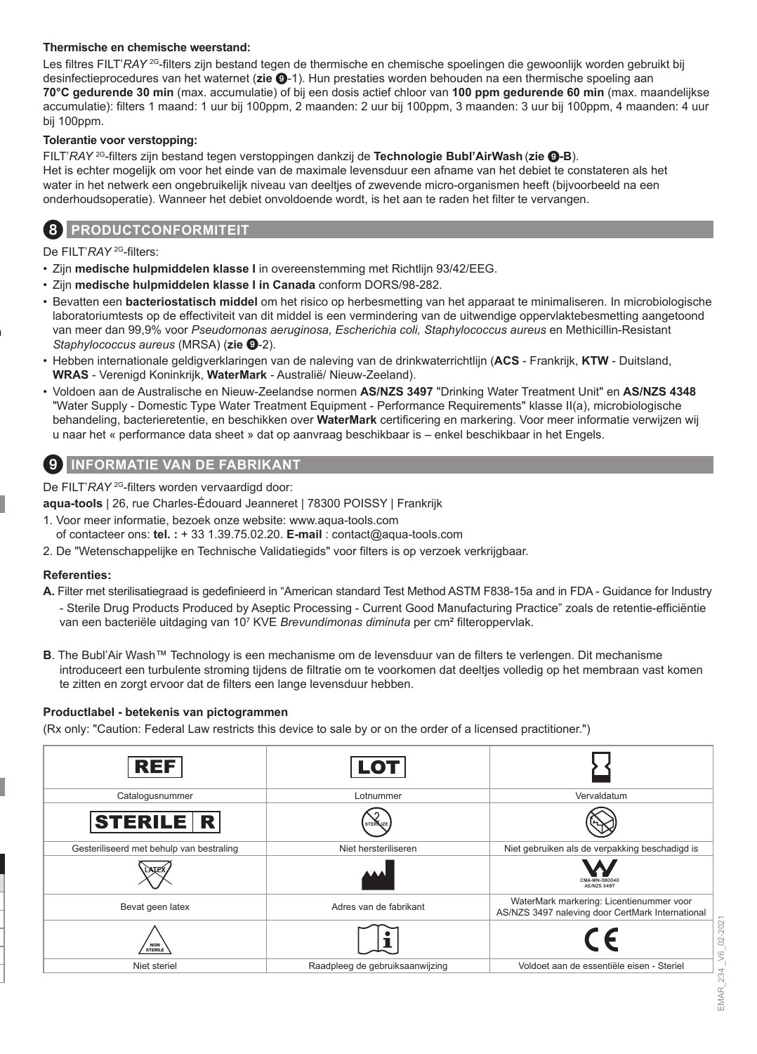**Thermische en chemische weerstand:**

Les filtres FILT'*RAY* 2G-filters zijn bestand tegen de thermische en chemische spoelingen die gewoonlijk worden gebruikt bij desinfectieprocedures van het waternet (**zie** ❾-1). Hun prestaties worden behouden na een thermische spoeling aan **70°C gedurende 30 min** (max. accumulatie) of bij een dosis actief chloor van **100 ppm gedurende 60 min** (max. maandelijkse accumulatie): filters 1 maand: 1 uur bij 100ppm, 2 maanden: 2 uur bij 100ppm, 3 maanden: 3 uur bij 100ppm, 4 maanden: 4 uur bij 100ppm.

**Tolerantie voor verstopping:**

FILT'*RAY* 2G-filters zijn bestand tegen verstoppingen dankzij de **Technologie Bubl'AirWash** (**zie** ❾**-B**).
Het is echter mogelijk om voor het einde van de maximale levensduur een afname van het debiet te constateren als het water in het netwerk een ongebruikelijk niveau van deeltjes of zwevende micro-organismen heeft (bijvoorbeeld na een onderhoudsoperatie). Wanneer het debiet onvoldoende wordt, is het aan te raden het filter te vervangen.

## 8 PRODUCTCONFORMITEIT

De FILT'*RAY* 2G-filters:

- Zijn **medische hulpmiddelen klasse I** in overeenstemming met Richtlijn 93/42/EEG.
- Zijn **medische hulpmiddelen klasse I in Canada** conform DORS/98-282.
- Bevatten een **bacteriostatisch middel** om het risico op herbesmetting van het apparaat te minimaliseren. In microbiologische laboratoriumtests op de effectiviteit van dit middel is een vermindering van de uitwendige oppervlaktebesmetting aangetoond van meer dan 99,9% voor *Pseudomonas aeruginosa, Escherichia coli, Staphylococcus aureus* en Methicillin-Resistant *Staphylococcus aureus* (MRSA) (**zie** ❾-2).
- Hebben internationale geldigverklaringen van de naleving van de drinkwaterrichtlijn (**ACS** - Frankrijk, **KTW** - Duitsland, **WRAS** - Verenigd Koninkrijk, **WaterMark** - Australië/ Nieuw-Zeeland).
- Voldoen aan de Australische en Nieuw-Zeelandse normen **AS/NZS 3497** "Drinking Water Treatment Unit" en **AS/NZS 4348** "Water Supply - Domestic Type Water Treatment Equipment - Performance Requirements" klasse II(a), microbiologische behandeling, bacterieretentie, en beschikken over **WaterMark** certificering en markering. Voor meer informatie verwijzen wij u naar het « performance data sheet » dat op aanvraag beschikbaar is – enkel beschikbaar in het Engels.

## 9 INFORMATIE VAN DE FABRIKANT

De FILT'*RAY* 2G-filters worden vervaardigd door:

**aqua-tools** | 26, rue Charles-Édouard Jeanneret | 78300 POISSY | Frankrijk

1. Voor meer informatie, bezoek onze website: www.aqua-tools.com
   of contacteer ons: **tel. :** + 33 1.39.75.02.20. **E-mail** : contact@aqua-tools.com
2. De "Wetenschappelijke en Technische Validatiegids" voor filters is op verzoek verkrijgbaar.

**Referenties:**

**A.** Filter met sterilisatiegraad is gedefinieerd in "American standard Test Method ASTM F838-15a and in FDA - Guidance for Industry - Sterile Drug Products Produced by Aseptic Processing - Current Good Manufacturing Practice" zoals de retentie-efficiëntie van een bacteriële uitdaging van $10^7$ KVE *Brevundimonas diminuta* per cm² filteroppervlak.

**B**. The Bubl'Air Wash™ Technology is een mechanisme om de levensduur van de filters te verlengen. Dit mechanisme introduceert een turbulente stroming tijdens de filtratie om te voorkomen dat deeltjes volledig op het membraan vast komen te zitten en zorgt ervoor dat de filters een lange levensduur hebben.

**Productlabel - betekenis van pictogrammen**

(Rx only: "Caution: Federal Law restricts this device to sale by or on the order of a licensed practitioner.")

| REF | LOT | ⌛ |
|---|---|---|
| Catalogusnummer | Lotnummer | Vervaldatum |
| STERILE R | STERILIZE (doorgestreept) | (symbool) |
| Gesteriliseerd met behulp van bestraling | Niet hersteriliseren | Niet gebruiken als de verpakking beschadigd is |
| LATEX (doorgestreept) | (symbool) | CMA-WN-080040 AS/NZS 3497 |
| Bevat geen latex | Adres van de fabrikant | WaterMark markering: Licentienummer voor AS/NZS 3497 naleving door CertMark International |
| NON STERILE | i | CE |
| Niet steriel | Raadpleeg de gebruiksaanwijzing | Voldoet aan de essentiële eisen - Steriel |

EMAR_234 _V6_02-2021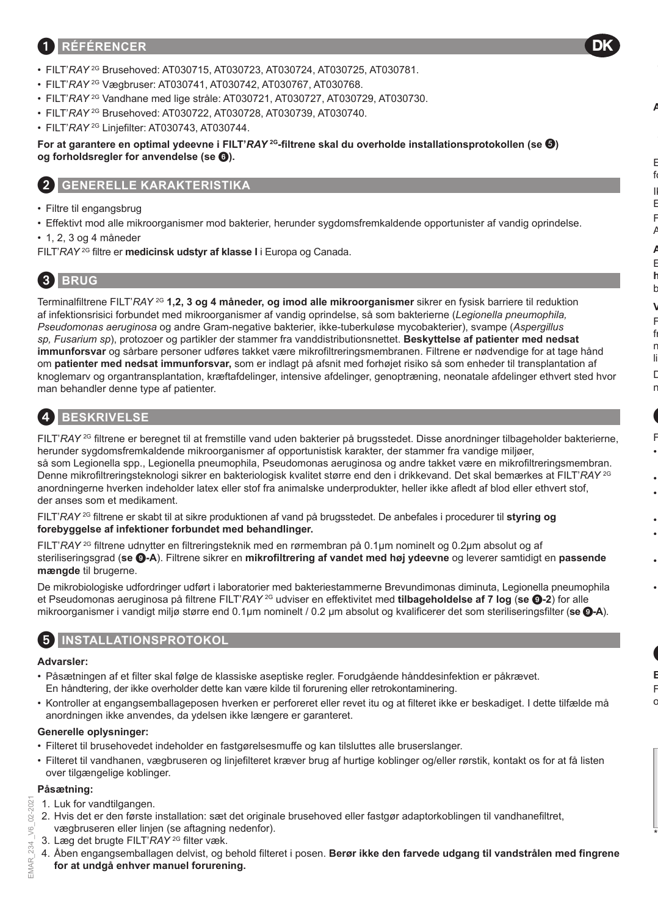## 1 RÉFÉRENCER

- FILT'*RAY* 2G Brusehoved: AT030715, AT030723, AT030724, AT030725, AT030781.
- FILT'*RAY* 2G Vægbruser: AT030741, AT030742, AT030767, AT030768.
- FILT'*RAY* 2G Vandhane med lige stråle: AT030721, AT030727, AT030729, AT030730.
- FILT'*RAY* 2G Brusehoved: AT030722, AT030728, AT030739, AT030740.
- FILT'*RAY* 2G Linjefilter: AT030743, AT030744.

**For at garantere en optimal ydeevne i FILT'*RAY* 2G-filtrene skal du overholde installationsprotokollen (se 5) og forholdsregler for anvendelse (se 6).**

## 2 GENERELLE KARAKTERISTIKA

- Filtre til engangsbrug
- Effektivt mod alle mikroorganismer mod bakterier, herunder sygdomsfremkaldende opportunister af vandig oprindelse.
- 1, 2, 3 og 4 måneder

FILT'*RAY* 2G filtre er **medicinsk udstyr af klasse I** i Europa og Canada.

## 3 BRUG

Terminalfiltrene FILT'*RAY* 2G **1,2, 3 og 4 måneder, og imod alle mikroorganismer** sikrer en fysisk barriere til reduktion af infektionsrisici forbundet med mikroorganismer af vandig oprindelse, så som bakterierne (*Legionella pneumophila, Pseudomonas aeruginosa* og andre Gram-negative bakterier, ikke-tuberkuløse mycobakterier), svampe (*Aspergillus sp, Fusarium sp*), protozoer og partikler der stammer fra vanddistributionsnettet. **Beskyttelse af patienter med nedsat immunforsvar** og sårbare personer udføres takket være mikrofiltreringsmembranen. Filtrene er nødvendige for at tage hånd om **patienter med nedsat immunforsvar,** som er indlagt på afsnit med forhøjet risiko så som enheder til transplantation af knoglemarv og organtransplantation, kræftafdelinger, intensive afdelinger, genoptræning, neonatale afdelinger ethvert sted hvor man behandler denne type af patienter.

## 4 BESKRIVELSE

FILT'*RAY* 2G filtrene er beregnet til at fremstille vand uden bakterier på brugsstedet. Disse anordninger tilbageholder bakterierne, herunder sygdomsfremkaldende mikroorganismer af opportunistisk karakter, der stammer fra vandige miljøer, så som Legionella spp., Legionella pneumophila, Pseudomonas aeruginosa og andre takket være en mikrofiltreringsmembran. Denne mikrofiltreringsteknologi sikrer en bakteriologisk kvalitet større end den i drikkevand. Det skal bemærkes at FILT'*RAY* 2G anordningerne hverken indeholder latex eller stof fra animalske underprodukter, heller ikke afledt af blod eller ethvert stof, der anses som et medikament.

FILT'*RAY* 2G filtrene er skabt til at sikre produktionen af vand på brugsstedet. De anbefales i procedurer til **styring og forebyggelse af infektioner forbundet med behandlinger.**

FILT'*RAY* 2G filtrene udnytter en filtreringsteknik med en rørmembran på 0.1µm nominelt og 0.2µm absolut og af steriliseringsgrad (**se 9-A**). Filtrene sikrer en **mikrofiltrering af vandet med høj ydeevne** og leverer samtidigt en **passende mængde** til brugerne.

De mikrobiologiske udfordringer udført i laboratorier med bakteriestammerne Brevundimonas diminuta, Legionella pneumophila et Pseudomonas aeruginosa på filtrene FILT'*RAY* 2G udviser en effektivitet med **tilbageholdelse af 7 log** (**se 9-2**) for alle mikroorganismer i vandigt miljø større end 0.1µm nominelt / 0.2 µm absolut og kvalificerer det som steriliseringsfilter (**se 9-A**).

## 5 INSTALLATIONSPROTOKOL

### Advarsler:

- Påsætningen af et filter skal følge de klassiske aseptiske regler. Forudgående hånddesinfektion er påkrævet. En håndtering, der ikke overholder dette kan være kilde til forurening eller retrokontaminering.
- Kontroller at engangsemballageposen hverken er perforeret eller revet itu og at filteret ikke er beskadiget. I dette tilfælde må anordningen ikke anvendes, da ydelsen ikke længere er garanteret.

### Generelle oplysninger:

- Filteret til brusehovedet indeholder en fastgørelsesmuffe og kan tilsluttes alle bruserslanger.
- Filteret til vandhanen, vægbruseren og linjefilteret kræver brug af hurtige koblinger og/eller rørstik, kontakt os for at få listen over tilgængelige koblinger.

### Påsætning:

1. Luk for vandtilgangen.
2. Hvis det er den første installation: sæt det originale brusehoved eller fastgør adaptorkoblingen til vandhanefiltret, vægbruseren eller linjen (se aftagning nedenfor).
3. Læg det brugte FILT'*RAY* 2G filter væk.
4. Åben engangsemballagen delvist, og behold filteret i posen. **Berør ikke den farvede udgang til vandstrålen med fingrene for at undgå enhver manuel forurening.**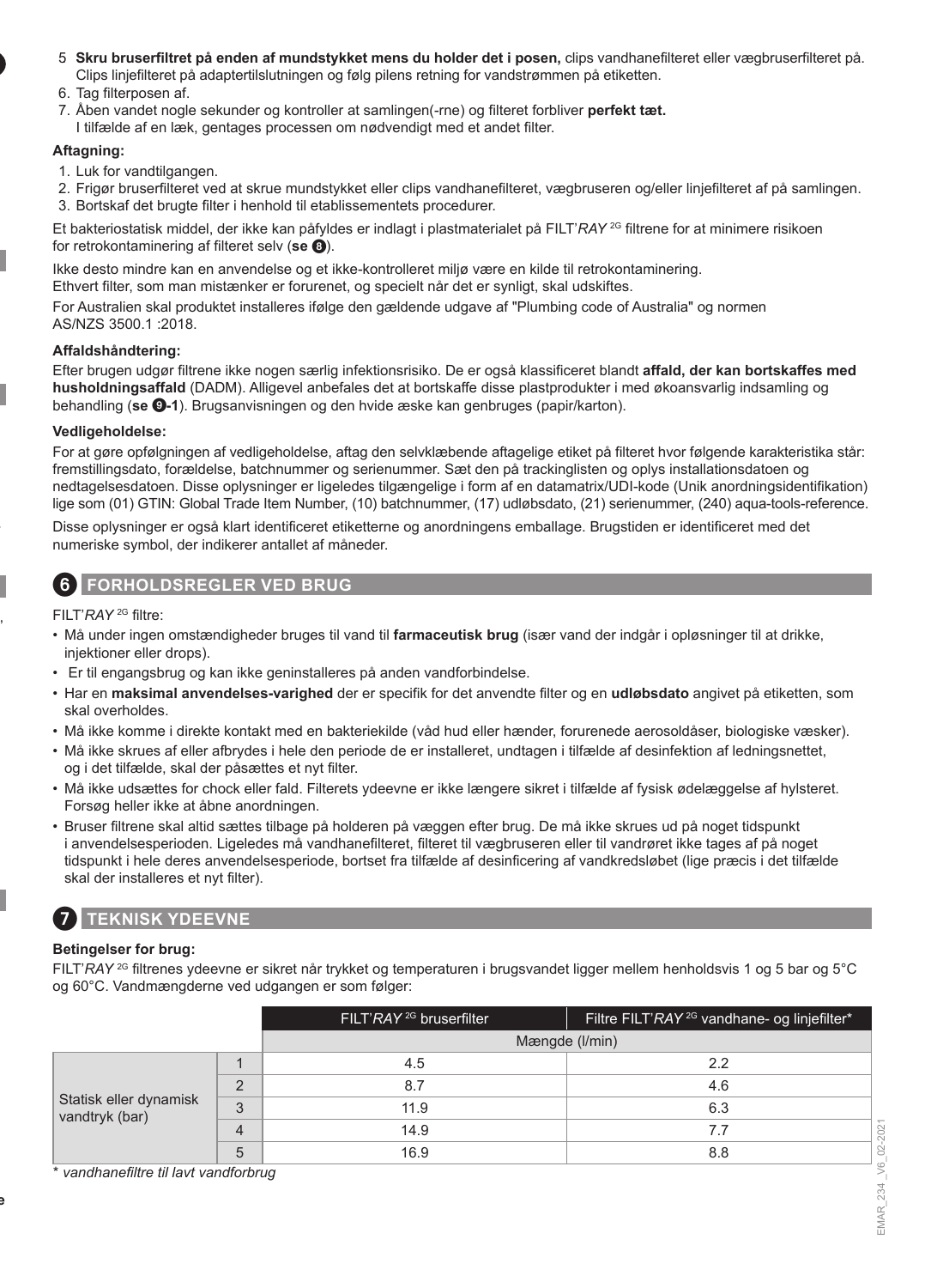5. **Skru bruserfiltret på enden af mundstykket mens du holder det i posen,** clips vandhanefilteret eller vægbruserfilteret på. Clips linjefilteret på adaptertilslutningen og følg pilens retning for vandstrømmen på etiketten.
6. Tag filterposen af.
7. Åben vandet nogle sekunder og kontroller at samlingen(-rne) og filteret forbliver **perfekt tæt.** I tilfælde af en læk, gentages processen om nødvendigt med et andet filter.

**Aftagning:**

1. Luk for vandtilgangen.
2. Frigør bruserfilteret ved at skrue mundstykket eller clips vandhanefilteret, vægbruseren og/eller linjefilteret af på samlingen.
3. Bortskaf det brugte filter i henhold til etablissementets procedurer.

Et bakteriostatisk middel, der ikke kan påfyldes er indlagt i plastmaterialet på FILT'*RAY* 2G filtrene for at minimere risikoen for retrokontaminering af filteret selv (**se ❽**).

Ikke desto mindre kan en anvendelse og et ikke-kontrolleret miljø være en kilde til retrokontaminering.
Ethvert filter, som man mistænker er forurenet, og specielt når det er synligt, skal udskiftes.

For Australien skal produktet installeres ifølge den gældende udgave af "Plumbing code of Australia" og normen AS/NZS 3500.1 :2018.

**Affaldshåndtering:**

Efter brugen udgør filtrene ikke nogen særlig infektionsrisiko. De er også klassificeret blandt **affald, der kan bortskaffes med husholdningsaffald** (DADM). Alligevel anbefales det at bortskaffe disse plastprodukter i med økoansvarlig indsamling og behandling (**se ❾-1**). Brugsanvisningen og den hvide æske kan genbruges (papir/karton).

**Vedligeholdelse:**

For at gøre opfølgningen af vedligeholdelse, aftag den selvklæbende aftagelige etiket på filteret hvor følgende karakteristika står: fremstillingsdato, forældelse, batchnummer og serienummer. Sæt den på trackinglisten og oplys installationsdatoen og nedtagelsesdatoen. Disse oplysninger er ligeledes tilgængelige i form af en datamatrix/UDI-kode (Unik anordningsidentifikation) lige som (01) GTIN: Global Trade Item Number, (10) batchnummer, (17) udløbsdato, (21) serienummer, (240) aqua-tools-reference.

Disse oplysninger er også klart identificeret etiketterne og anordningens emballage. Brugstiden er identificeret med det numeriske symbol, der indikerer antallet af måneder.

## 6 FORHOLDSREGLER VED BRUG

FILT'*RAY* 2G filtre:

- Må under ingen omstændigheder bruges til vand til **farmaceutisk brug** (især vand der indgår i opløsninger til at drikke, injektioner eller drops).
- Er til engangsbrug og kan ikke geninstalleres på anden vandforbindelse.
- Har en **maksimal anvendelses-varighed** der er specifik for det anvendte filter og en **udløbsdato** angivet på etiketten, som skal overholdes.
- Må ikke komme i direkte kontakt med en bakteriekilde (våd hud eller hænder, forurenede aerosoldåser, biologiske væsker).
- Må ikke skrues af eller afbrydes i hele den periode de er installeret, undtagen i tilfælde af desinfektion af ledningsnettet, og i det tilfælde, skal der påsættes et nyt filter.
- Må ikke udsættes for chock eller fald. Filterets ydeevne er ikke længere sikret i tilfælde af fysisk ødelæggelse af hylsteret. Forsøg heller ikke at åbne anordningen.
- Bruser filtrene skal altid sættes tilbage på holderen på væggen efter brug. De må ikke skrues ud på noget tidspunkt i anvendelsesperioden. Ligeledes må vandhanefilteret, filteret til vægbruseren eller til vandrøret ikke tages af på noget tidspunkt i hele deres anvendelsesperiode, bortset fra tilfælde af desinficering af vandkredsløbet (lige præcis i det tilfælde skal der installeres et nyt filter).

## 7 TEKNISK YDEEVNE

**Betingelser for brug:**

FILT'*RAY* 2G filtrenes ydeevne er sikret når trykket og temperaturen i brugsvandet ligger mellem henholdsvis 1 og 5 bar og 5°C og 60°C. Vandmængderne ved udgangen er som følger:

| | | FILT'*RAY* 2G bruserfilter | Filtre FILT'*RAY* 2G vandhane- og linjefilter* |
|---|---|---|---|
| | | Mængde (l/min) | |
| Statisk eller dynamisk vandtryk (bar) | 1 | 4.5 | 2.2 |
| | 2 | 8.7 | 4.6 |
| | 3 | 11.9 | 6.3 |
| | 4 | 14.9 | 7.7 |
| | 5 | 16.9 | 8.8 |

*\* vandhanefiltre til lavt vandforbrug*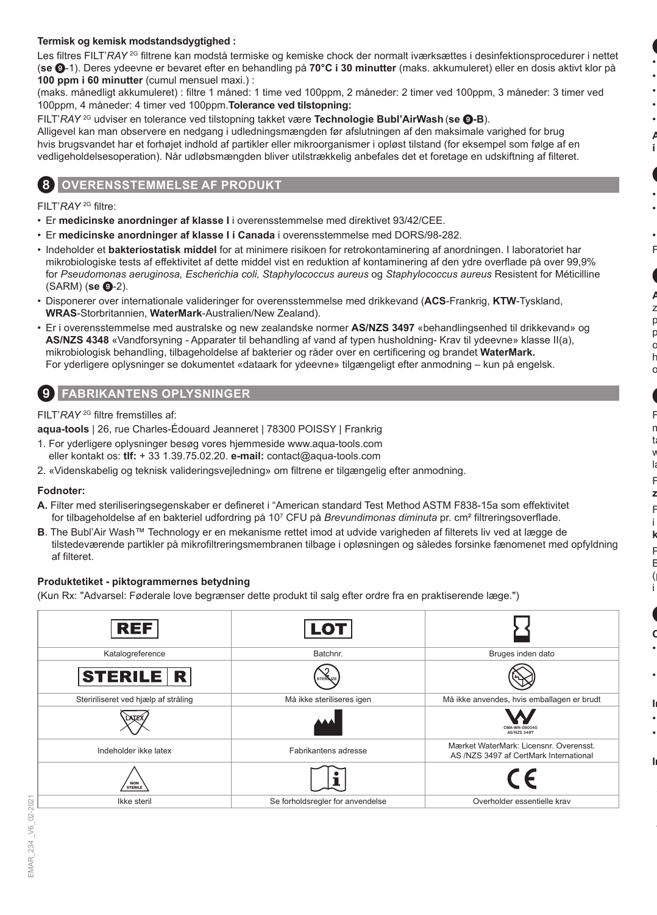**Termisk og kemisk modstandsdygtighed :**

Les filtres FILT'*RAY* 2G filtrene kan modstå termiske og kemiske chock der normalt iværksættes i desinfektionsprocedurer i nettet (**se ⑨**-1). Deres ydeevne er bevaret efter en behandling på **70°C i 30 minutter** (maks. akkumuleret) eller en dosis aktivt klor på **100 ppm i 60 minutter** (cumul mensuel maxi.) :

(maks. månedligt akkumuleret) : filtre 1 måned: 1 time ved 100ppm, 2 måneder: 2 timer ved 100ppm, 3 måneder: 3 timer ved 100ppm, 4 måneder: 4 timer ved 100ppm.**Tolerance ved tilstopning:**

FILT'*RAY* 2G udviser en tolerance ved tilstopning takket være **Technologie Bubl'AirWash** (**se ⑨-B**).

Alligevel kan man observere en nedgang i udledningsmængden før afslutningen af den maksimale varighed for brug hvis brugsvandet har et forhøjet indhold af partikler eller mikroorganismer i opløst tilstand (for eksempel som følge af en vedligeholdelsesoperation). Når udløbsmængden bliver utilstrækkelig anbefales det et foretage en udskiftning af filteret.

## 8 OVERENSSTEMMELSE AF PRODUKT

FILT'*RAY* 2G filtre:

- Er **medicinske anordninger af klasse I** i overensstemmelse med direktivet 93/42/CEE.
- Er **medicinske anordninger af klasse I i Canada** i overensstemmelse med DORS/98-282.
- Indeholder et **bakteriostatisk middel** for at minimere risikoen for retrokontaminering af anordningen. I laboratoriet har mikrobiologiske tests af effektivitet af dette middel vist en reduktion af kontaminering af den ydre overflade på over 99,9% for *Pseudomonas aeruginosa, Escherichia coli, Staphylococcus aureus* og *Staphylococcus aureus* Resistent for Méticilline (SARM) (**se ⑨**-2).
- Disponerer over internationale valideringer for overensstemmelse med drikkevand (**ACS**-Frankrig, **KTW**-Tyskland, **WRAS**-Storbritannien, **WaterMark**-Australien/New Zealand).
- Er i overensstemmelse med australske og new zealandske normer **AS/NZS 3497** «behandlingsenhed til drikkevand» og **AS/NZS 4348** «Vandforsyning - Apparater til behandling af vand af typen husholdning- Krav til ydeevne» klasse II(a), mikrobiologisk behandling, tilbageholdelse af bakterier og råder over en certificering og brandet **WaterMark.** For yderligere oplysninger se dokumentet «dataark for ydeevne» tilgængeligt efter anmodning – kun på engelsk.

## 9 FABRIKANTENS OPLYSNINGER

FILT'*RAY* 2G filtre fremstilles af:

**aqua-tools** | 26, rue Charles-Édouard Jeanneret | 78300 POISSY | Frankrig

1. For yderligere oplysninger besøg vores hjemmeside www.aqua-tools.com eller kontakt os: **tlf:** + 33 1.39.75.02.20. **e-mail:** contact@aqua-tools.com
2. «Videnskabelig og teknisk valideringsvejledning» om filtrene er tilgængelig efter anmodning.

**Fodnoter:**

**A.** Filter med steriliseringsegenskaber er defineret i "American standard Test Method ASTM F838-15a som effektivitet for tilbageholdelse af en bakteriel udfordring på $10^7$ CFU på *Brevundimonas diminuta* pr. cm² filtreringsoverflade.

**B**. The Bubl'Air Wash™ Technology er en mekanisme rettet imod at udvide varigheden af filterets liv ved at lægge de tilstedeværende partikler på mikrofiltreringsmembranen tilbage i opløsningen og således forsinke fænomenet med opfyldning af filteret.

**Produktetiket - piktogrammernes betydning**

(Kun Rx: "Advarsel: Føderale love begrænser dette produkt til salg efter ordre fra en praktiserende læge.")

| REF | LOT | ⌛ |
|---|---|---|
| Katalogreference | Batchnr. | Bruges inden dato |
| STERILE R | STERILIZE | |
| Stereriliseret ved hjælp af stråling | Må ikke steriliseres igen | Må ikke anvendes, hvis emballagen er brudt |
| LATEX | | CMA-WN-080040 AS/NZS 3497 |
| Indeholder ikke latex | Fabrikantens adresse | Mærket WaterMark: Licensnr. Overensst. AS /NZS 3497 af CertMark International |
| NON STERILE | i | CE |
| Ikke steril | Se forholdsregler for anvendelse | Overholder essentielle krav |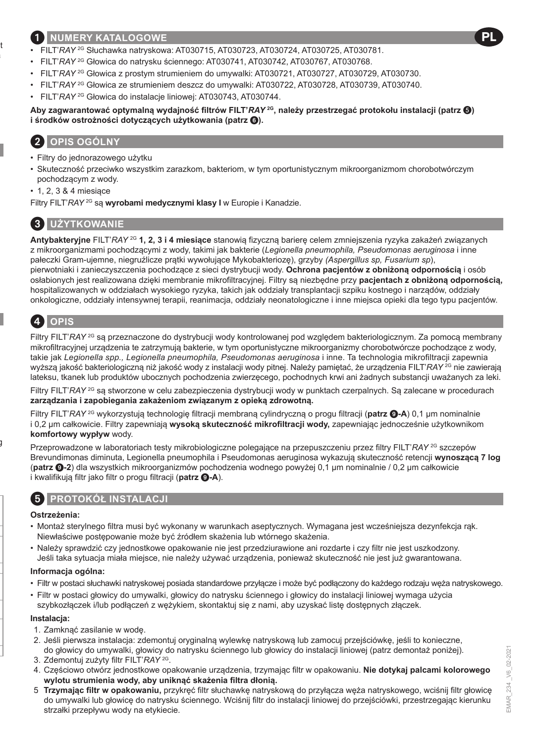## 1 NUMERY KATALOGOWE

- FILT'*RAY* 2G Słuchawka natryskowa: AT030715, AT030723, AT030724, AT030725, AT030781.
- FILT'*RAY* 2G Głowica do natrysku ściennego: AT030741, AT030742, AT030767, AT030768.
- FILT'*RAY* 2G Głowica z prostym strumieniem do umywalki: AT030721, AT030727, AT030729, AT030730.
- FILT'*RAY* 2G Głowica ze strumieniem deszcz do umywalki: AT030722, AT030728, AT030739, AT030740.
- FILT'*RAY* 2G Głowica do instalacje liniowej: AT030743, AT030744.

**Aby zagwarantować optymalną wydajność filtrów FILT'*RAY* 2G, należy przestrzegać protokołu instalacji (patrz ❺) i środków ostrożności dotyczących użytkowania (patrz ❻).**

## 2 OPIS OGÓLNY

- Filtry do jednorazowego użytku
- Skuteczność przeciwko wszystkim zarazkom, bakteriom, w tym oportunistycznym mikroorganizmom chorobotwórczym pochodzącym z wody.
- 1, 2, 3 & 4 miesiące

Filtry FILT'*RAY* 2G są **wyrobami medycznymi klasy I** w Europie i Kanadzie.

## 3 UŻYTKOWANIE

**Antybakteryjne** FILT'*RAY* 2G **1, 2, 3 i 4 miesiące** stanowią fizyczną barierę celem zmniejszenia ryzyka zakażeń związanych z mikroorganizmami pochodzącymi z wody, takimi jak bakterie (*Legionella pneumophila, Pseudomonas aeruginosa* i inne pałeczki Gram-ujemne, niegruźlicze prątki wywołujące Mykobakteriozę), grzyby *(Aspergillus sp, Fusarium sp)*, pierwotniaki i zanieczyszczenia pochodzące z sieci dystrybucji wody. **Ochrona pacjentów z obniżoną odpornością** i osób osłabionych jest realizowana dzięki membranie mikrofiltracyjnej. Filtry są niezbędne przy **pacjentach z obniżoną odpornością,** hospitalizowanych w oddziałach wysokiego ryzyka, takich jak oddziały transplantacji szpiku kostnego i narządów, oddziały onkologiczne, oddziały intensywnej terapii, reanimacja, oddziały neonatologiczne i inne miejsca opieki dla tego typu pacjentów.

## 4 OPIS

Filtry FILT'*RAY* 2G są przeznaczone do dystrybucji wody kontrolowanej pod względem bakteriologicznym. Za pomocą membrany mikrofiltracyjnej urządzenia te zatrzymują bakterie, w tym oportunistyczne mikroorganizmy chorobotwórcze pochodzące z wody, takie jak *Legionella spp., Legionella pneumophila, Pseudomonas aeruginosa* i inne. Ta technologia mikrofiltracji zapewnia wyższą jakość bakteriologiczną niż jakość wody z instalacji wody pitnej. Należy pamiętać, że urządzenia FILT'*RAY* 2G nie zawierają lateksu, tkanek lub produktów ubocznych pochodzenia zwierzęcego, pochodnych krwi ani żadnych substancji uważanych za leki.

Filtry FILT'*RAY* 2G są stworzone w celu zabezpieczenia dystrybucji wody w punktach czerpalnych. Są zalecane w procedurach **zarządzania i zapobiegania zakażeniom związanym z opieką zdrowotną.**

Filtry FILT'*RAY* 2G wykorzystują technologię filtracji membraną cylindryczną o progu filtracji (**patrz ❾-A**) 0,1 µm nominalnie i 0,2 µm całkowicie. Filtry zapewniają **wysoką skuteczność mikrofiltracji wody,** zapewniając jednocześnie użytkownikom **komfortowy wypływ** wody.

Przeprowadzone w laboratoriach testy mikrobiologiczne polegające na przepuszczeniu przez filtry FILT'*RAY* 2G szczepów Brevundimonas diminuta, Legionella pneumophila i Pseudomonas aeruginosa wykazują skuteczność retencji **wynoszącą 7 log** (**patrz ❾-2**) dla wszystkich mikroorganizmów pochodzenia wodnego powyżej 0,1 µm nominalnie / 0,2 µm całkowicie i kwalifikują filtr jako filtr o progu filtracji (**patrz ❾-A**).

## 5 PROTOKÓŁ INSTALACJI

**Ostrzeżenia:**

- Montaż sterylnego filtra musi być wykonany w warunkach aseptycznych. Wymagana jest wcześniejsza dezynfekcja rąk. Niewłaściwe postępowanie może być źródłem skażenia lub wtórnego skażenia.
- Należy sprawdzić czy jednostkowe opakowanie nie jest przedziurawione ani rozdarte i czy filtr nie jest uszkodzony. Jeśli taka sytuacja miała miejsce, nie należy używać urządzenia, ponieważ skuteczność nie jest już gwarantowana.

**Informacja ogólna:**

- Filtr w postaci słuchawki natryskowej posiada standardowe przyłącze i może być podłączony do każdego rodzaju węża natryskowego.
- Filtr w postaci głowicy do umywalki, głowicy do natrysku ściennego i głowicy do instalacji liniowej wymaga użycia szybkozłączek i/lub podłączeń z wężykiem, skontaktuj się z nami, aby uzyskać listę dostępnych złączek.

**Instalacja:**

1. Zamknąć zasilanie w wodę.
2. Jeśli pierwsza instalacja: zdemontuj oryginalną wylewkę natryskową lub zamocuj przejściówkę, jeśli to konieczne, do głowicy do umywalki, głowicy do natrysku ściennego lub głowicy do instalacji liniowej (patrz demontaż poniżej).
3. Zdemontuj zużyty filtr FILT'*RAY* 2G.
4. Częściowo otwórz jednostkowe opakowanie urządzenia, trzymając filtr w opakowaniu. **Nie dotykaj palcami kolorowego wylotu strumienia wody, aby uniknąć skażenia filtra dłonią.**
5. **Trzymając filtr w opakowaniu,** przykręć filtr słuchawkę natryskową do przyłącza węża natryskowego, wciśnij filtr głowicę do umywalki lub głowicę do natrysku ściennego. Wciśnij filtr do instalacji liniowej do przejściówki, przestrzegając kierunku strzałki przepływu wody na etykiecie.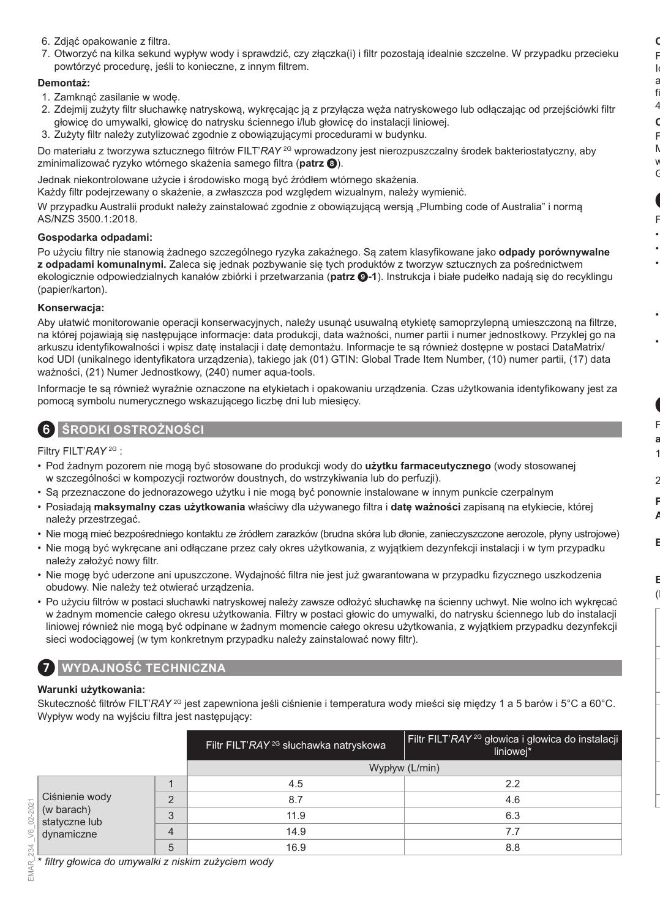6. Zdjąć opakowanie z filtra.
7. Otworzyć na kilka sekund wypływ wody i sprawdzić, czy złączka(i) i filtr pozostają idealnie szczelne. W przypadku przecieku powtórzyć procedurę, jeśli to konieczne, z innym filtrem.

**Demontaż:**

1. Zamknąć zasilanie w wodę.
2. Zdejmij zużyty filtr słuchawkę natryskową, wykręcając ją z przyłącza węża natryskowego lub odłączając od przejściówki filtr głowicę do umywalki, głowicę do natrysku ściennego i/lub głowicę do instalacji liniowej.
3. Zużyty filtr należy zutylizować zgodnie z obowiązującymi procedurami w budynku.

Do materiału z tworzywa sztucznego filtrów FILT'*RAY* 2G wprowadzony jest nierozpuszczalny środek bakteriostatyczny, aby zminimalizować ryzyko wtórnego skażenia samego filtra (**patrz 8**).

Jednak niekontrolowane użycie i środowisko mogą być źródłem wtórnego skażenia.
Każdy filtr podejrzewany o skażenie, a zwłaszcza pod względem wizualnym, należy wymienić.

W przypadku Australii produkt należy zainstalować zgodnie z obowiązującą wersją „Plumbing code of Australia" i normą AS/NZS 3500.1:2018.

**Gospodarka odpadami:**

Po użyciu filtry nie stanowią żadnego szczególnego ryzyka zakaźnego. Są zatem klasyfikowane jako **odpady porównywalne z odpadami komunalnymi.** Zaleca się jednak pozbywanie się tych produktów z tworzyw sztucznych za pośrednictwem ekologicznie odpowiedzialnych kanałów zbiórki i przetwarzania (**patrz 9-1**). Instrukcja i białe pudełko nadają się do recyklingu (papier/karton).

**Konserwacja:**

Aby ułatwić monitorowanie operacji konserwacyjnych, należy usunąć usuwalną etykietę samoprzylepną umieszczoną na filtrze, na której pojawiają się następujące informacje: data produkcji, data ważności, numer partii i numer jednostkowy. Przyklej go na arkuszu identyfikowalności i wpisz datę instalacji i datę demontażu. Informacje te są również dostępne w postaci DataMatrix/kod UDI (unikalnego identyfikatora urządzenia), takiego jak (01) GTIN: Global Trade Item Number, (10) numer partii, (17) data ważności, (21) Numer Jednostkowy, (240) numer aqua-tools.

Informacje te są również wyraźnie oznaczone na etykietach i opakowaniu urządzenia. Czas użytkowania identyfikowany jest za pomocą symbolu numerycznego wskazującego liczbę dni lub miesięcy.

## 6 ŚRODKI OSTROŻNOŚCI

Filtry FILT'*RAY* 2G :

- Pod żadnym pozorem nie mogą być stosowane do produkcji wody do **użytku farmaceutycznego** (wody stosowanej w szczególności w kompozycji roztworów doustnych, do wstrzykiwania lub do perfuzji).
- Są przeznaczone do jednorazowego użytku i nie mogą być ponownie instalowane w innym punkcie czerpalnym
- Posiadają **maksymalny czas użytkowania** właściwy dla używanego filtra i **datę ważności** zapisaną na etykiecie, której należy przestrzegać.
- Nie mogą mieć bezpośredniego kontaktu ze źródłem zarazków (brudna skóra lub dłonie, zanieczyszczone aerozole, płyny ustrojowe)
- Nie mogą być wykręcane ani odłączane przez cały okres użytkowania, z wyjątkiem dezynfekcji instalacji i w tym przypadku należy założyć nowy filtr.
- Nie mogę być uderzone ani upuszczone. Wydajność filtra nie jest już gwarantowana w przypadku fizycznego uszkodzenia obudowy. Nie należy też otwierać urządzenia.
- Po użyciu filtrów w postaci słuchawki natryskowej należy zawsze odłożyć słuchawkę na ścienny uchwyt. Nie wolno ich wykręcać w żadnym momencie całego okresu użytkowania. Filtry w postaci głowic do umywalki, do natrysku ściennego lub do instalacji liniowej również nie mogą być odpinane w żadnym momencie całego okresu użytkowania, z wyjątkiem przypadku dezynfekcji sieci wodociągowej (w tym konkretnym przypadku należy zainstalować nowy filtr).

## 7 WYDAJNOŚĆ TECHNICZNA

**Warunki użytkowania:**

Skuteczność filtrów FILT'*RAY* 2G jest zapewniona jeśli ciśnienie i temperatura wody mieści się między 1 a 5 barów i 5°C a 60°C. Wypływ wody na wyjściu filtra jest następujący:

| | | Filtr FILT'*RAY* 2G słuchawka natryskowa | Filtr FILT'*RAY* 2G głowica i głowica do instalacji liniowej* |
|---|---|---|---|
| | | Wypływ (L/min) | |
| Ciśnienie wody (w barach) statyczne lub dynamiczne | 1 | 4.5 | 2.2 |
| | 2 | 8.7 | 4.6 |
| | 3 | 11.9 | 6.3 |
| | 4 | 14.9 | 7.7 |
| | 5 | 16.9 | 8.8 |

\* *filtry głowica do umywalki z niskim zużyciem wody*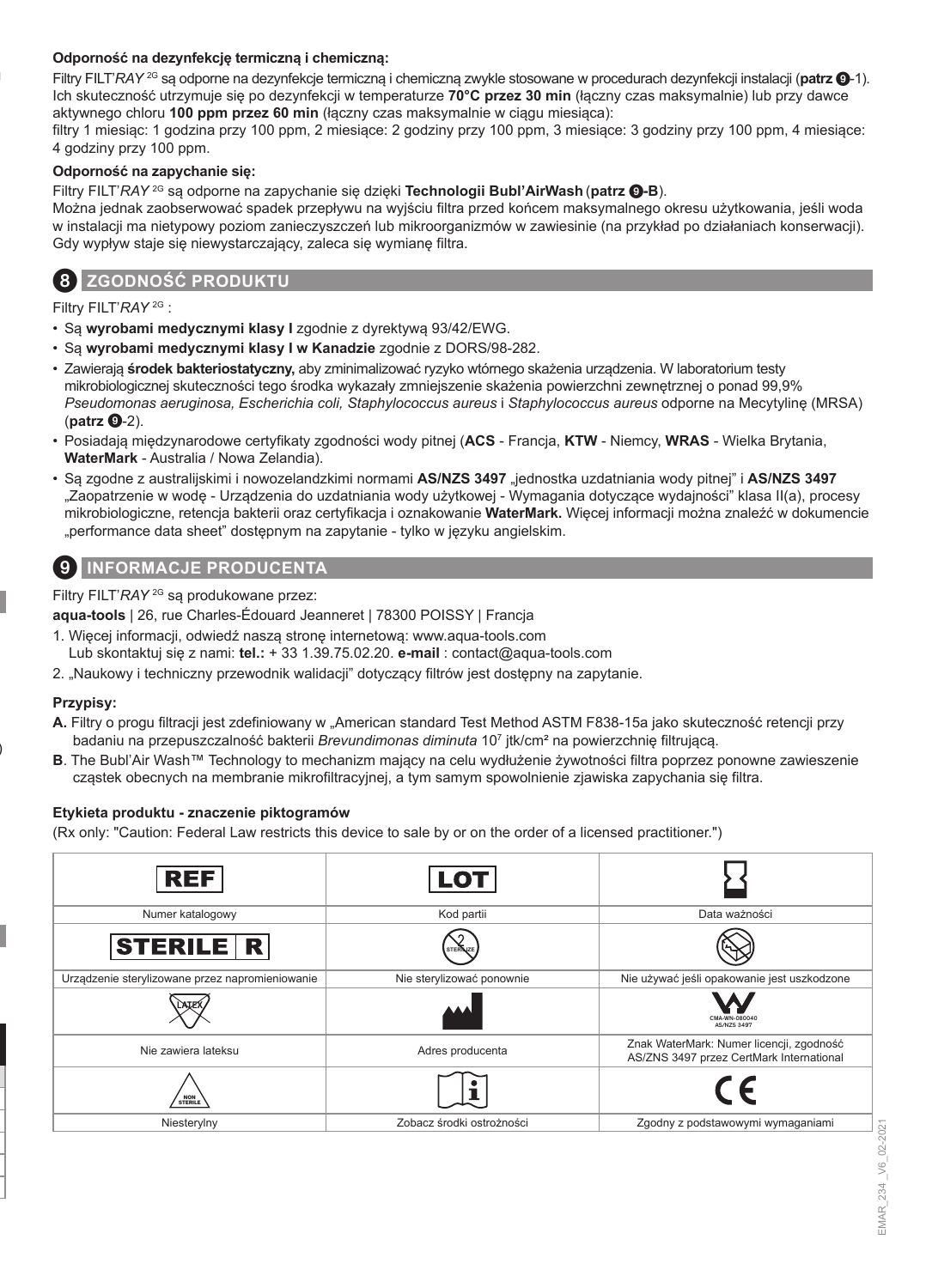**Odporność na dezynfekcję termiczną i chemiczną:**

Filtry FILT'*RAY* 2G są odporne na dezynfekcje termiczną i chemiczną zwykle stosowane w procedurach dezynfekcji instalacji (**patrz ❾**-1). Ich skuteczność utrzymuje się po dezynfekcji w temperaturze **70°C przez 30 min** (łączny czas maksymalnie) lub przy dawce aktywnego chloru **100 ppm przez 60 min** (łączny czas maksymalnie w ciągu miesiąca):

filtry 1 miesiąc: 1 godzina przy 100 ppm, 2 miesiące: 2 godziny przy 100 ppm, 3 miesiące: 3 godziny przy 100 ppm, 4 miesiące: 4 godziny przy 100 ppm.

**Odporność na zapychanie się:**

Filtry FILT'*RAY* 2G są odporne na zapychanie się dzięki **Technologii Bubl'AirWash** (**patrz ❾-B**).

Można jednak zaobserwować spadek przepływu na wyjściu filtra przed końcem maksymalnego okresu użytkowania, jeśli woda w instalacji ma nietypowy poziom zanieczyszczeń lub mikroorganizmów w zawiesinie (na przykład po działaniach konserwacji). Gdy wypływ staje się niewystarczający, zaleca się wymianę filtra.

## 8 ZGODNOŚĆ PRODUKTU

Filtry FILT'*RAY* 2G :

- Są **wyrobami medycznymi klasy I** zgodnie z dyrektywą 93/42/EWG.
- Są **wyrobami medycznymi klasy I w Kanadzie** zgodnie z DORS/98-282.
- Zawierają **środek bakteriostatyczny,** aby zminimalizować ryzyko wtórnego skażenia urządzenia. W laboratorium testy mikrobiologicznej skuteczności tego środka wykazały zmniejszenie skażenia powierzchni zewnętrznej o ponad 99,9% *Pseudomonas aeruginosa, Escherichia coli, Staphylococcus aureus* i *Staphylococcus aureus* odporne na Mecytylinę (MRSA) (**patrz ❾**-2).
- Posiadają międzynarodowe certyfikaty zgodności wody pitnej (**ACS** - Francja, **KTW** - Niemcy, **WRAS** - Wielka Brytania, **WaterMark** - Australia / Nowa Zelandia).
- Są zgodne z australijskimi i nowozelandzkimi normami **AS/NZS 3497** „jednostka uzdatniania wody pitnej" i **AS/NZS 3497** „Zaopatrzenie w wodę - Urządzenia do uzdatniania wody użytkowej - Wymagania dotyczące wydajności" klasa II(a), procesy mikrobiologiczne, retencja bakterii oraz certyfikacja i oznakowanie **WaterMark.** Więcej informacji można znaleźć w dokumencie „performance data sheet" dostępnym na zapytanie - tylko w języku angielskim.

## 9 INFORMACJE PRODUCENTA

Filtry FILT'*RAY* 2G są produkowane przez:

**aqua-tools** | 26, rue Charles-Édouard Jeanneret | 78300 POISSY | Francja

1. Więcej informacji, odwiedź naszą stronę internetową: www.aqua-tools.com
   Lub skontaktuj się z nami: **tel.:** + 33 1.39.75.02.20. **e-mail** : contact@aqua-tools.com
2. „Naukowy i techniczny przewodnik walidacji" dotyczący filtrów jest dostępny na zapytanie.

**Przypisy:**

**A.** Filtry o progu filtracji jest zdefiniowany w „American standard Test Method ASTM F838-15a jako skuteczność retencji przy badaniu na przepuszczalność bakterii *Brevundimonas diminuta* $10^7$ jtk/cm² na powierzchnię filtrującą.

**B**. The Bubl'Air Wash™ Technology to mechanizm mający na celu wydłużenie żywotności filtra poprzez ponowne zawieszenie cząstek obecnych na membranie mikrofiltracyjnej, a tym samym spowolnienie zjawiska zapychania się filtra.

**Etykieta produktu - znaczenie piktogramów**

(Rx only: "Caution: Federal Law restricts this device to sale by or on the order of a licensed practitioner.")

| REF | LOT | ⏳ |
|---|---|---|
| Numer katalogowy | Kod partii | Data ważności |
| STERILE R | STERILIZE | |
| Urządzenie sterylizowane przez napromieniowanie | Nie sterylizować ponownie | Nie używać jeśli opakowanie jest uszkodzone |
| LATEX | | CMA-WN-080040 AS/NZS 3497 |
| Nie zawiera lateksu | Adres producenta | Znak WaterMark: Numer licencji, zgodność AS/ZNS 3497 przez CertMark International |
| NON STERILE | i | CE |
| Niesterylny | Zobacz środki ostrożności | Zgodny z podstawowymi wymaganiami |

EMAR_234 _V6_02-2021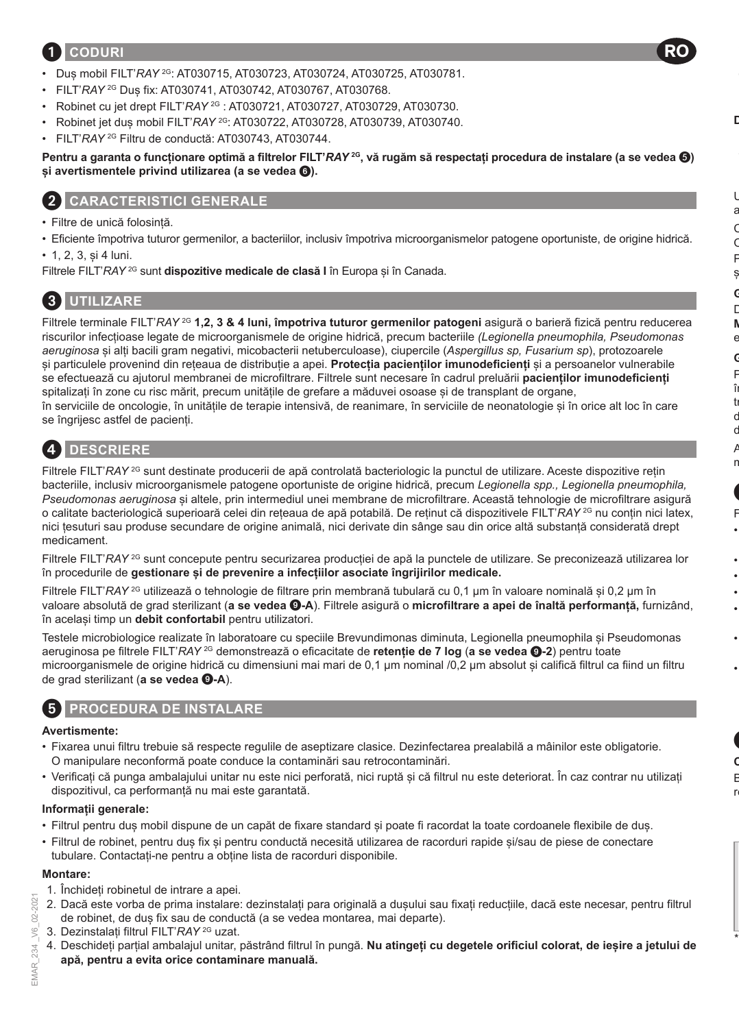## 1 CODURI

RO

- Duș mobil FILT'*RAY* 2G: AT030715, AT030723, AT030724, AT030725, AT030781.
- FILT'*RAY* 2G Duș fix: AT030741, AT030742, AT030767, AT030768.
- Robinet cu jet drept FILT'*RAY* 2G : AT030721, AT030727, AT030729, AT030730.
- Robinet jet duș mobil FILT'*RAY* 2G: AT030722, AT030728, AT030739, AT030740.
- FILT'*RAY* 2G Filtru de conductă: AT030743, AT030744.

**Pentru a garanta o funcționare optimă a filtrelor FILT'*RAY* 2G, vă rugăm să respectați procedura de instalare (a se vedea 5) și avertismentele privind utilizarea (a se vedea 6).**

## 2 CARACTERISTICI GENERALE

- Filtre de unică folosință.
- Eficiente împotriva tuturor germenilor, a bacteriilor, inclusiv împotriva microorganismelor patogene oportuniste, de origine hidrică.
- 1, 2, 3, și 4 luni.

Filtrele FILT'*RAY* 2G sunt **dispozitive medicale de clasă I** în Europa și în Canada.

## 3 UTILIZARE

Filtrele terminale FILT'*RAY* 2G **1,2, 3 & 4 luni, împotriva tuturor germenilor patogeni** asigură o barieră fizică pentru reducerea riscurilor infecțioase legate de microorganismele de origine hidrică, precum bacteriile *(Legionella pneumophila, Pseudomonas aeruginosa* și alți bacili gram negativi, micobacterii netuberculoase), ciupercile (*Aspergillus sp, Fusarium sp*), protozoarele și particulele provenind din rețeaua de distribuție a apei. **Protecția pacienților imunodeficienți** și a persoanelor vulnerabile se efectuează cu ajutorul membranei de microfiltrare. Filtrele sunt necesare în cadrul preluării **pacienților imunodeficienți** spitalizați în zone cu risc mărit, precum unitățile de grefare a măduvei osoase și de transplant de organe, în serviciile de oncologie, în unitățile de terapie intensivă, de reanimare, în serviciile de neonatologie și în orice alt loc în care se îngrijesc astfel de pacienți.

## 4 DESCRIERE

Filtrele FILT'*RAY* 2G sunt destinate producerii de apă controlată bacteriologic la punctul de utilizare. Aceste dispozitive rețin bacteriile, inclusiv microorganismele patogene oportuniste de origine hidrică, precum *Legionella spp., Legionella pneumophila, Pseudomonas aeruginosa* și altele, prin intermediul unei membrane de microfiltrare. Această tehnologie de microfiltrare asigură o calitate bacteriologică superioară celei din rețeaua de apă potabilă. De reținut că dispozitivele FILT'*RAY* 2G nu conțin nici latex, nici țesuturi sau produse secundare de origine animală, nici derivate din sânge sau din orice altă substanță considerată drept medicament.

Filtrele FILT'*RAY* 2G sunt concepute pentru securizarea producției de apă la punctele de utilizare. Se preconizează utilizarea lor în procedurile de **gestionare și de prevenire a infecțiilor asociate îngrijirilor medicale.**

Filtrele FILT'*RAY* 2G utilizează o tehnologie de filtrare prin membrană tubulară cu 0,1 µm în valoare nominală și 0,2 µm în valoare absolută de grad sterilizant (**a se vedea 9-A**). Filtrele asigură o **microfiltrare a apei de înaltă performanță,** furnizând, în același timp un **debit confortabil** pentru utilizatori.

Testele microbiologice realizate în laboratoare cu speciile Brevundimonas diminuta, Legionella pneumophila și Pseudomonas aeruginosa pe filtrele FILT'*RAY* 2G demonstrează o eficacitate de **retenție de 7 log** (**a se vedea 9-2**) pentru toate microorganismele de origine hidrică cu dimensiuni mai mari de 0,1 µm nominal /0,2 µm absolut și califică filtrul ca fiind un filtru de grad sterilizant (**a se vedea 9-A**).

## 5 PROCEDURA DE INSTALARE

**Avertismente:**

- Fixarea unui filtru trebuie să respecte regulile de aseptizare clasice. Dezinfectarea prealabilă a mâinilor este obligatorie. O manipulare neconformă poate conduce la contaminări sau retrocontaminări.
- Verificați că punga ambalajului unitar nu este nici perforată, nici ruptă și că filtrul nu este deteriorat. În caz contrar nu utilizați dispozitivul, ca performanță nu mai este garantată.

**Informații generale:**

- Filtrul pentru duș mobil dispune de un capăt de fixare standard și poate fi racordat la toate cordoanele flexibile de duș.
- Filtrul de robinet, pentru duș fix și pentru conductă necesită utilizarea de racorduri rapide și/sau de piese de conectare tubulare. Contactați-ne pentru a obține lista de racorduri disponibile.

**Montare:**

1. Închideți robinetul de intrare a apei.
2. Dacă este vorba de prima instalare: dezinstalați para originală a dușului sau fixați reducțiile, dacă este necesar, pentru filtrul de robinet, de duș fix sau de conductă (a se vedea montarea, mai departe).
3. Dezinstalați filtrul FILT'*RAY* 2G uzat.
4. Deschideți parțial ambalajul unitar, păstrând filtrul în pungă. **Nu atingeți cu degetele orificiul colorat, de ieșire a jetului de apă, pentru a evita orice contaminare manuală.**

EMAR_234_V6_02-2021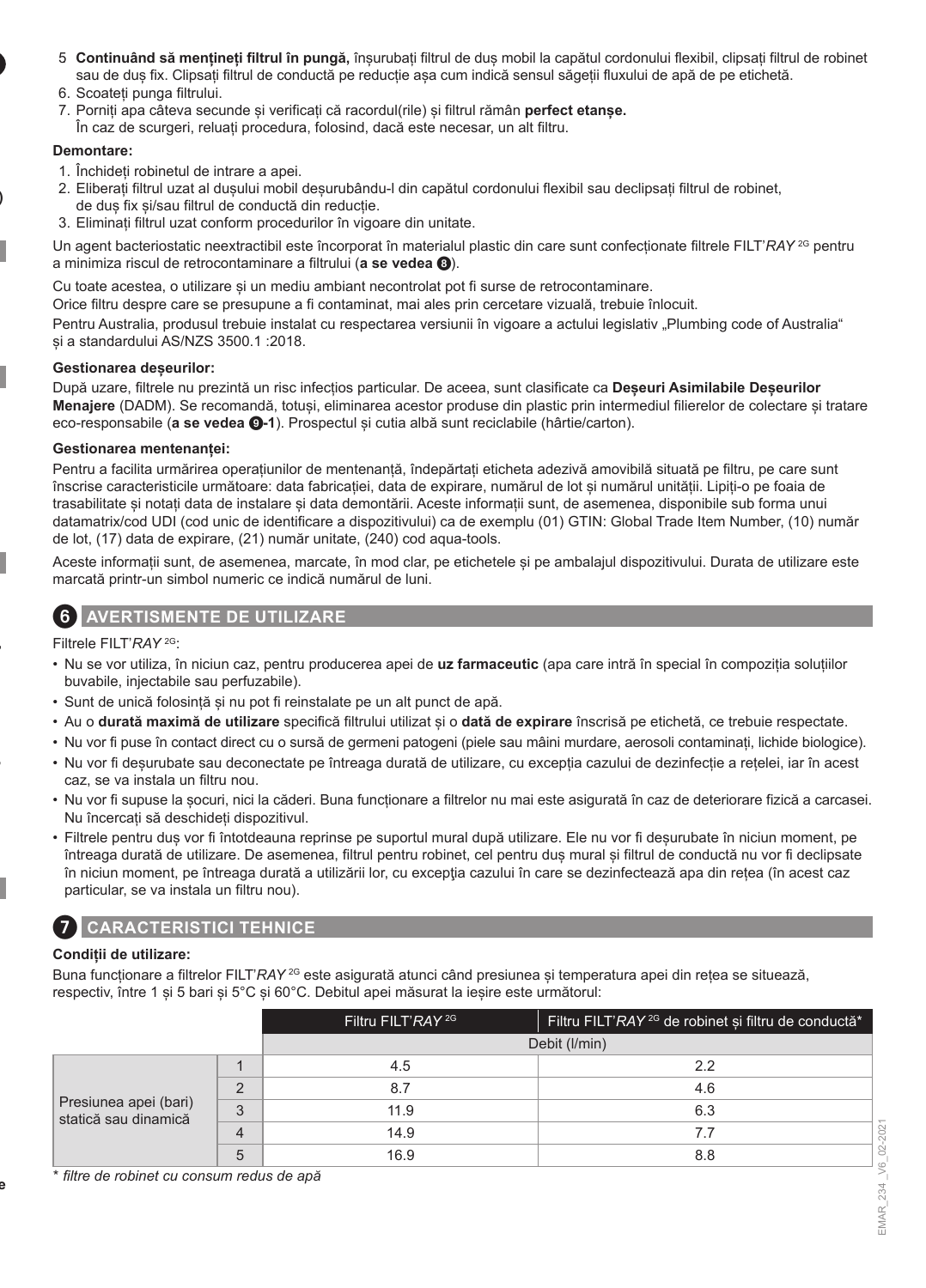5. **Continuând să mențineți filtrul în pungă,** înșurubați filtrul de duș mobil la capătul cordonului flexibil, clipsați filtrul de robinet sau de duș fix. Clipsați filtrul de conductă pe reducție așa cum indică sensul săgeții fluxului de apă de pe etichetă.
6. Scoateți punga filtrului.
7. Porniți apa câteva secunde și verificați că racordul(rile) și filtrul rămân **perfect etanșe.**
   În caz de scurgeri, reluați procedura, folosind, dacă este necesar, un alt filtru.

**Demontare:**

1. Închideți robinetul de intrare a apei.
2. Eliberați filtrul uzat al dușului mobil deșurubându-l din capătul cordonului flexibil sau declipsați filtrul de robinet, de duș fix și/sau filtrul de conductă din reducție.
3. Eliminați filtrul uzat conform procedurilor în vigoare din unitate.

Un agent bacteriostatic neextractibil este încorporat în materialul plastic din care sunt confecționate filtrele FILT'*RAY* 2G pentru a minimiza riscul de retrocontaminare a filtrului (**a se vedea 8**).

Cu toate acestea, o utilizare și un mediu ambiant necontrolat pot fi surse de retrocontaminare.
Orice filtru despre care se presupune a fi contaminat, mai ales prin cercetare vizuală, trebuie înlocuit.
Pentru Australia, produsul trebuie instalat cu respectarea versiunii în vigoare a actului legislativ „Plumbing code of Australia" și a standardului AS/NZS 3500.1 :2018.

**Gestionarea deșeurilor:**

După uzare, filtrele nu prezintă un risc infecțios particular. De aceea, sunt clasificate ca **Deșeuri Asimilabile Deșeurilor Menajere** (DADM). Se recomandă, totuși, eliminarea acestor produse din plastic prin intermediul filierelor de colectare și tratare eco-responsabile (**a se vedea 9-1**). Prospectul și cutia albă sunt reciclabile (hârtie/carton).

**Gestionarea mentenanței:**

Pentru a facilita urmărirea operațiunilor de mentenanță, îndepărtați eticheta adezivă amovibilă situată pe filtru, pe care sunt înscrise caracteristicile următoare: data fabricației, data de expirare, numărul de lot și numărul unității. Lipiți-o pe foaia de trasabilitate și notați data de instalare și data demontării. Aceste informații sunt, de asemenea, disponibile sub forma unui datamatrix/cod UDI (cod unic de identificare a dispozitivului) ca de exemplu (01) GTIN: Global Trade Item Number, (10) număr de lot, (17) data de expirare, (21) număr unitate, (240) cod aqua-tools.

Aceste informații sunt, de asemenea, marcate, în mod clar, pe etichetele și pe ambalajul dispozitivului. Durata de utilizare este marcată printr-un simbol numeric ce indică numărul de luni.

## 6 AVERTISMENTE DE UTILIZARE

Filtrele FILT'*RAY* 2G:

- Nu se vor utiliza, în niciun caz, pentru producerea apei de **uz farmaceutic** (apa care intră în special în compoziția soluțiilor buvabile, injectabile sau perfuzabile).
- Sunt de unică folosință și nu pot fi reinstalate pe un alt punct de apă.
- Au o **durată maximă de utilizare** specifică filtrului utilizat și o **dată de expirare** înscrisă pe etichetă, ce trebuie respectate.
- Nu vor fi puse în contact direct cu o sursă de germeni patogeni (piele sau mâini murdare, aerosoli contaminați, lichide biologice).
- Nu vor fi deșurubate sau deconectate pe întreaga durată de utilizare, cu excepția cazului de dezinfecție a rețelei, iar în acest caz, se va instala un filtru nou.
- Nu vor fi supuse la șocuri, nici la căderi. Buna funcționare a filtrelor nu mai este asigurată în caz de deteriorare fizică a carcasei. Nu încercați să deschideți dispozitivul.
- Filtrele pentru duș vor fi întotdeauna reprinse pe suportul mural după utilizare. Ele nu vor fi deșurubate în niciun moment, pe întreaga durată de utilizare. De asemenea, filtrul pentru robinet, cel pentru duș mural și filtrul de conductă nu vor fi declipsate în niciun moment, pe întreaga durată a utilizării lor, cu excepţia cazului în care se dezinfectează apa din rețea (în acest caz particular, se va instala un filtru nou).

## 7 CARACTERISTICI TEHNICE

**Condiții de utilizare:**

Buna funcționare a filtrelor FILT'*RAY* 2G este asigurată atunci când presiunea și temperatura apei din rețea se situează, respectiv, între 1 și 5 bari și 5°C și 60°C. Debitul apei măsurat la ieșire este următorul:

| | | Filtru FILT'*RAY* 2G | Filtru FILT'*RAY* 2G de robinet și filtru de conductă* |
|---|---|---|---|
| | | Debit (l/min) | |
| Presiunea apei (bari) statică sau dinamică | 1 | 4.5 | 2.2 |
| | 2 | 8.7 | 4.6 |
| | 3 | 11.9 | 6.3 |
| | 4 | 14.9 | 7.7 |
| | 5 | 16.9 | 8.8 |

*\* filtre de robinet cu consum redus de apă*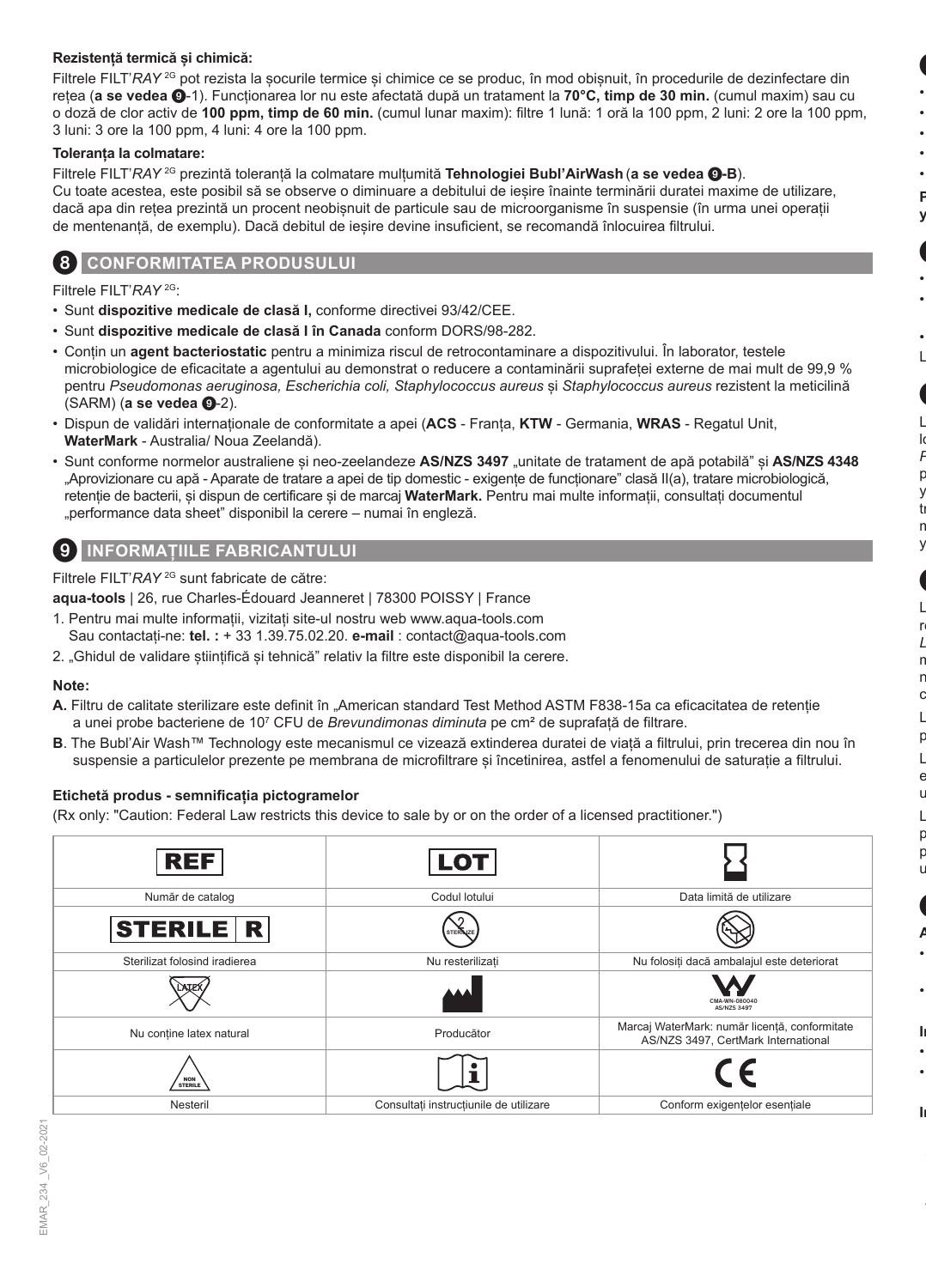**Rezistență termică și chimică:**

Filtrele FILT'*RAY* 2G pot rezista la șocurile termice și chimice ce se produc, în mod obișnuit, în procedurile de dezinfectare din rețea (**a se vedea ❾**-1). Funcționarea lor nu este afectată după un tratament la **70°C, timp de 30 min.** (cumul maxim) sau cu o doză de clor activ de **100 ppm, timp de 60 min.** (cumul lunar maxim): filtre 1 lună: 1 oră la 100 ppm, 2 luni: 2 ore la 100 ppm, 3 luni: 3 ore la 100 ppm, 4 luni: 4 ore la 100 ppm.

**Toleranța la colmatare:**

Filtrele FILT'*RAY* 2G prezintă toleranță la colmatare mulțumită **Tehnologiei Bubl'AirWash** (**a se vedea ❾-B**).
Cu toate acestea, este posibil să se observe o diminuare a debitului de ieșire înainte terminării duratei maxime de utilizare, dacă apa din rețea prezintă un procent neobișnuit de particule sau de microorganisme în suspensie (în urma unei operații de mentenanță, de exemplu). Dacă debitul de ieșire devine insuficient, se recomandă înlocuirea filtrului.

## 8 CONFORMITATEA PRODUSULUI

Filtrele FILT'*RAY* 2G:

- Sunt **dispozitive medicale de clasă I,** conforme directivei 93/42/CEE.
- Sunt **dispozitive medicale de clasă I în Canada** conform DORS/98-282.
- Conțin un **agent bacteriostatic** pentru a minimiza riscul de retrocontaminare a dispozitivului. În laborator, testele microbiologice de eficacitate a agentului au demonstrat o reducere a contaminării suprafeței externe de mai mult de 99,9 % pentru *Pseudomonas aeruginosa, Escherichia coli, Staphylococcus aureus* și *Staphylococcus aureus* rezistent la meticilină (SARM) (**a se vedea ❾**-2).
- Dispun de validări internaționale de conformitate a apei (**ACS** - Franța, **KTW** - Germania, **WRAS** - Regatul Unit, **WaterMark** - Australia/ Noua Zeelandă).
- Sunt conforme normelor australiene și neo-zeelandeze **AS/NZS 3497** „unitate de tratament de apă potabilă" și **AS/NZS 4348** „Aprovizionare cu apă - Aparate de tratare a apei de tip domestic - exigențe de funcționare" clasă II(a), tratare microbiologică, retenție de bacterii, și dispun de certificare și de marcaj **WaterMark.** Pentru mai multe informații, consultați documentul „performance data sheet" disponibil la cerere – numai în engleză.

## 9 INFORMAȚIILE FABRICANTULUI

Filtrele FILT'*RAY* 2G sunt fabricate de către:

**aqua-tools** | 26, rue Charles-Édouard Jeanneret | 78300 POISSY | France

1. Pentru mai multe informații, vizitați site-ul nostru web www.aqua-tools.com
   Sau contactați-ne: **tel. :** + 33 1.39.75.02.20. **e-mail** : contact@aqua-tools.com
2. „Ghidul de validare științifică și tehnică" relativ la filtre este disponibil la cerere.

**Note:**

**A.** Filtru de calitate sterilizare este definit în „American standard Test Method ASTM F838-15a ca eficacitatea de retenție a unei probe bacteriene de $10^7$ CFU de *Brevundimonas diminuta* pe cm² de suprafață de filtrare.

**B**. The Bubl'Air Wash™ Technology este mecanismul ce vizează extinderea duratei de viață a filtrului, prin trecerea din nou în suspensie a particulelor prezente pe membrana de microfiltrare și încetinirea, astfel a fenomenului de saturație a filtrului.

**Etichetă produs - semnificația pictogramelor**

(Rx only: "Caution: Federal Law restricts this device to sale by or on the order of a licensed practitioner.")

| REF | LOT | ⌛ |
|---|---|---|
| Număr de catalog | Codul lotului | Data limită de utilizare |
| STERILE R | STERILIZE (2) | |
| Sterilizat folosind iradierea | Nu resterilizați | Nu folosiți dacă ambalajul este deteriorat |
| LATEX | | CMA-WN-080040 AS/NZS 3497 |
| Nu conține latex natural | Producător | Marcaj WaterMark: număr licență, conformitate AS/NZS 3497, CertMark International |
| NON STERILE | i | CE |
| Nesteril | Consultați instrucțiunile de utilizare | Conform exigențelor esențiale |

EMAR_234 _V6_02-2021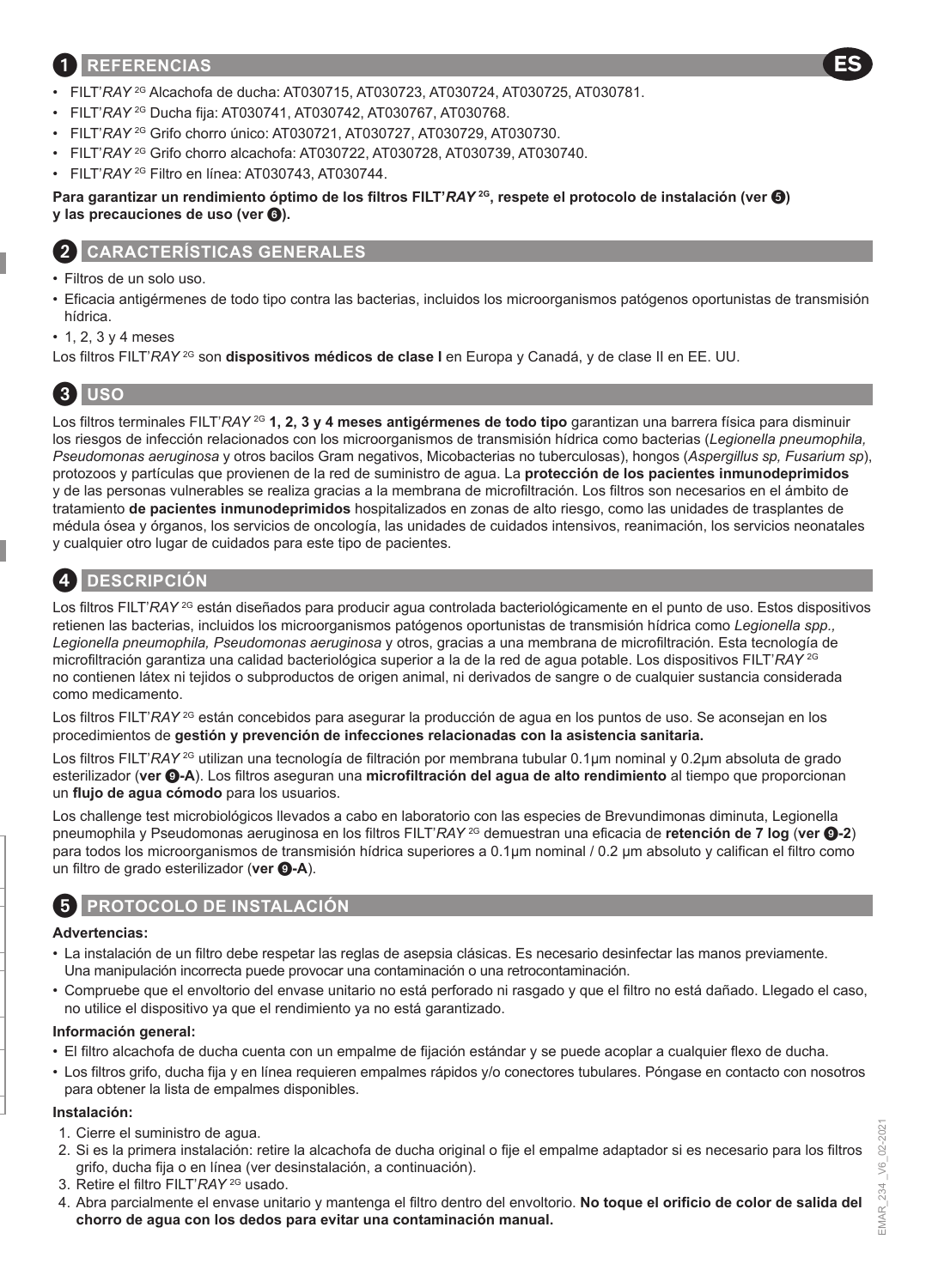## 1 REFERENCIAS

ES

- FILT'*RAY* 2G Alcachofa de ducha: AT030715, AT030723, AT030724, AT030725, AT030781.
- FILT'*RAY* 2G Ducha fija: AT030741, AT030742, AT030767, AT030768.
- FILT'*RAY* 2G Grifo chorro único: AT030721, AT030727, AT030729, AT030730.
- FILT'*RAY* 2G Grifo chorro alcachofa: AT030722, AT030728, AT030739, AT030740.
- FILT'*RAY* 2G Filtro en línea: AT030743, AT030744.

**Para garantizar un rendimiento óptimo de los filtros FILT'*RAY* 2G, respete el protocolo de instalación (ver 5) y las precauciones de uso (ver 6).**

## 2 CARACTERÍSTICAS GENERALES

- Filtros de un solo uso.
- Eficacia antigérmenes de todo tipo contra las bacterias, incluidos los microorganismos patógenos oportunistas de transmisión hídrica.
- 1, 2, 3 y 4 meses

Los filtros FILT'*RAY* 2G son **dispositivos médicos de clase I** en Europa y Canadá, y de clase II en EE. UU.

## 3 USO

Los filtros terminales FILT'*RAY* 2G **1, 2, 3 y 4 meses antigérmenes de todo tipo** garantizan una barrera física para disminuir los riesgos de infección relacionados con los microorganismos de transmisión hídrica como bacterias (*Legionella pneumophila, Pseudomonas aeruginosa* y otros bacilos Gram negativos, Micobacterias no tuberculosas), hongos (*Aspergillus sp, Fusarium sp*), protozoos y partículas que provienen de la red de suministro de agua. La **protección de los pacientes inmunodeprimidos** y de las personas vulnerables se realiza gracias a la membrana de microfiltración. Los filtros son necesarios en el ámbito de tratamiento **de pacientes inmunodeprimidos** hospitalizados en zonas de alto riesgo, como las unidades de trasplantes de médula ósea y órganos, los servicios de oncología, las unidades de cuidados intensivos, reanimación, los servicios neonatales y cualquier otro lugar de cuidados para este tipo de pacientes.

## 4 DESCRIPCIÓN

Los filtros FILT'*RAY* 2G están diseñados para producir agua controlada bacteriológicamente en el punto de uso. Estos dispositivos retienen las bacterias, incluidos los microorganismos patógenos oportunistas de transmisión hídrica como *Legionella spp., Legionella pneumophila, Pseudomonas aeruginosa* y otros, gracias a una membrana de microfiltración. Esta tecnología de microfiltración garantiza una calidad bacteriológica superior a la de la red de agua potable. Los dispositivos FILT'*RAY* 2G no contienen látex ni tejidos o subproductos de origen animal, ni derivados de sangre o de cualquier sustancia considerada como medicamento.

Los filtros FILT'*RAY* 2G están concebidos para asegurar la producción de agua en los puntos de uso. Se aconsejan en los procedimientos de **gestión y prevención de infecciones relacionadas con la asistencia sanitaria.**

Los filtros FILT'*RAY* 2G utilizan una tecnología de filtración por membrana tubular 0.1µm nominal y 0.2µm absoluta de grado esterilizador (**ver 9-A**). Los filtros aseguran una **microfiltración del agua de alto rendimiento** al tiempo que proporcionan un **flujo de agua cómodo** para los usuarios.

Los challenge test microbiológicos llevados a cabo en laboratorio con las especies de Brevundimonas diminuta, Legionella pneumophila y Pseudomonas aeruginosa en los filtros FILT'*RAY* 2G demuestran una eficacia de **retención de 7 log** (**ver 9-2**) para todos los microorganismos de transmisión hídrica superiores a 0.1µm nominal / 0.2 µm absoluto y califican el filtro como un filtro de grado esterilizador (**ver 9-A**).

## 5 PROTOCOLO DE INSTALACIÓN

**Advertencias:**

- La instalación de un filtro debe respetar las reglas de asepsia clásicas. Es necesario desinfectar las manos previamente. Una manipulación incorrecta puede provocar una contaminación o una retrocontaminación.
- Compruebe que el envoltorio del envase unitario no está perforado ni rasgado y que el filtro no está dañado. Llegado el caso, no utilice el dispositivo ya que el rendimiento ya no está garantizado.

**Información general:**

- El filtro alcachofa de ducha cuenta con un empalme de fijación estándar y se puede acoplar a cualquier flexo de ducha.
- Los filtros grifo, ducha fija y en línea requieren empalmes rápidos y/o conectores tubulares. Póngase en contacto con nosotros para obtener la lista de empalmes disponibles.

**Instalación:**

1. Cierre el suministro de agua.
2. Si es la primera instalación: retire la alcachofa de ducha original o fije el empalme adaptador si es necesario para los filtros grifo, ducha fija o en línea (ver desinstalación, a continuación).
3. Retire el filtro FILT'*RAY* 2G usado.
4. Abra parcialmente el envase unitario y mantenga el filtro dentro del envoltorio. **No toque el orificio de color de salida del chorro de agua con los dedos para evitar una contaminación manual.**

EMAR_234 _V6_02-2021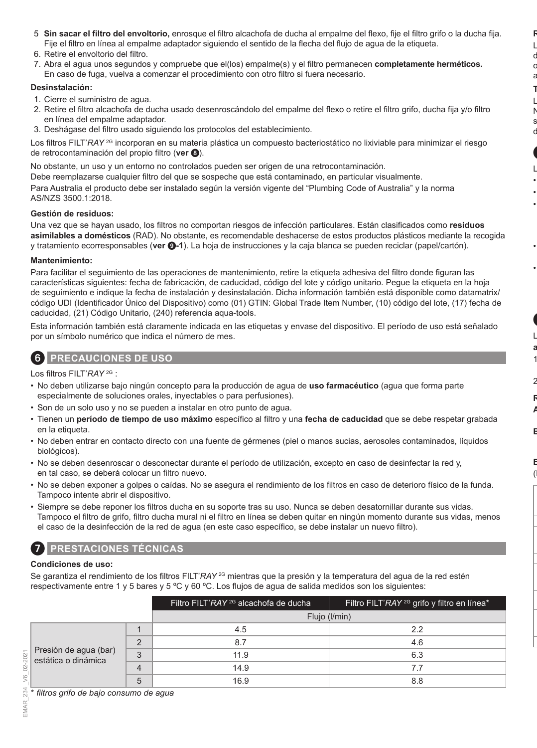5. **Sin sacar el filtro del envoltorio,** enrosque el filtro alcachofa de ducha al empalme del flexo, fije el filtro grifo o la ducha fija. Fije el filtro en línea al empalme adaptador siguiendo el sentido de la flecha del flujo de agua de la etiqueta.
6. Retire el envoltorio del filtro.
7. Abra el agua unos segundos y compruebe que el(los) empalme(s) y el filtro permanecen **completamente herméticos.** En caso de fuga, vuelva a comenzar el procedimiento con otro filtro si fuera necesario.

**Desinstalación:**

1. Cierre el suministro de agua.
2. Retire el filtro alcachofa de ducha usado desenroscándolo del empalme del flexo o retire el filtro grifo, ducha fija y/o filtro en línea del empalme adaptador.
3. Deshágase del filtro usado siguiendo los protocolos del establecimiento.

Los filtros FILT'*RAY* 2G incorporan en su materia plástica un compuesto bacteriostático no lixiviable para minimizar el riesgo de retrocontaminación del propio filtro (**ver 8**).

No obstante, un uso y un entorno no controlados pueden ser origen de una retrocontaminación.

Debe reemplazarse cualquier filtro del que se sospeche que está contaminado, en particular visualmente.

Para Australia el producto debe ser instalado según la versión vigente del "Plumbing Code of Australia" y la norma AS/NZS 3500.1:2018.

**Gestión de residuos:**

Una vez que se hayan usado, los filtros no comportan riesgos de infección particulares. Están clasificados como **residuos asimilables a domésticos** (RAD). No obstante, es recomendable deshacerse de estos productos plásticos mediante la recogida y tratamiento ecorresponsables (**ver 9-1**). La hoja de instrucciones y la caja blanca se pueden reciclar (papel/cartón).

**Mantenimiento:**

Para facilitar el seguimiento de las operaciones de mantenimiento, retire la etiqueta adhesiva del filtro donde figuran las características siguientes: fecha de fabricación, de caducidad, código del lote y código unitario. Pegue la etiqueta en la hoja de seguimiento e indique la fecha de instalación y desinstalación. Dicha información también está disponible como datamatrix/ código UDI (Identificador Único del Dispositivo) como (01) GTIN: Global Trade Item Number, (10) código del lote, (17) fecha de caducidad, (21) Código Unitario, (240) referencia aqua-tools.

Esta información también está claramente indicada en las etiquetas y envase del dispositivo. El período de uso está señalado por un símbolo numérico que indica el número de mes.

## 6 PRECAUCIONES DE USO

Los filtros FILT'*RAY* 2G :

- No deben utilizarse bajo ningún concepto para la producción de agua de **uso farmacéutico** (agua que forma parte especialmente de soluciones orales, inyectables o para perfusiones).
- Son de un solo uso y no se pueden a instalar en otro punto de agua.
- Tienen un **período de tiempo de uso máximo** específico al filtro y una **fecha de caducidad** que se debe respetar grabada en la etiqueta.
- No deben entrar en contacto directo con una fuente de gérmenes (piel o manos sucias, aerosoles contaminados, líquidos biológicos).
- No se deben desenroscar o desconectar durante el período de utilización, excepto en caso de desinfectar la red y, en tal caso, se deberá colocar un filtro nuevo.
- No se deben exponer a golpes o caídas. No se asegura el rendimiento de los filtros en caso de deterioro físico de la funda. Tampoco intente abrir el dispositivo.
- Siempre se debe reponer los filtros ducha en su soporte tras su uso. Nunca se deben desatornillar durante sus vidas. Tampoco el filtro de grifo, filtro ducha mural ni el filtro en línea se deben quitar en ningún momento durante sus vidas, menos el caso de la desinfección de la red de agua (en este caso específico, se debe instalar un nuevo filtro).

## 7 PRESTACIONES TÉCNICAS

**Condiciones de uso:**

Se garantiza el rendimiento de los filtros FILT'*RAY* 2G mientras que la presión y la temperatura del agua de la red estén respectivamente entre 1 y 5 bares y 5 ºC y 60 ºC. Los flujos de agua de salida medidos son los siguientes:

| | | Filtro FILT'*RAY* 2G alcachofa de ducha | Filtro FILT'*RAY* 2G grifo y filtro en línea* |
|---|---|---|---|
| | | Flujo (l/min) | |
| Presión de agua (bar) estática o dinámica | 1 | 4.5 | 2.2 |
| | 2 | 8.7 | 4.6 |
| | 3 | 11.9 | 6.3 |
| | 4 | 14.9 | 7.7 |
| | 5 | 16.9 | 8.8 |

*\* filtros grifo de bajo consumo de agua*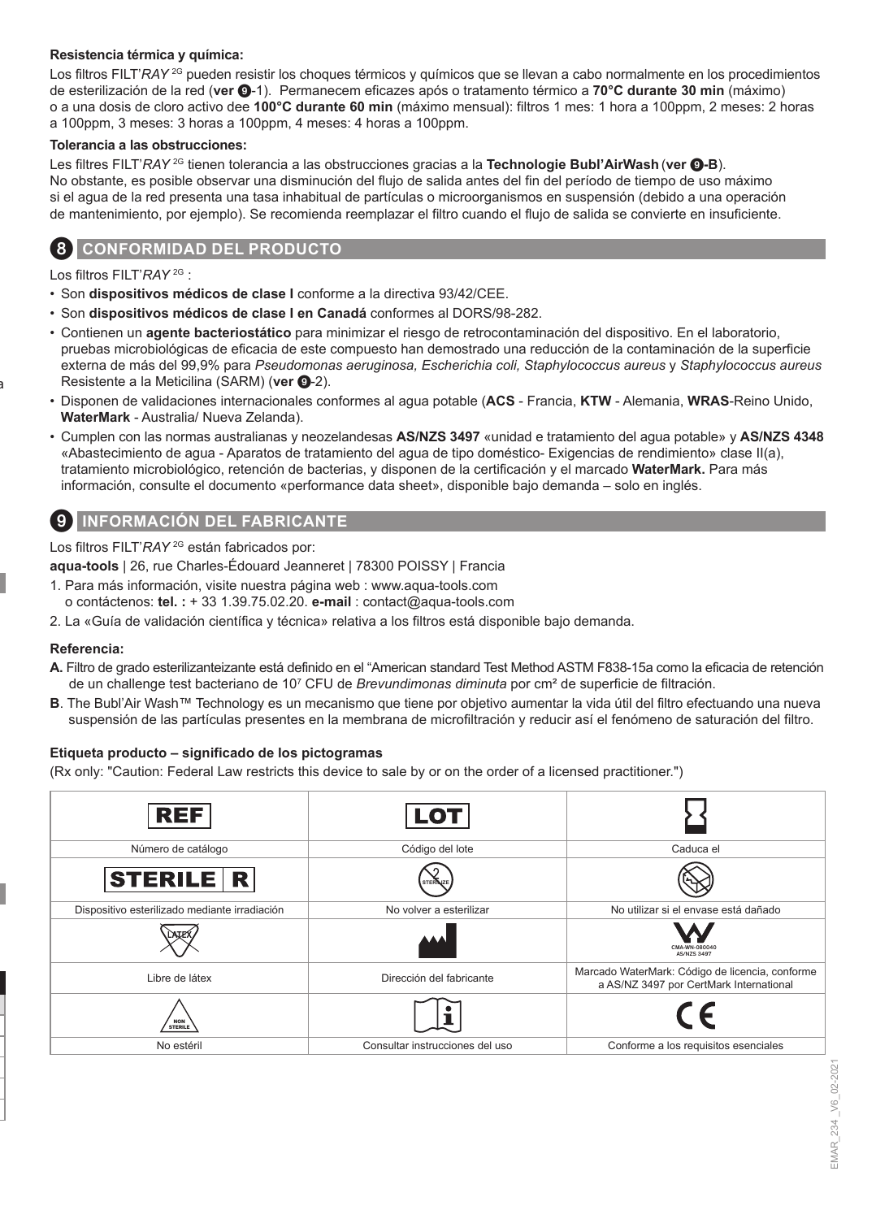**Resistencia térmica y química:**

Los filtros FILT'*RAY* 2G pueden resistir los choques térmicos y químicos que se llevan a cabo normalmente en los procedimientos de esterilización de la red (**ver ❾**-1). Permanecem eficazes após o tratamento térmico a **70°C durante 30 min** (máximo) o a una dosis de cloro activo dee **100°C durante 60 min** (máximo mensual): filtros 1 mes: 1 hora a 100ppm, 2 meses: 2 horas a 100ppm, 3 meses: 3 horas a 100ppm, 4 meses: 4 horas a 100ppm.

**Tolerancia a las obstrucciones:**

Les filtres FILT'*RAY* 2G tienen tolerancia a las obstrucciones gracias a la **Technologie Bubl'AirWash** (**ver ❾-B**). No obstante, es posible observar una disminución del flujo de salida antes del fin del período de tiempo de uso máximo si el agua de la red presenta una tasa inhabitual de partículas o microorganismos en suspensión (debido a una operación de mantenimiento, por ejemplo). Se recomienda reemplazar el filtro cuando el flujo de salida se convierte en insuficiente.

## 8 CONFORMIDAD DEL PRODUCTO

Los filtros FILT'*RAY* 2G :

- Son **dispositivos médicos de clase I** conforme a la directiva 93/42/CEE.
- Son **dispositivos médicos de clase I en Canadá** conformes al DORS/98-282.
- Contienen un **agente bacteriostático** para minimizar el riesgo de retrocontaminación del dispositivo. En el laboratorio, pruebas microbiológicas de eficacia de este compuesto han demostrado una reducción de la contaminación de la superficie externa de más del 99,9% para *Pseudomonas aeruginosa, Escherichia coli, Staphylococcus aureus* y *Staphylococcus aureus* Resistente a la Meticilina (SARM) (**ver ❾**-2).
- Disponen de validaciones internacionales conformes al agua potable (**ACS** - Francia, **KTW** - Alemania, **WRAS**-Reino Unido, **WaterMark** - Australia/ Nueva Zelanda).
- Cumplen con las normas australianas y neozelandesas **AS/NZS 3497** «unidad e tratamiento del agua potable» y **AS/NZS 4348** «Abastecimiento de agua - Aparatos de tratamiento del agua de tipo doméstico- Exigencias de rendimiento» clase II(a), tratamiento microbiológico, retención de bacterias, y disponen de la certificación y el marcado **WaterMark.** Para más información, consulte el documento «performance data sheet», disponible bajo demanda – solo en inglés.

## 9 INFORMACIÓN DEL FABRICANTE

Los filtros FILT'*RAY* 2G están fabricados por:

**aqua-tools** | 26, rue Charles-Édouard Jeanneret | 78300 POISSY | Francia

1. Para más información, visite nuestra página web : www.aqua-tools.com
   o contáctenos: **tel. :** + 33 1.39.75.02.20. **e-mail** : contact@aqua-tools.com
2. La «Guía de validación científica y técnica» relativa a los filtros está disponible bajo demanda.

**Referencia:**

**A.** Filtro de grado esterilizanteizante está definido en el "American standard Test Method ASTM F838-15a como la eficacia de retención de un challenge test bacteriano de $10^7$ CFU de *Brevundimonas diminuta* por cm² de superficie de filtración.

**B**. The Bubl'Air Wash™ Technology es un mecanismo que tiene por objetivo aumentar la vida útil del filtro efectuando una nueva suspensión de las partículas presentes en la membrana de microfiltración y reducir así el fenómeno de saturación del filtro.

**Etiqueta producto – significado de los pictogramas**

(Rx only: "Caution: Federal Law restricts this device to sale by or on the order of a licensed practitioner.")

| REF | LOT | ⧗ |
|---|---|---|
| Número de catálogo | Código del lote | Caduca el |
| STERILE R | STERILIZE | |
| Dispositivo esterilizado mediante irradiación | No volver a esterilizar | No utilizar si el envase está dañado |
| LATEX | | CMA-WN-080040 AS/NZS 3497 |
| Libre de látex | Dirección del fabricante | Marcado WaterMark: Código de licencia, conforme a AS/NZ 3497 por CertMark International |
| NON STERILE | i | CE |
| No estéril | Consultar instrucciones del uso | Conforme a los requisitos esenciales |

EMAR_234 _V6_02-2021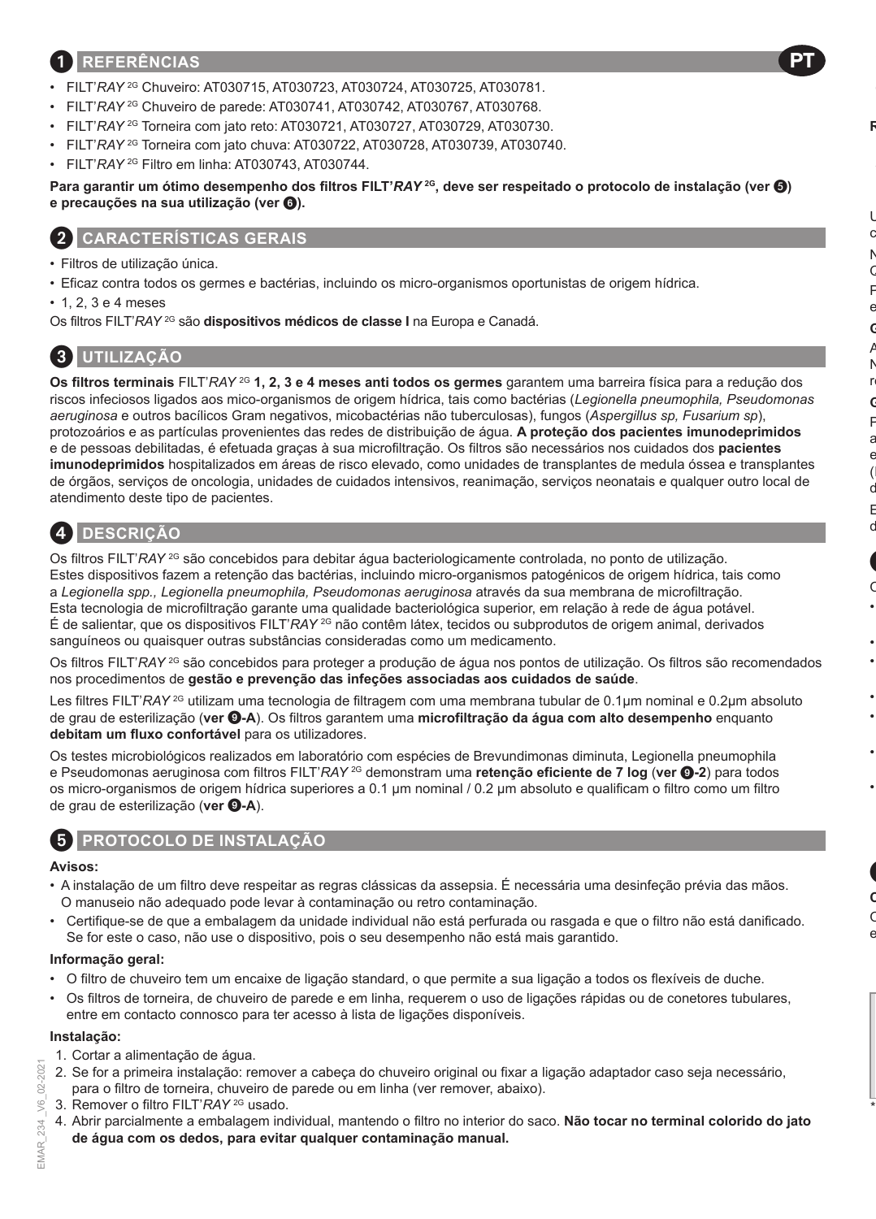## 1 REFERÊNCIAS

- FILT'*RAY* 2G Chuveiro: AT030715, AT030723, AT030724, AT030725, AT030781.
- FILT'*RAY* 2G Chuveiro de parede: AT030741, AT030742, AT030767, AT030768.
- FILT'*RAY* 2G Torneira com jato reto: AT030721, AT030727, AT030729, AT030730.
- FILT'*RAY* 2G Torneira com jato chuva: AT030722, AT030728, AT030739, AT030740.
- FILT'*RAY* 2G Filtro em linha: AT030743, AT030744.

**Para garantir um ótimo desempenho dos filtros FILT'*RAY* 2G, deve ser respeitado o protocolo de instalação (ver 5) e precauções na sua utilização (ver 6).**

## 2 CARACTERÍSTICAS GERAIS

- Filtros de utilização única.
- Eficaz contra todos os germes e bactérias, incluindo os micro-organismos oportunistas de origem hídrica.
- 1, 2, 3 e 4 meses

Os filtros FILT'*RAY* 2G são **dispositivos médicos de classe I** na Europa e Canadá.

## 3 UTILIZAÇÃO

**Os filtros terminais** FILT'*RAY* 2G **1, 2, 3 e 4 meses anti todos os germes** garantem uma barreira física para a redução dos riscos infeciosos ligados aos mico-organismos de origem hídrica, tais como bactérias (*Legionella pneumophila, Pseudomonas aeruginosa* e outros bacílicos Gram negativos, micobactérias não tuberculosas), fungos (*Aspergillus sp, Fusarium sp*), protozoários e as partículas provenientes das redes de distribuição de água. **A proteção dos pacientes imunodeprimidos** e de pessoas debilitadas, é efetuada graças à sua microfiltração. Os filtros são necessários nos cuidados dos **pacientes imunodeprimidos** hospitalizados em áreas de risco elevado, como unidades de transplantes de medula óssea e transplantes de órgãos, serviços de oncologia, unidades de cuidados intensivos, reanimação, serviços neonatais e qualquer outro local de atendimento deste tipo de pacientes.

## 4 DESCRIÇÃO

Os filtros FILT'*RAY* 2G são concebidos para debitar água bacteriologicamente controlada, no ponto de utilização. Estes dispositivos fazem a retenção das bactérias, incluindo micro-organismos patogénicos de origem hídrica, tais como a *Legionella spp., Legionella pneumophila, Pseudomonas aeruginosa* através da sua membrana de microfiltração. Esta tecnologia de microfiltração garante uma qualidade bacteriológica superior, em relação à rede de água potável. É de salientar, que os dispositivos FILT'*RAY* 2G não contêm látex, tecidos ou subprodutos de origem animal, derivados sanguíneos ou quaisquer outras substâncias consideradas como um medicamento.

Os filtros FILT'*RAY* 2G são concebidos para proteger a produção de água nos pontos de utilização. Os filtros são recomendados nos procedimentos de **gestão e prevenção das infeções associadas aos cuidados de saúde**.

Les filtres FILT'*RAY* 2G utilizam uma tecnologia de filtragem com uma membrana tubular de 0.1µm nominal e 0.2µm absoluto de grau de esterilização (**ver 9-A**). Os filtros garantem uma **microfiltração da água com alto desempenho** enquanto **debitam um fluxo confortável** para os utilizadores.

Os testes microbiológicos realizados em laboratório com espécies de Brevundimonas diminuta, Legionella pneumophila e Pseudomonas aeruginosa com filtros FILT'*RAY* 2G demonstram uma **retenção eficiente de 7 log** (**ver 9-2**) para todos os micro-organismos de origem hídrica superiores a 0.1 µm nominal / 0.2 µm absoluto e qualificam o filtro como um filtro de grau de esterilização (**ver 9-A**).

## 5 PROTOCOLO DE INSTALAÇÃO

**Avisos:**

- A instalação de um filtro deve respeitar as regras clássicas da assepsia. É necessária uma desinfeção prévia das mãos. O manuseio não adequado pode levar à contaminação ou retro contaminação.
- Certifique-se de que a embalagem da unidade individual não está perfurada ou rasgada e que o filtro não está danificado. Se for este o caso, não use o dispositivo, pois o seu desempenho não está mais garantido.

**Informação geral:**

- O filtro de chuveiro tem um encaixe de ligação standard, o que permite a sua ligação a todos os flexíveis de duche.
- Os filtros de torneira, de chuveiro de parede e em linha, requerem o uso de ligações rápidas ou de conetores tubulares, entre em contacto connosco para ter acesso à lista de ligações disponíveis.

**Instalação:**

1. Cortar a alimentação de água.
2. Se for a primeira instalação: remover a cabeça do chuveiro original ou fixar a ligação adaptador caso seja necessário, para o filtro de torneira, chuveiro de parede ou em linha (ver remover, abaixo).
3. Remover o filtro FILT'*RAY* 2G usado.
4. Abrir parcialmente a embalagem individual, mantendo o filtro no interior do saco. **Não tocar no terminal colorido do jato de água com os dedos, para evitar qualquer contaminação manual.**

EMAR_234 _V6_02-2021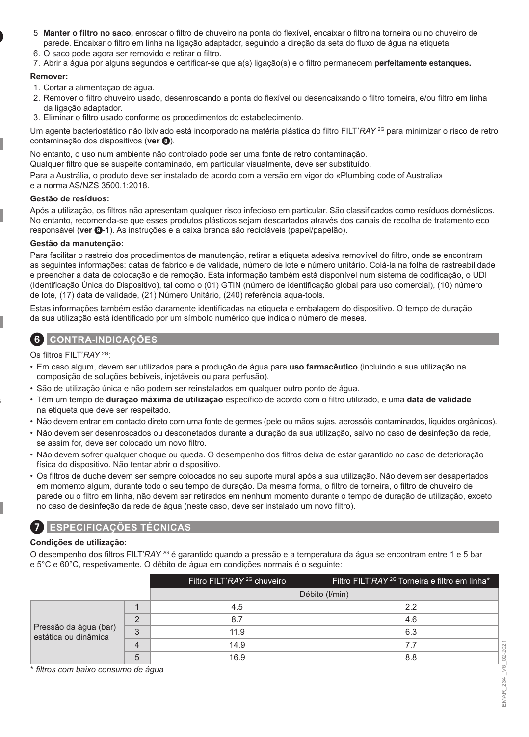5. **Manter o filtro no saco,** enroscar o filtro de chuveiro na ponta do flexível, encaixar o filtro na torneira ou no chuveiro de parede. Encaixar o filtro em linha na ligação adaptador, seguindo a direção da seta do fluxo de água na etiqueta.
6. O saco pode agora ser removido e retirar o filtro.
7. Abrir a água por alguns segundos e certificar-se que a(s) ligação(s) e o filtro permanecem **perfeitamente estanques.**

**Remover:**

1. Cortar a alimentação de água.
2. Remover o filtro chuveiro usado, desenroscando a ponta do flexível ou desencaixando o filtro torneira, e/ou filtro em linha da ligação adaptador.
3. Eliminar o filtro usado conforme os procedimentos do estabelecimento.

Um agente bacteriostático não lixiviado está incorporado na matéria plástica do filtro FILT'*RAY* 2G para minimizar o risco de retro contaminação dos dispositivos (**ver 8**).

No entanto, o uso num ambiente não controlado pode ser uma fonte de retro contaminação.
Qualquer filtro que se suspeite contaminado, em particular visualmente, deve ser substituído.

Para a Austrália, o produto deve ser instalado de acordo com a versão em vigor do «Plumbing code of Australia» e a norma AS/NZS 3500.1:2018.

**Gestão de resíduos:**

Após a utilização, os filtros não apresentam qualquer risco infecioso em particular. São classificados como resíduos domésticos. No entanto, recomenda-se que esses produtos plásticos sejam descartados através dos canais de recolha de tratamento eco responsável (**ver 9-1**). As instruções e a caixa branca são recicláveis (papel/papelão).

**Gestão da manutenção:**

Para facilitar o rastreio dos procedimentos de manutenção, retirar a etiqueta adesiva removível do filtro, onde se encontram as seguintes informações: datas de fabrico e de validade, número de lote e número unitário. Colá-la na folha de rastreabilidade e preencher a data de colocação e de remoção. Esta informação também está disponível num sistema de codificação, o UDI (Identificação Única do Dispositivo), tal como o (01) GTIN (número de identificação global para uso comercial), (10) número de lote, (17) data de validade, (21) Número Unitário, (240) referência aqua-tools.

Estas informações também estão claramente identificadas na etiqueta e embalagem do dispositivo. O tempo de duração da sua utilização está identificado por um símbolo numérico que indica o número de meses.

## 6 CONTRA-INDICAÇÕES

Os filtros FILT'*RAY* 2G:

- Em caso algum, devem ser utilizados para a produção de água para **uso farmacêutico** (incluindo a sua utilização na composição de soluções bebíveis, injetáveis ou para perfusão).
- São de utilização única e não podem ser reinstalados em qualquer outro ponto de água.
- Têm um tempo de **duração máxima de utilização** específico de acordo com o filtro utilizado, e uma **data de validade** na etiqueta que deve ser respeitado.
- Não devem entrar em contacto direto com uma fonte de germes (pele ou mãos sujas, aerossóis contaminados, líquidos orgânicos).
- Não devem ser desenroscados ou desconetados durante a duração da sua utilização, salvo no caso de desinfeção da rede, se assim for, deve ser colocado um novo filtro.
- Não devem sofrer qualquer choque ou queda. O desempenho dos filtros deixa de estar garantido no caso de deterioração física do dispositivo. Não tentar abrir o dispositivo.
- Os filtros de duche devem ser sempre colocados no seu suporte mural após a sua utilização. Não devem ser desapertados em momento algum, durante todo o seu tempo de duração. Da mesma forma, o filtro de torneira, o filtro de chuveiro de parede ou o filtro em linha, não devem ser retirados em nenhum momento durante o tempo de duração de utilização, exceto no caso de desinfeção da rede de água (neste caso, deve ser instalado um novo filtro).

## 7 ESPECIFICAÇÕES TÉCNICAS

**Condições de utilização:**

O desempenho dos filtros FILT'*RAY* 2G é garantido quando a pressão e a temperatura da água se encontram entre 1 e 5 bar e 5°C e 60°C, respetivamente. O débito de água em condições normais é o seguinte:

| | | Filtro FILT'*RAY* 2G chuveiro | Filtro FILT'*RAY* 2G Torneira e filtro em linha* |
|---|---|---|---|
| | | Débito (l/min) | |
| Pressão da água (bar) estática ou dinâmica | 1 | 4.5 | 2.2 |
| | 2 | 8.7 | 4.6 |
| | 3 | 11.9 | 6.3 |
| | 4 | 14.9 | 7.7 |
| | 5 | 16.9 | 8.8 |

\* *filtros com baixo consumo de água*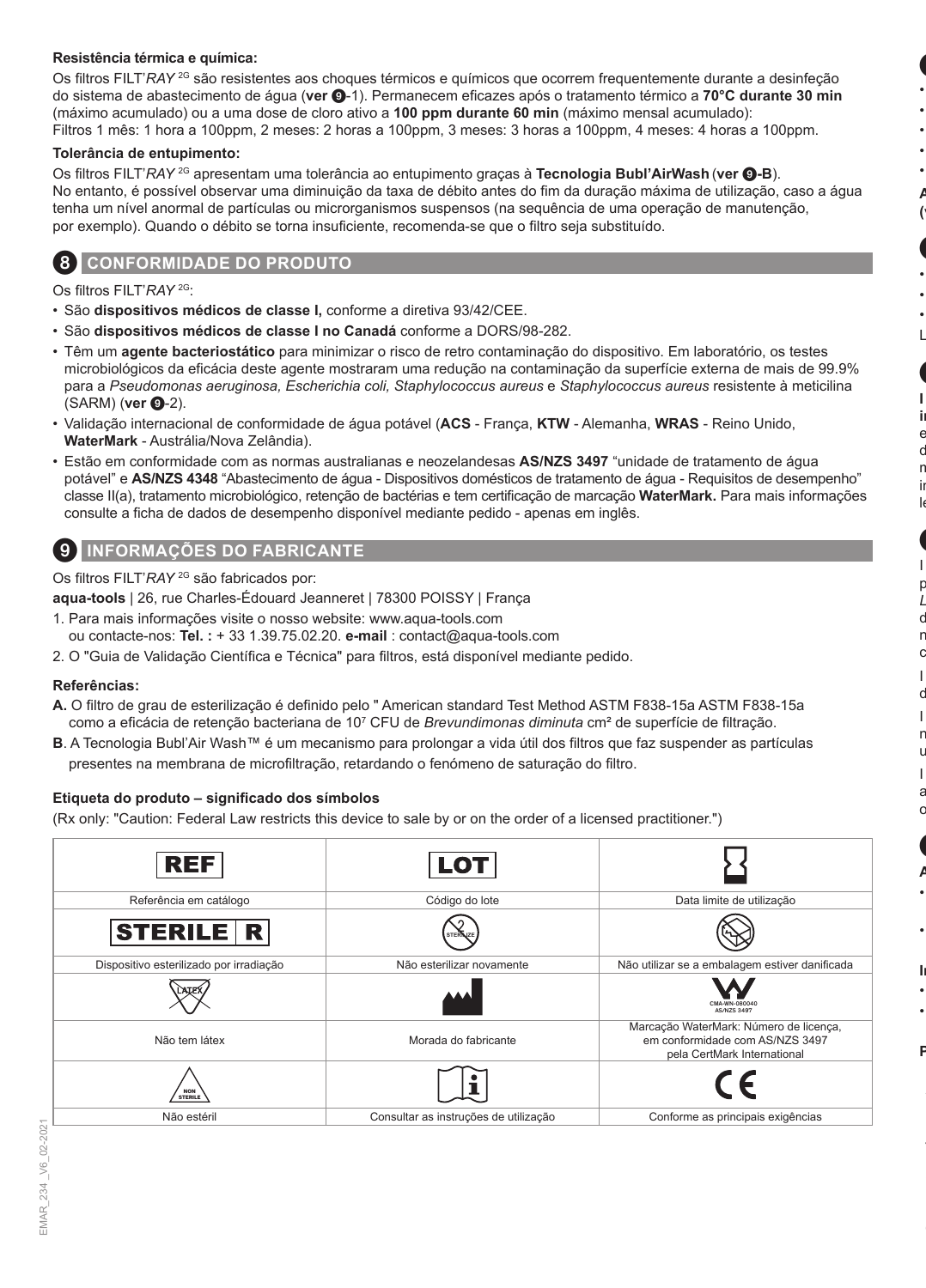**Resistência térmica e química:**

Os filtros FILT'*RAY* 2G são resistentes aos choques térmicos e químicos que ocorrem frequentemente durante a desinfeção do sistema de abastecimento de água (**ver 9**-1). Permanecem eficazes após o tratamento térmico a **70°C durante 30 min** (máximo acumulado) ou a uma dose de cloro ativo a **100 ppm durante 60 min** (máximo mensal acumulado):
Filtros 1 mês: 1 hora a 100ppm, 2 meses: 2 horas a 100ppm, 3 meses: 3 horas a 100ppm, 4 meses: 4 horas a 100ppm.

**Tolerância de entupimento:**

Os filtros FILT'*RAY* 2G apresentam uma tolerância ao entupimento graças à **Tecnologia Bubl'AirWash** (**ver 9-B**).
No entanto, é possível observar uma diminuição da taxa de débito antes do fim da duração máxima de utilização, caso a água tenha um nível anormal de partículas ou microrganismos suspensos (na sequência de uma operação de manutenção, por exemplo). Quando o débito se torna insuficiente, recomenda-se que o filtro seja substituído.

## 8 CONFORMIDADE DO PRODUTO

Os filtros FILT'*RAY* 2G:

- São **dispositivos médicos de classe I,** conforme a diretiva 93/42/CEE.
- São **dispositivos médicos de classe I no Canadá** conforme a DORS/98-282.
- Têm um **agente bacteriostático** para minimizar o risco de retro contaminação do dispositivo. Em laboratório, os testes microbiológicos da eficácia deste agente mostraram uma redução na contaminação da superfície externa de mais de 99.9% para a *Pseudomonas aeruginosa, Escherichia coli, Staphylococcus aureus* e *Staphylococcus aureus* resistente a meticilina (SARM) (**ver 9**-2).
- Validação internacional de conformidade de água potável (**ACS** - França, **KTW** - Alemanha, **WRAS** - Reino Unido, **WaterMark** - Austrália/Nova Zelândia).
- Estão em conformidade com as normas australianas e neozelandesas **AS/NZS 3497** "unidade de tratamento de água potável" e **AS/NZS 4348** "Abastecimento de água - Dispositivos domésticos de tratamento de água - Requisitos de desempenho" classe II(a), tratamento microbiológico, retenção de bactérias e tem certificação de marcação **WaterMark.** Para mais informações consulte a ficha de dados de desempenho disponível mediante pedido - apenas em inglês.

## 9 INFORMAÇÕES DO FABRICANTE

Os filtros FILT'*RAY* 2G são fabricados por:

**aqua-tools** | 26, rue Charles-Édouard Jeanneret | 78300 POISSY | França

1. Para mais informações visite o nosso website: www.aqua-tools.com
   ou contacte-nos: **Tel. :** + 33 1.39.75.02.20. **e-mail** : contact@aqua-tools.com
2. O "Guia de Validação Científica e Técnica" para filtros, está disponível mediante pedido.

**Referências:**

**A.** O filtro de grau de esterilização é definido pelo " American standard Test Method ASTM F838-15a ASTM F838-15a como a eficácia de retenção bacteriana de $10^7$ CFU de *Brevundimonas diminuta* cm² de superfície de filtração.

**B**. A Tecnologia Bubl'Air Wash™ é um mecanismo para prolongar a vida útil dos filtros que faz suspender as partículas presentes na membrana de microfiltração, retardando o fenómeno de saturação do filtro.

**Etiqueta do produto – significado dos símbolos**

(Rx only: "Caution: Federal Law restricts this device to sale by or on the order of a licensed practitioner.")

| REF | LOT | ⌛ |
|---|---|---|
| Referência em catálogo | Código do lote | Data limite de utilização |
| STERILE R | STERILIZE (2) | ⊘ |
| Dispositivo esterilizado por irradiação | Não esterilizar novamente | Não utilizar se a embalagem estiver danificada |
| LATEX | 🏭 | CMA-WN-080040 AS/NZS 3497 |
| Não tem látex | Morada do fabricante | Marcação WaterMark: Número de licença, em conformidade com AS/NZS 3497 pela CertMark International |
| NON STERILE | i | CE |
| Não estéril | Consultar as instruções de utilização | Conforme as principais exigências |

EMAR_234 _V6_02-2021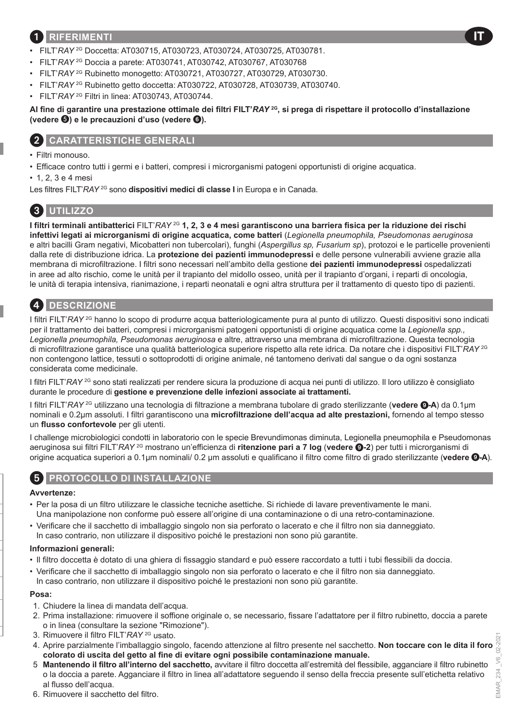## 1 RIFERIMENTI

- FILT'*RAY* 2G Doccetta: AT030715, AT030723, AT030724, AT030725, AT030781.
- FILT'*RAY* 2G Doccia a parete: AT030741, AT030742, AT030767, AT030768
- FILT'*RAY* 2G Rubinetto monogetto: AT030721, AT030727, AT030729, AT030730.
- FILT'*RAY* 2G Rubinetto getto doccetta: AT030722, AT030728, AT030739, AT030740.
- FILT'*RAY* 2G Filtri in linea: AT030743, AT030744.

**Al fine di garantire una prestazione ottimale dei filtri FILT'*RAY* 2G, si prega di rispettare il protocollo d'installazione (vedere ❺) e le precauzioni d'uso (vedere ❻).**

## 2 CARATTERISTICHE GENERALI

- Filtri monouso.
- Efficace contro tutti i germi e i batteri, compresi i microrganismi patogeni opportunisti di origine acquatica.
- 1, 2, 3 e 4 mesi

Les filtres FILT'*RAY* 2G sono **dispositivi medici di classe I** in Europa e in Canada.

## 3 UTILIZZO

**I filtri terminali antibatterici** FILT'*RAY* 2G **1, 2, 3 e 4 mesi garantiscono una barriera fisica per la riduzione dei rischi infettivi legati ai microrganismi di origine acquatica, come batteri** (*Legionella pneumophila, Pseudomonas aeruginosa* e altri bacilli Gram negativi, Micobatteri non tubercolari), funghi (*Aspergillus sp, Fusarium sp*), protozoi e le particelle provenienti dalla rete di distribuzione idrica. La **protezione dei pazienti immunodepressi** e delle persone vulnerabili avviene grazie alla membrana di microfiltrazione. I filtri sono necessari nell'ambito della gestione **dei pazienti immunodepressi** ospedalizzati in aree ad alto rischio, come le unità per il trapianto del midollo osseo, unità per il trapianto d'organi, i reparti di oncologia, le unità di terapia intensiva, rianimazione, i reparti neonatali e ogni altra struttura per il trattamento di questo tipo di pazienti.

## 4 DESCRIZIONE

I filtri FILT'*RAY* 2G hanno lo scopo di produrre acqua batteriologicamente pura al punto di utilizzo. Questi dispositivi sono indicati per il trattamento dei batteri, compresi i microrganismi patogeni opportunisti di origine acquatica come la *Legionella spp., Legionella pneumophila, Pseudomonas aeruginosa* e altre, attraverso una membrana di microfiltrazione. Questa tecnologia di microfiltrazione garantisce una qualità batteriologica superiore rispetto alla rete idrica. Da notare che i dispositivi FILT'*RAY* 2G non contengono lattice, tessuti o sottoprodotti di origine animale, né tantomeno derivati dal sangue o da ogni sostanza considerata come medicinale.

I filtri FILT'*RAY* 2G sono stati realizzati per rendere sicura la produzione di acqua nei punti di utilizzo. Il loro utilizzo è consigliato durante le procedure di **gestione e prevenzione delle infezioni associate ai trattamenti.**

I filtri FILT'*RAY* 2G utilizzano una tecnologia di filtrazione a membrana tubolare di grado sterilizzante (**vedere ❾-A**) da 0.1µm nominali e 0.2µm assoluti. I filtri garantiscono una **microfiltrazione dell'acqua ad alte prestazioni,** fornendo al tempo stesso un **flusso confortevole** per gli utenti.

I challenge microbiologici condotti in laboratorio con le specie Brevundimonas diminuta, Legionella pneumophila e Pseudomonas aeruginosa sui filtri FILT'*RAY* 2G mostrano un'efficienza di **ritenzione pari a 7 log** (**vedere ❾-2**) per tutti i microrganismi di origine acquatica superiori a 0.1µm nominali/ 0.2 µm assoluti e qualificano il filtro come filtro di grado sterilizzante (**vedere ❾-A**).

## 5 PROTOCOLLO DI INSTALLAZIONE

**Avvertenze:**

- Per la posa di un filtro utilizzare le classiche tecniche asettiche. Si richiede di lavare preventivamente le mani. Una manipolazione non conforme può essere all'origine di una contaminazione o di una retro-contaminazione.
- Verificare che il sacchetto di imballaggio singolo non sia perforato o lacerato e che il filtro non sia danneggiato. In caso contrario, non utilizzare il dispositivo poiché le prestazioni non sono più garantite.

**Informazioni generali:**

- Il filtro doccetta è dotato di una ghiera di fissaggio standard e può essere raccordato a tutti i tubi flessibili da doccia.
- Verificare che il sacchetto di imballaggio singolo non sia perforato o lacerato e che il filtro non sia danneggiato. In caso contrario, non utilizzare il dispositivo poiché le prestazioni non sono più garantite.

**Posa:**

1. Chiudere la linea di mandata dell'acqua.
2. Prima installazione: rimuovere il soffione originale o, se necessario, fissare l'adattatore per il filtro rubinetto, doccia a parete o in linea (consultare la sezione "Rimozione").
3. Rimuovere il filtro FILT'*RAY* 2G usato.
4. Aprire parzialmente l'imballaggio singolo, facendo attenzione al filtro presente nel sacchetto. **Non toccare con le dita il foro colorato di uscita del getto al fine di evitare ogni possibile contaminazione manuale.**
5. **Mantenendo il filtro all'interno del sacchetto,** avvitare il filtro doccetta all'estremità del flessibile, agganciare il filtro rubinetto o la doccia a parete. Agganciare il filtro in linea all'adattatore seguendo il senso della freccia presente sull'etichetta relativo al flusso dell'acqua.
6. Rimuovere il sacchetto del filtro.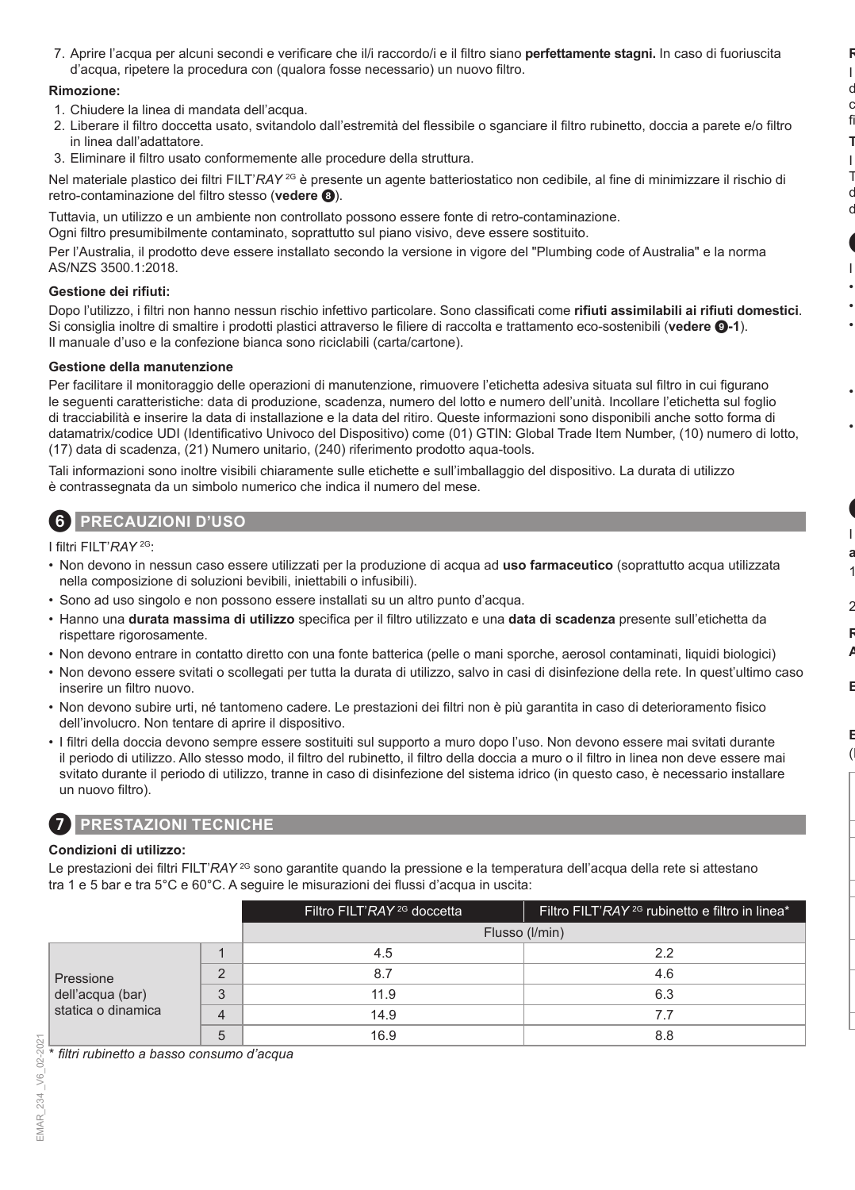7. Aprire l'acqua per alcuni secondi e verificare che il/i raccordo/i e il filtro siano **perfettamente stagni.** In caso di fuoriuscita d'acqua, ripetere la procedura con (qualora fosse necessario) un nuovo filtro.

**Rimozione:**

1. Chiudere la linea di mandata dell'acqua.
2. Liberare il filtro doccetta usato, svitandolo dall'estremità del flessibile o sganciare il filtro rubinetto, doccia a parete e/o filtro in linea dall'adattatore.
3. Eliminare il filtro usato conformemente alle procedure della struttura.

Nel materiale plastico dei filtri FILT'*RAY* 2G è presente un agente batteriostatico non cedibile, al fine di minimizzare il rischio di retro-contaminazione del filtro stesso (**vedere ❽**).

Tuttavia, un utilizzo e un ambiente non controllato possono essere fonte di retro-contaminazione.
Ogni filtro presumibilmente contaminato, soprattutto sul piano visivo, deve essere sostituito.

Per l'Australia, il prodotto deve essere installato secondo la versione in vigore del "Plumbing code of Australia" e la norma AS/NZS 3500.1:2018.

**Gestione dei rifiuti:**

Dopo l'utilizzo, i filtri non hanno nessun rischio infettivo particolare. Sono classificati come **rifiuti assimilabili ai rifiuti domestici**. Si consiglia inoltre di smaltire i prodotti plastici attraverso le filiere di raccolta e trattamento eco-sostenibili (**vedere ❾-1**).
Il manuale d'uso e la confezione bianca sono riciclabili (carta/cartone).

**Gestione della manutenzione**

Per facilitare il monitoraggio delle operazioni di manutenzione, rimuovere l'etichetta adesiva situata sul filtro in cui figurano le seguenti caratteristiche: data di produzione, scadenza, numero del lotto e numero dell'unità. Incollare l'etichetta sul foglio di tracciabilità e inserire la data di installazione e la data del ritiro. Queste informazioni sono disponibili anche sotto forma di datamatrix/codice UDI (Identificativo Univoco del Dispositivo) come (01) GTIN: Global Trade Item Number, (10) numero di lotto, (17) data di scadenza, (21) Numero unitario, (240) riferimento prodotto aqua-tools.

Tali informazioni sono inoltre visibili chiaramente sulle etichette e sull'imballaggio del dispositivo. La durata di utilizzo è contrassegnata da un simbolo numerico che indica il numero del mese.

## 6 PRECAUZIONI D'USO

I filtri FILT'*RAY* 2G:

- Non devono in nessun caso essere utilizzati per la produzione di acqua ad **uso farmaceutico** (soprattutto acqua utilizzata nella composizione di soluzioni bevibili, iniettabili o infusibili).
- Sono ad uso singolo e non possono essere installati su un altro punto d'acqua.
- Hanno una **durata massima di utilizzo** specifica per il filtro utilizzato e una **data di scadenza** presente sull'etichetta da rispettare rigorosamente.
- Non devono entrare in contatto diretto con una fonte batterica (pelle o mani sporche, aerosol contaminati, liquidi biologici)
- Non devono essere svitati o scollegati per tutta la durata di utilizzo, salvo in casi di disinfezione della rete. In quest'ultimo caso inserire un filtro nuovo.
- Non devono subire urti, né tantomeno cadere. Le prestazioni dei filtri non è più garantita in caso di deterioramento fisico dell'involucro. Non tentare di aprire il dispositivo.
- I filtri della doccia devono sempre essere sostituiti sul supporto a muro dopo l'uso. Non devono essere mai svitati durante il periodo di utilizzo. Allo stesso modo, il filtro del rubinetto, il filtro della doccia a muro o il filtro in linea non deve essere mai svitato durante il periodo di utilizzo, tranne in caso di disinfezione del sistema idrico (in questo caso, è necessario installare un nuovo filtro).

## 7 PRESTAZIONI TECNICHE

**Condizioni di utilizzo:**

Le prestazioni dei filtri FILT'*RAY* 2G sono garantite quando la pressione e la temperatura dell'acqua della rete si attestano tra 1 e 5 bar e tra 5°C e 60°C. A seguire le misurazioni dei flussi d'acqua in uscita:

| | | Filtro FILT'*RAY* 2G doccetta | Filtro FILT'*RAY* 2G rubinetto e filtro in linea* |
|---|---|---|---|
| | | Flusso (l/min) | |
| Pressione dell'acqua (bar) statica o dinamica | 1 | 4.5 | 2.2 |
| | 2 | 8.7 | 4.6 |
| | 3 | 11.9 | 6.3 |
| | 4 | 14.9 | 7.7 |
| | 5 | 16.9 | 8.8 |

*\* filtri rubinetto a basso consumo d'acqua*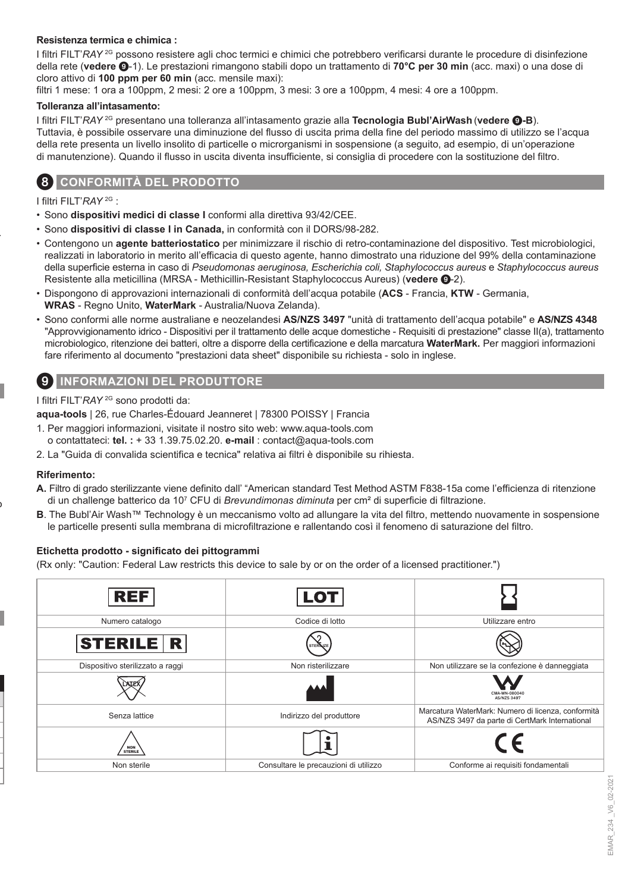**Resistenza termica e chimica :**

I filtri FILT'*RAY* 2G possono resistere agli choc termici e chimici che potrebbero verificarsi durante le procedure di disinfezione della rete (**vedere 9**-1). Le prestazioni rimangono stabili dopo un trattamento di **70°C per 30 min** (acc. maxi) o una dose di cloro attivo di **100 ppm per 60 min** (acc. mensile maxi):

filtri 1 mese: 1 ora a 100ppm, 2 mesi: 2 ore a 100ppm, 3 mesi: 3 ore a 100ppm, 4 mesi: 4 ore a 100ppm.

**Tolleranza all'intasamento:**

I filtri FILT'*RAY* 2G presentano una tolleranza all'intasamento grazie alla **Tecnologia Bubl'AirWash** (**vedere 9-B**).
Tuttavia, è possibile osservare una diminuzione del flusso di uscita prima della fine del periodo massimo di utilizzo se l'acqua della rete presenta un livello insolito di particelle o microrganismi in sospensione (a seguito, ad esempio, di un'operazione di manutenzione). Quando il flusso in uscita diventa insufficiente, si consiglia di procedere con la sostituzione del filtro.

## 8 CONFORMITÀ DEL PRODOTTO

I filtri FILT'*RAY* 2G :

- Sono **dispositivi medici di classe I** conformi alla direttiva 93/42/CEE.
- Sono **dispositivi di classe I in Canada,** in conformità con il DORS/98-282.
- Contengono un **agente batteriostatico** per minimizzare il rischio di retro-contaminazione del dispositivo. Test microbiologici, realizzati in laboratorio in merito all'efficacia di questo agente, hanno dimostrato una riduzione del 99% della contaminazione della superficie esterna in caso di *Pseudomonas aeruginosa, Escherichia coli, Staphylococcus aureus* e *Staphylococcus aureus* Resistente alla meticillina (MRSA - Methicillin-Resistant Staphylococcus Aureus) (**vedere 9**-2).
- Dispongono di approvazioni internazionali di conformità dell'acqua potabile (**ACS** - Francia, **KTW** - Germania, **WRAS** - Regno Unito, **WaterMark** - Australia/Nuova Zelanda).
- Sono conformi alle norme australiane e neozelandesi **AS/NZS 3497** "unità di trattamento dell'acqua potabile" e **AS/NZS 4348** "Approvvigionamento idrico - Dispositivi per il trattamento delle acque domestiche - Requisiti di prestazione" classe II(a), trattamento microbiologico, ritenzione dei batteri, oltre a disporre della certificazione e della marcatura **WaterMark.** Per maggiori informazioni fare riferimento al documento "prestazioni data sheet" disponibile su richiesta - solo in inglese.

## 9 INFORMAZIONI DEL PRODUTTORE

I filtri FILT'*RAY* 2G sono prodotti da:

**aqua-tools** | 26, rue Charles-Édouard Jeanneret | 78300 POISSY | Francia

1. Per maggiori informazioni, visitate il nostro sito web: www.aqua-tools.com
   o contattateci: **tel. :** + 33 1.39.75.02.20. **e-mail** : contact@aqua-tools.com
2. La "Guida di convalida scientifica e tecnica" relativa ai filtri è disponibile su rihiesta.

**Riferimento:**

**A.** Filtro di grado sterilizzante viene definito dall' "American standard Test Method ASTM F838-15a come l'efficienza di ritenzione di un challenge batterico da $10^7$ CFU di *Brevundimonas diminuta* per cm² di superficie di filtrazione.

**B**. The Bubl'Air Wash™ Technology è un meccanismo volto ad allungare la vita del filtro, mettendo nuovamente in sospensione le particelle presenti sulla membrana di microfiltrazione e rallentando così il fenomeno di saturazione del filtro.

**Etichetta prodotto - significato dei pittogrammi**

(Rx only: "Caution: Federal Law restricts this device to sale by or on the order of a licensed practitioner.")

| | | |
|---|---|---|
| REF | LOT | |
| Numero catalogo | Codice di lotto | Utilizzare entro |
| STERILE R | STERILIZE | |
| Dispositivo sterilizzato a raggi | Non risterilizzare | Non utilizzare se la confezione è danneggiata |
| LATEX | | CMA-WN-080040 AS/NZS 3497 |
| Senza lattice | Indirizzo del produttore | Marcatura WaterMark: Numero di licenza, conformità AS/NZS 3497 da parte di CertMark International |
| NON STERILE | i | CE |
| Non sterile | Consultare le precauzioni di utilizzo | Conforme ai requisiti fondamentali |

EMAR_234 _V6_02-2021